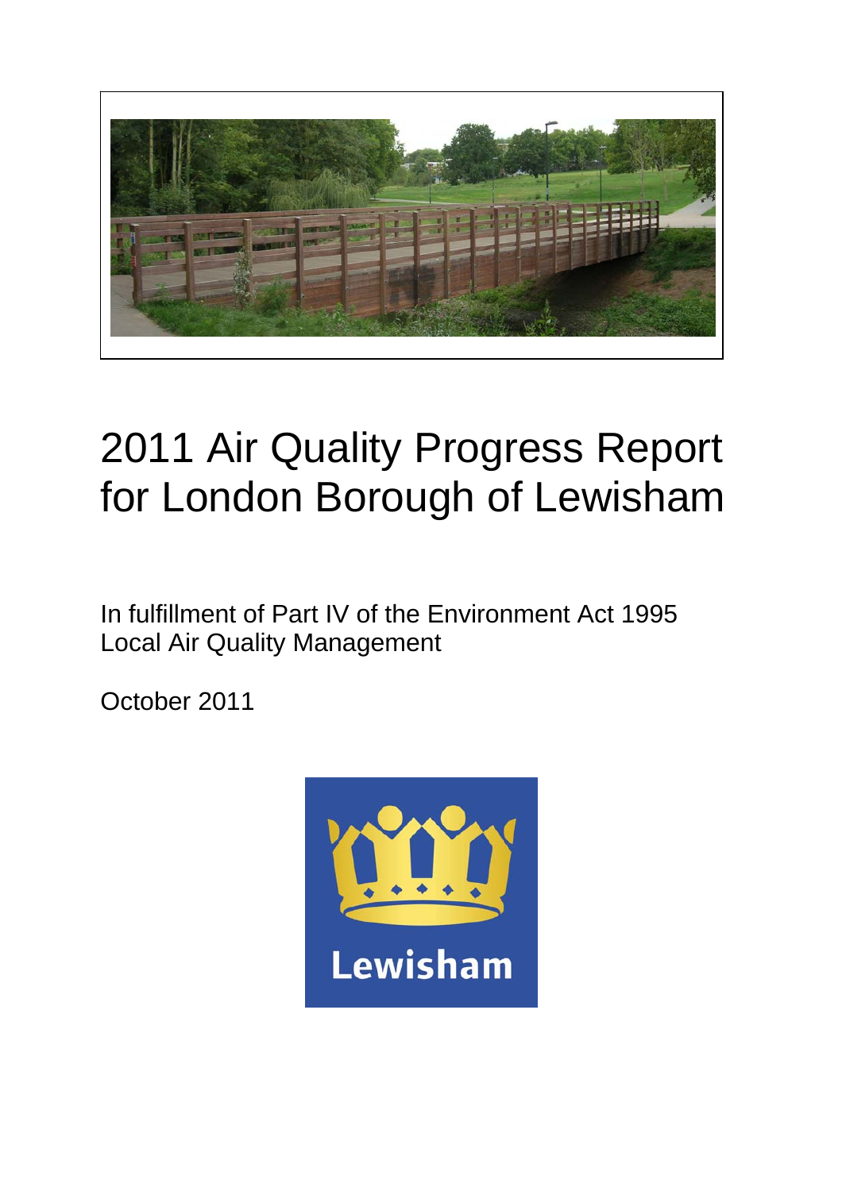# 2011 Air Quality Progress Report for London Borough of Lewisham

In fulfillment of Part IV of the Environment Act 1995
Local Air Quality Management

October 2011

Lewisham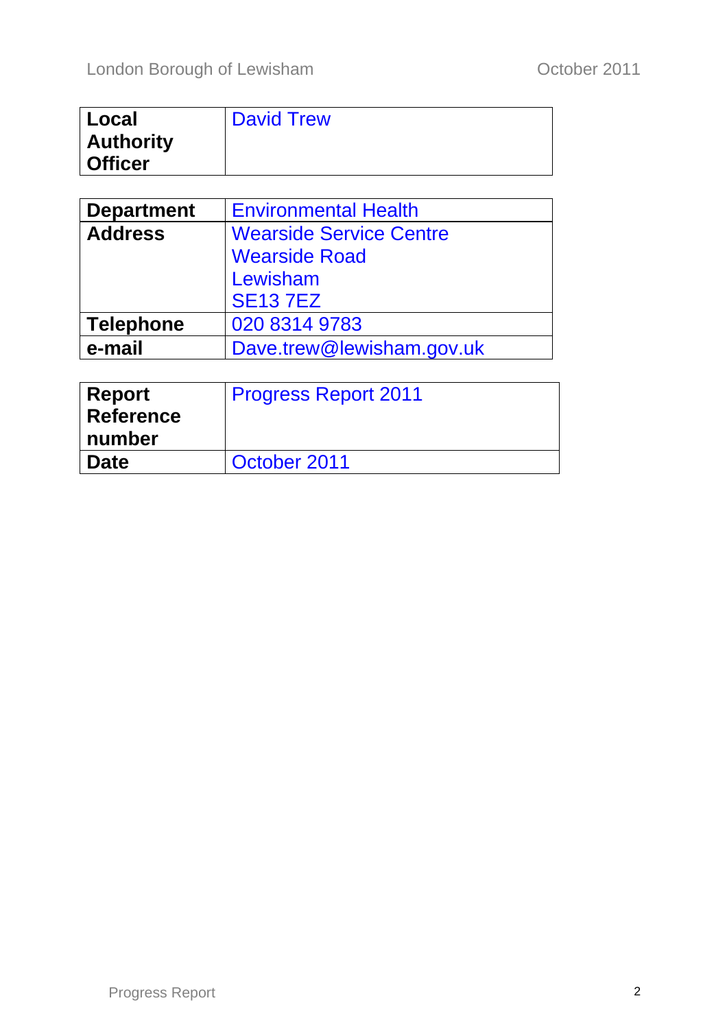| **Local Authority Officer** | David Trew |
|---|---|

| **Department** | Environmental Health |
|---|---|
| **Address** | Wearside Service Centre<br>Wearside Road<br>Lewisham<br>SE13 7EZ |
| **Telephone** | 020 8314 9783 |
| **e-mail** | Dave.trew@lewisham.gov.uk |

| **Report Reference number** | Progress Report 2011 |
|---|---|
| **Date** | October 2011 |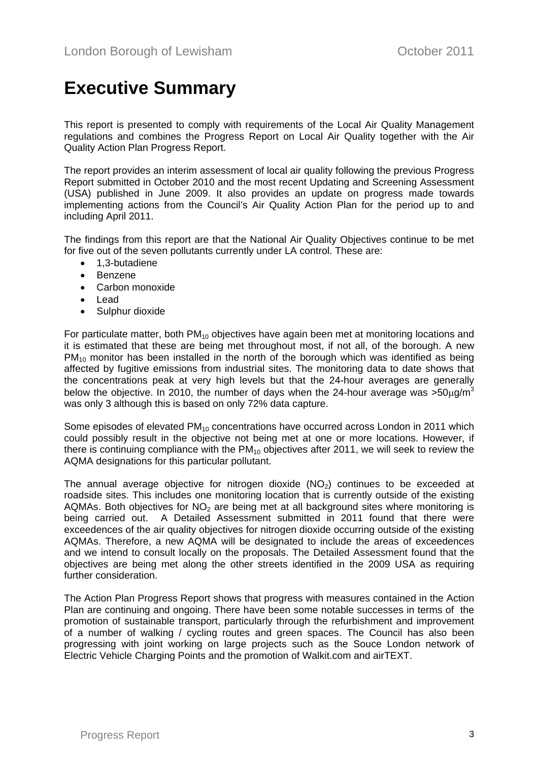# Executive Summary

This report is presented to comply with requirements of the Local Air Quality Management regulations and combines the Progress Report on Local Air Quality together with the Air Quality Action Plan Progress Report.

The report provides an interim assessment of local air quality following the previous Progress Report submitted in October 2010 and the most recent Updating and Screening Assessment (USA) published in June 2009. It also provides an update on progress made towards implementing actions from the Council's Air Quality Action Plan for the period up to and including April 2011.

The findings from this report are that the National Air Quality Objectives continue to be met for five out of the seven pollutants currently under LA control. These are:

- 1,3-butadiene
- Benzene
- Carbon monoxide
- Lead
- Sulphur dioxide

For particulate matter, both $PM_{10}$ objectives have again been met at monitoring locations and it is estimated that these are being met throughout most, if not all, of the borough. A new $PM_{10}$ monitor has been installed in the north of the borough which was identified as being affected by fugitive emissions from industrial sites. The monitoring data to date shows that the concentrations peak at very high levels but that the 24-hour averages are generally below the objective. In 2010, the number of days when the 24-hour average was $>50\mu g/m^3$ was only 3 although this is based on only 72% data capture.

Some episodes of elevated $PM_{10}$ concentrations have occurred across London in 2011 which could possibly result in the objective not being met at one or more locations. However, if there is continuing compliance with the $PM_{10}$ objectives after 2011, we will seek to review the AQMA designations for this particular pollutant.

The annual average objective for nitrogen dioxide ($NO_2$) continues to be exceeded at roadside sites. This includes one monitoring location that is currently outside of the existing AQMAs. Both objectives for $NO_2$ are being met at all background sites where monitoring is being carried out. A Detailed Assessment submitted in 2011 found that there were exceedences of the air quality objectives for nitrogen dioxide occurring outside of the existing AQMAs. Therefore, a new AQMA will be designated to include the areas of exceedences and we intend to consult locally on the proposals. The Detailed Assessment found that the objectives are being met along the other streets identified in the 2009 USA as requiring further consideration.

The Action Plan Progress Report shows that progress with measures contained in the Action Plan are continuing and ongoing. There have been some notable successes in terms of the promotion of sustainable transport, particularly through the refurbishment and improvement of a number of walking / cycling routes and green spaces. The Council has also been progressing with joint working on large projects such as the Souce London network of Electric Vehicle Charging Points and the promotion of Walkit.com and airTEXT.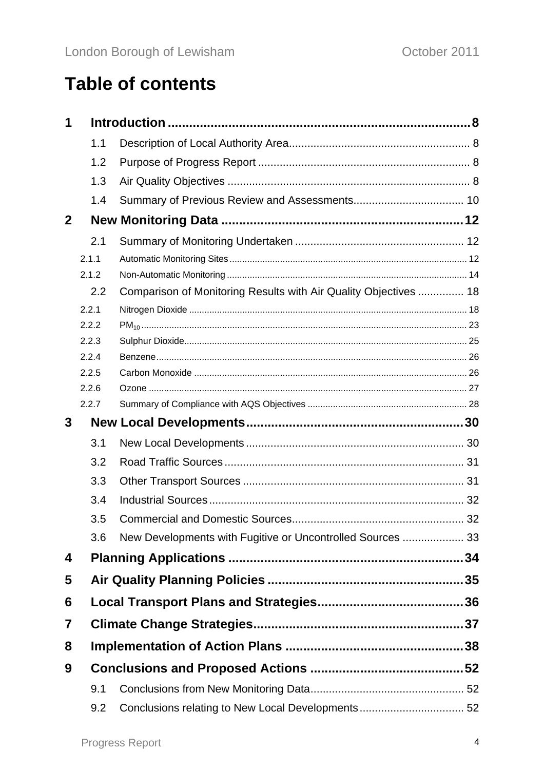# Table of contents

1 Introduction 8
- 1.1 Description of Local Authority Area 8
- 1.2 Purpose of Progress Report 8
- 1.3 Air Quality Objectives 8
- 1.4 Summary of Previous Review and Assessments 10

2 New Monitoring Data 12
- 2.1 Summary of Monitoring Undertaken 12
  - 2.1.1 Automatic Monitoring Sites 12
  - 2.1.2 Non-Automatic Monitoring 14
- 2.2 Comparison of Monitoring Results with Air Quality Objectives 18
  - 2.2.1 Nitrogen Dioxide 18
  - 2.2.2 $PM_{10}$ 23
  - 2.2.3 Sulphur Dioxide 25
  - 2.2.4 Benzene 26
  - 2.2.5 Carbon Monoxide 26
  - 2.2.6 Ozone 27
  - 2.2.7 Summary of Compliance with AQS Objectives 28

3 New Local Developments 30
- 3.1 New Local Developments 30
- 3.2 Road Traffic Sources 31
- 3.3 Other Transport Sources 31
- 3.4 Industrial Sources 32
- 3.5 Commercial and Domestic Sources 32
- 3.6 New Developments with Fugitive or Uncontrolled Sources 33

4 Planning Applications 34

5 Air Quality Planning Policies 35

6 Local Transport Plans and Strategies 36

7 Climate Change Strategies 37

8 Implementation of Action Plans 38

9 Conclusions and Proposed Actions 52
- 9.1 Conclusions from New Monitoring Data 52
- 9.2 Conclusions relating to New Local Developments 52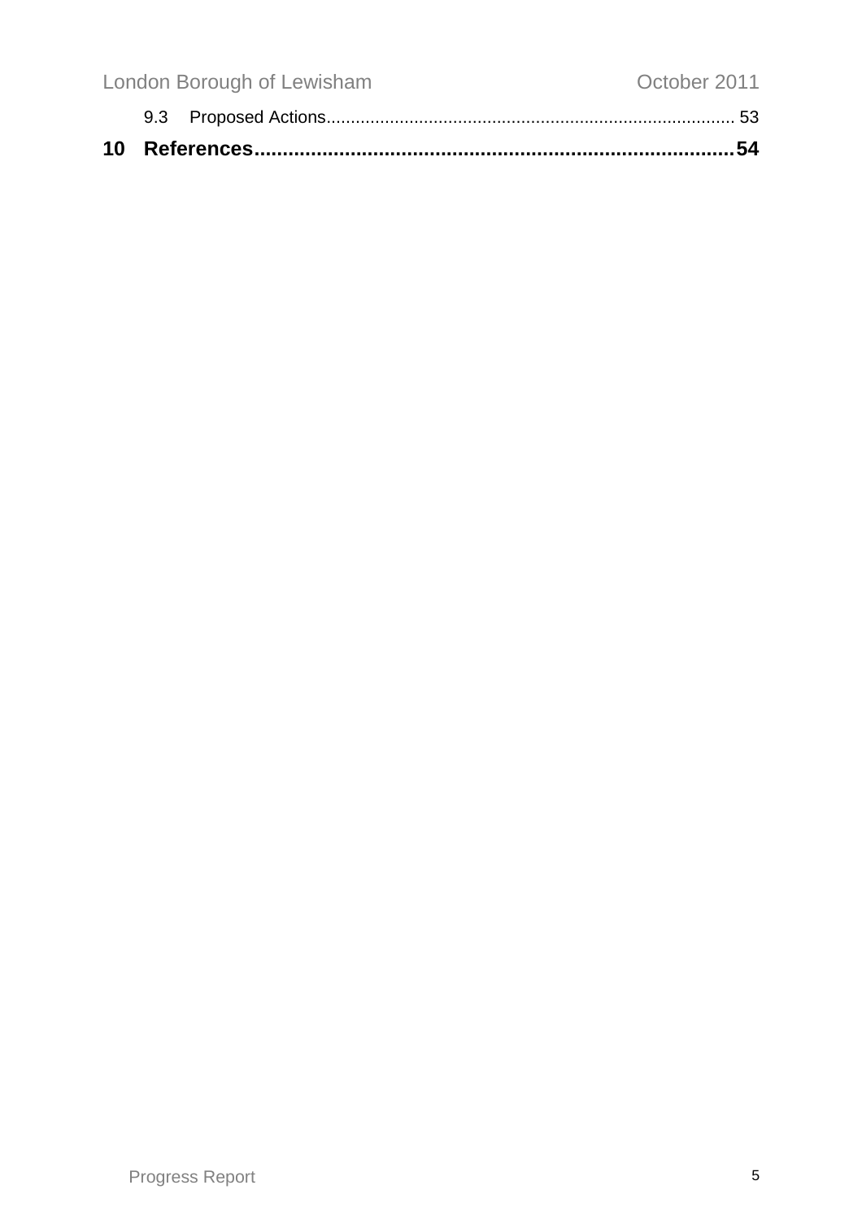9.3 Proposed Actions.................................................................................... 53

**10 References..................................................................................54**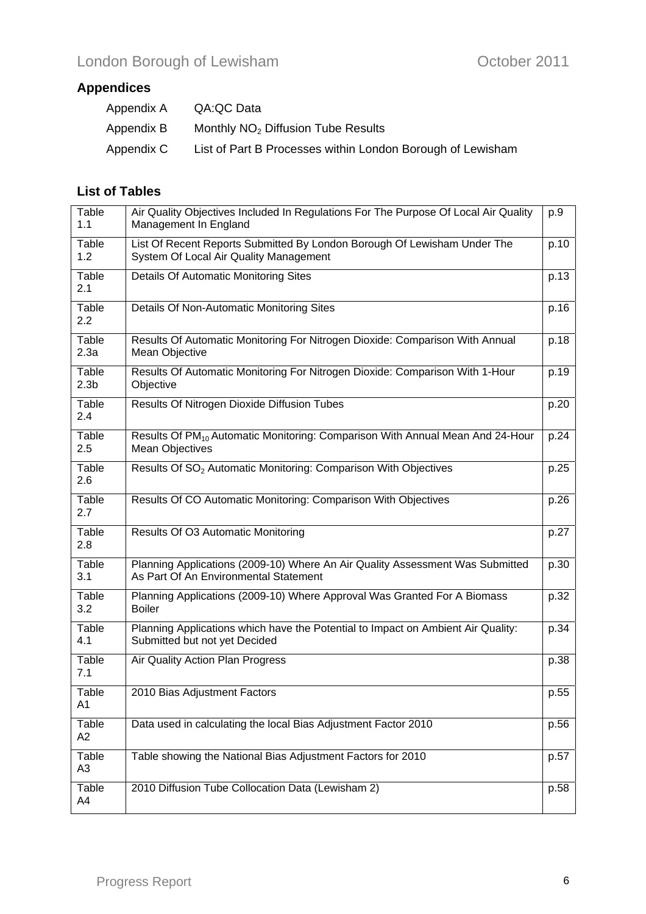## Appendices

| | |
|---|---|
| Appendix A | QA:QC Data |
| Appendix B | Monthly $NO_2$ Diffusion Tube Results |
| Appendix C | List of Part B Processes within London Borough of Lewisham |

## List of Tables

| | | |
|---|---|---|
| Table 1.1 | Air Quality Objectives Included In Regulations For The Purpose Of Local Air Quality Management In England | p.9 |
| Table 1.2 | List Of Recent Reports Submitted By London Borough Of Lewisham Under The System Of Local Air Quality Management | p.10 |
| Table 2.1 | Details Of Automatic Monitoring Sites | p.13 |
| Table 2.2 | Details Of Non-Automatic Monitoring Sites | p.16 |
| Table 2.3a | Results Of Automatic Monitoring For Nitrogen Dioxide: Comparison With Annual Mean Objective | p.18 |
| Table 2.3b | Results Of Automatic Monitoring For Nitrogen Dioxide: Comparison With 1-Hour Objective | p.19 |
| Table 2.4 | Results Of Nitrogen Dioxide Diffusion Tubes | p.20 |
| Table 2.5 | Results Of $PM_{10}$ Automatic Monitoring: Comparison With Annual Mean And 24-Hour Mean Objectives | p.24 |
| Table 2.6 | Results Of $SO_2$ Automatic Monitoring: Comparison With Objectives | p.25 |
| Table 2.7 | Results Of CO Automatic Monitoring: Comparison With Objectives | p.26 |
| Table 2.8 | Results Of O3 Automatic Monitoring | p.27 |
| Table 3.1 | Planning Applications (2009-10) Where An Air Quality Assessment Was Submitted As Part Of An Environmental Statement | p.30 |
| Table 3.2 | Planning Applications (2009-10) Where Approval Was Granted For A Biomass Boiler | p.32 |
| Table 4.1 | Planning Applications which have the Potential to Impact on Ambient Air Quality: Submitted but not yet Decided | p.34 |
| Table 7.1 | Air Quality Action Plan Progress | p.38 |
| Table A1 | 2010 Bias Adjustment Factors | p.55 |
| Table A2 | Data used in calculating the local Bias Adjustment Factor 2010 | p.56 |
| Table A3 | Table showing the National Bias Adjustment Factors for 2010 | p.57 |
| Table A4 | 2010 Diffusion Tube Collocation Data (Lewisham 2) | p.58 |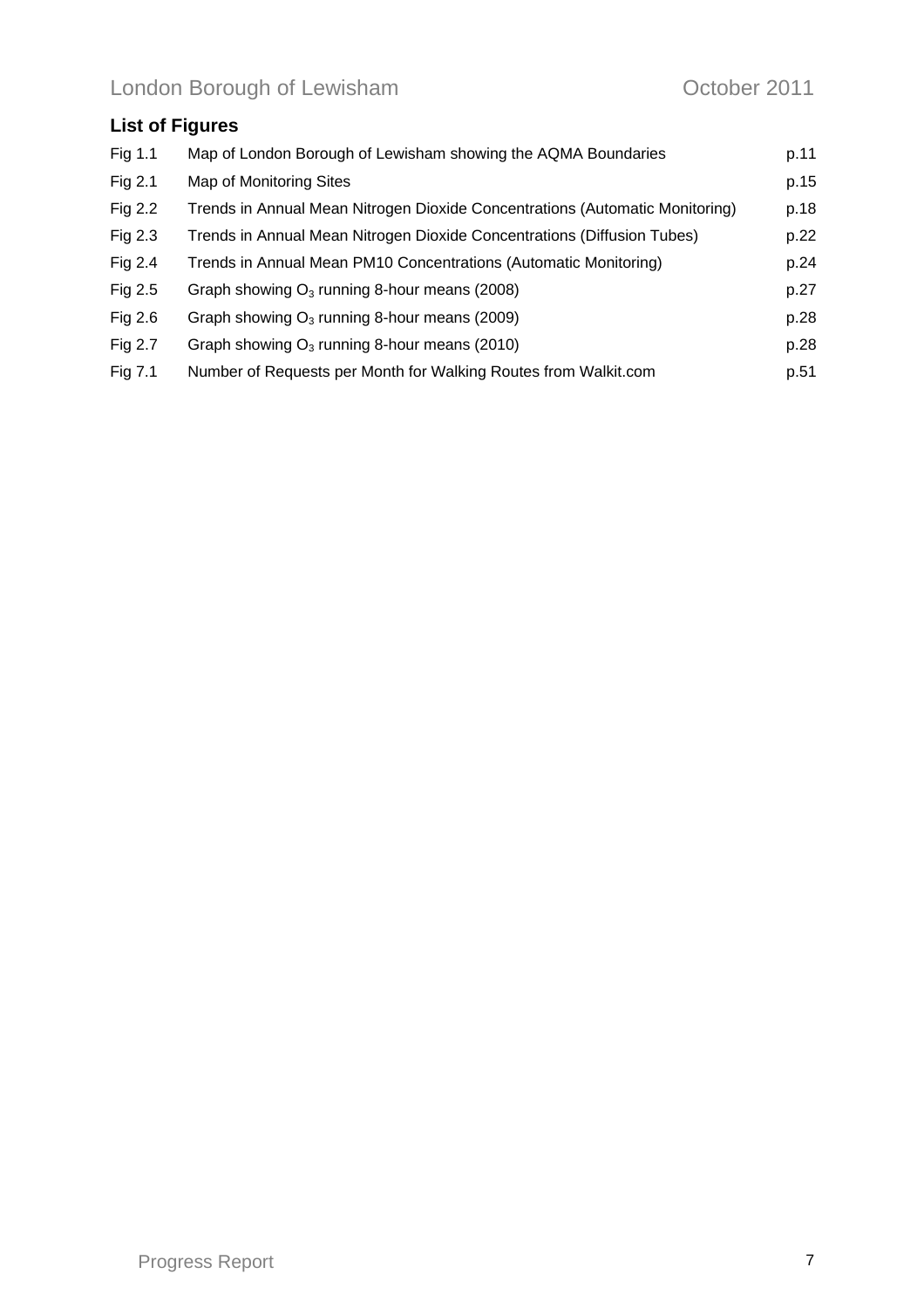## List of Figures

| | | |
|---|---|---|
| Fig 1.1 | Map of London Borough of Lewisham showing the AQMA Boundaries | p.11 |
| Fig 2.1 | Map of Monitoring Sites | p.15 |
| Fig 2.2 | Trends in Annual Mean Nitrogen Dioxide Concentrations (Automatic Monitoring) | p.18 |
| Fig 2.3 | Trends in Annual Mean Nitrogen Dioxide Concentrations (Diffusion Tubes) | p.22 |
| Fig 2.4 | Trends in Annual Mean PM10 Concentrations (Automatic Monitoring) | p.24 |
| Fig 2.5 | Graph showing $O_3$ running 8-hour means (2008) | p.27 |
| Fig 2.6 | Graph showing $O_3$ running 8-hour means (2009) | p.28 |
| Fig 2.7 | Graph showing $O_3$ running 8-hour means (2010) | p.28 |
| Fig 7.1 | Number of Requests per Month for Walking Routes from Walkit.com | p.51 |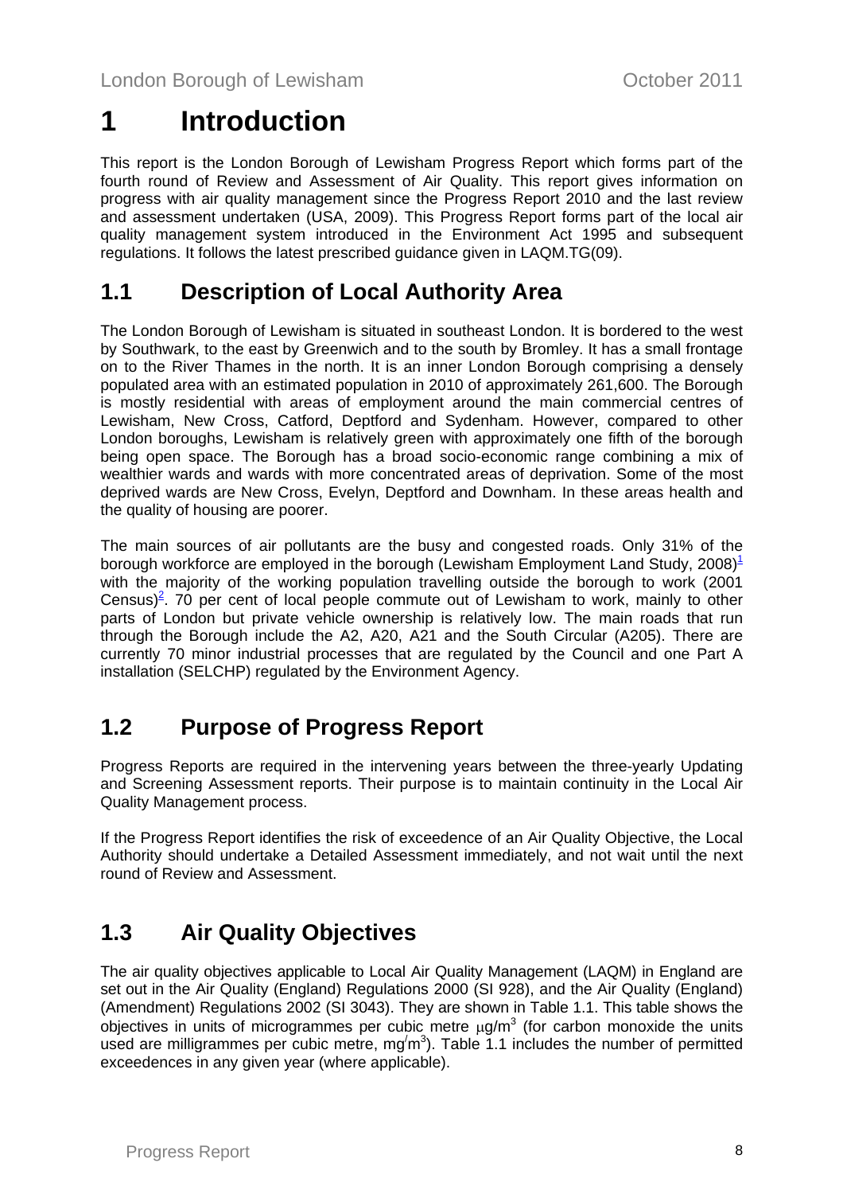# 1 Introduction

This report is the London Borough of Lewisham Progress Report which forms part of the fourth round of Review and Assessment of Air Quality. This report gives information on progress with air quality management since the Progress Report 2010 and the last review and assessment undertaken (USA, 2009). This Progress Report forms part of the local air quality management system introduced in the Environment Act 1995 and subsequent regulations. It follows the latest prescribed guidance given in LAQM.TG(09).

## 1.1 Description of Local Authority Area

The London Borough of Lewisham is situated in southeast London. It is bordered to the west by Southwark, to the east by Greenwich and to the south by Bromley. It has a small frontage on to the River Thames in the north. It is an inner London Borough comprising a densely populated area with an estimated population in 2010 of approximately 261,600. The Borough is mostly residential with areas of employment around the main commercial centres of Lewisham, New Cross, Catford, Deptford and Sydenham. However, compared to other London boroughs, Lewisham is relatively green with approximately one fifth of the borough being open space. The Borough has a broad socio-economic range combining a mix of wealthier wards and wards with more concentrated areas of deprivation. Some of the most deprived wards are New Cross, Evelyn, Deptford and Downham. In these areas health and the quality of housing are poorer.

The main sources of air pollutants are the busy and congested roads. Only 31% of the borough workforce are employed in the borough (Lewisham Employment Land Study, 2008)[1] with the majority of the working population travelling outside the borough to work (2001 Census)[2]. 70 per cent of local people commute out of Lewisham to work, mainly to other parts of London but private vehicle ownership is relatively low. The main roads that run through the Borough include the A2, A20, A21 and the South Circular (A205). There are currently 70 minor industrial processes that are regulated by the Council and one Part A installation (SELCHP) regulated by the Environment Agency.

## 1.2 Purpose of Progress Report

Progress Reports are required in the intervening years between the three-yearly Updating and Screening Assessment reports. Their purpose is to maintain continuity in the Local Air Quality Management process.

If the Progress Report identifies the risk of exceedence of an Air Quality Objective, the Local Authority should undertake a Detailed Assessment immediately, and not wait until the next round of Review and Assessment.

## 1.3 Air Quality Objectives

The air quality objectives applicable to Local Air Quality Management (LAQM) in England are set out in the Air Quality (England) Regulations 2000 (SI 928), and the Air Quality (England) (Amendment) Regulations 2002 (SI 3043). They are shown in Table 1.1. This table shows the objectives in units of microgrammes per cubic metre $\mu g/m^3$ (for carbon monoxide the units used are milligrammes per cubic metre, $mg/m^3$). Table 1.1 includes the number of permitted exceedences in any given year (where applicable).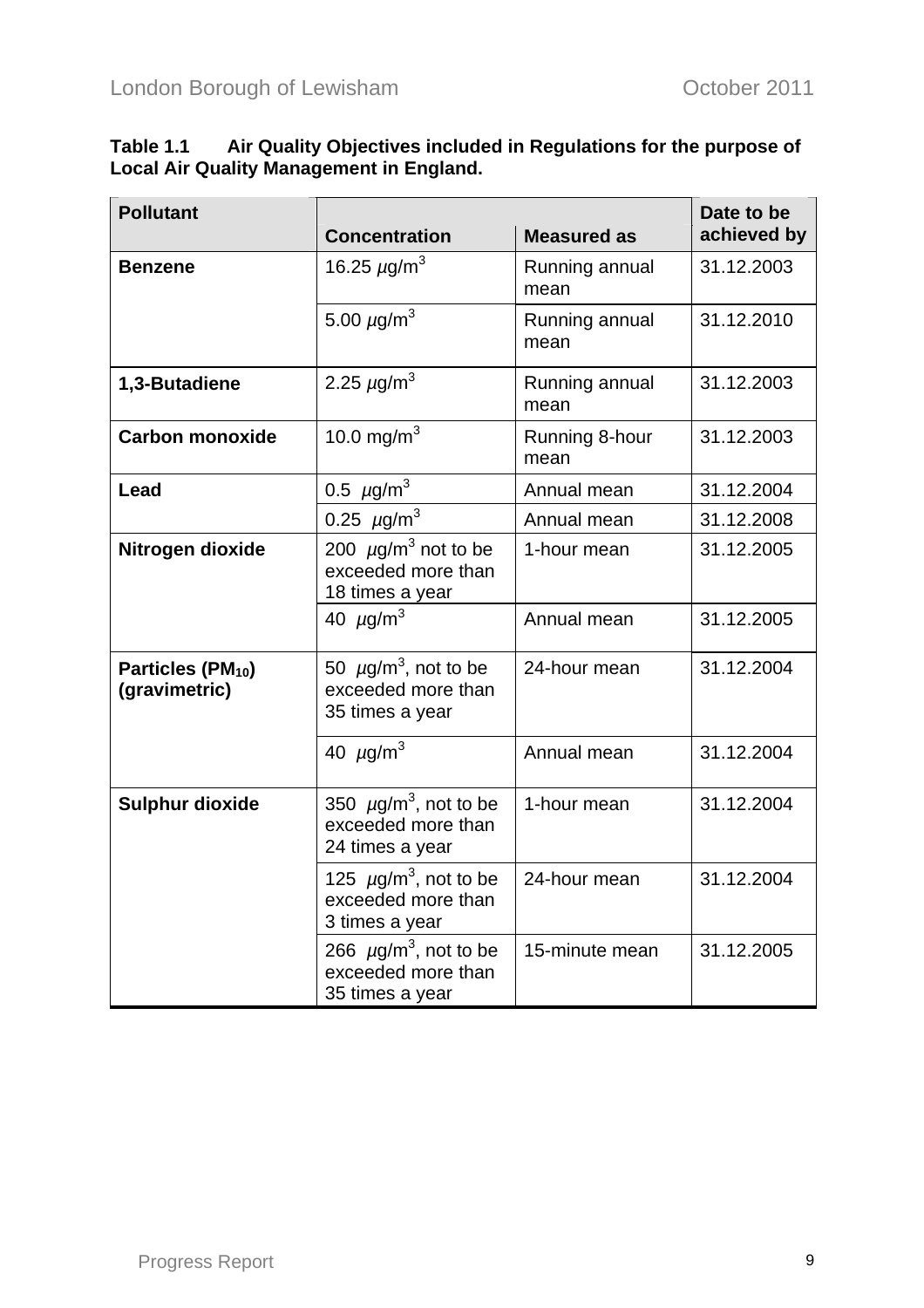**Table 1.1 Air Quality Objectives included in Regulations for the purpose of Local Air Quality Management in England.**

| Pollutant | Concentration | Measured as | Date to be achieved by |
|---|---|---|---|
| **Benzene** | 16.25 $\mu$g/m$^3$ | Running annual mean | 31.12.2003 |
| | 5.00 $\mu$g/m$^3$ | Running annual mean | 31.12.2010 |
| **1,3-Butadiene** | 2.25 $\mu$g/m$^3$ | Running annual mean | 31.12.2003 |
| **Carbon monoxide** | 10.0 mg/m$^3$ | Running 8-hour mean | 31.12.2003 |
| **Lead** | 0.5 $\mu$g/m$^3$ | Annual mean | 31.12.2004 |
| | 0.25 $\mu$g/m$^3$ | Annual mean | 31.12.2008 |
| **Nitrogen dioxide** | 200 $\mu$g/m$^3$ not to be exceeded more than 18 times a year | 1-hour mean | 31.12.2005 |
| | 40 $\mu$g/m$^3$ | Annual mean | 31.12.2005 |
| **Particles ($PM_{10}$) (gravimetric)** | 50 $\mu$g/m$^3$, not to be exceeded more than 35 times a year | 24-hour mean | 31.12.2004 |
| | 40 $\mu$g/m$^3$ | Annual mean | 31.12.2004 |
| **Sulphur dioxide** | 350 $\mu$g/m$^3$, not to be exceeded more than 24 times a year | 1-hour mean | 31.12.2004 |
| | 125 $\mu$g/m$^3$, not to be exceeded more than 3 times a year | 24-hour mean | 31.12.2004 |
| | 266 $\mu$g/m$^3$, not to be exceeded more than 35 times a year | 15-minute mean | 31.12.2005 |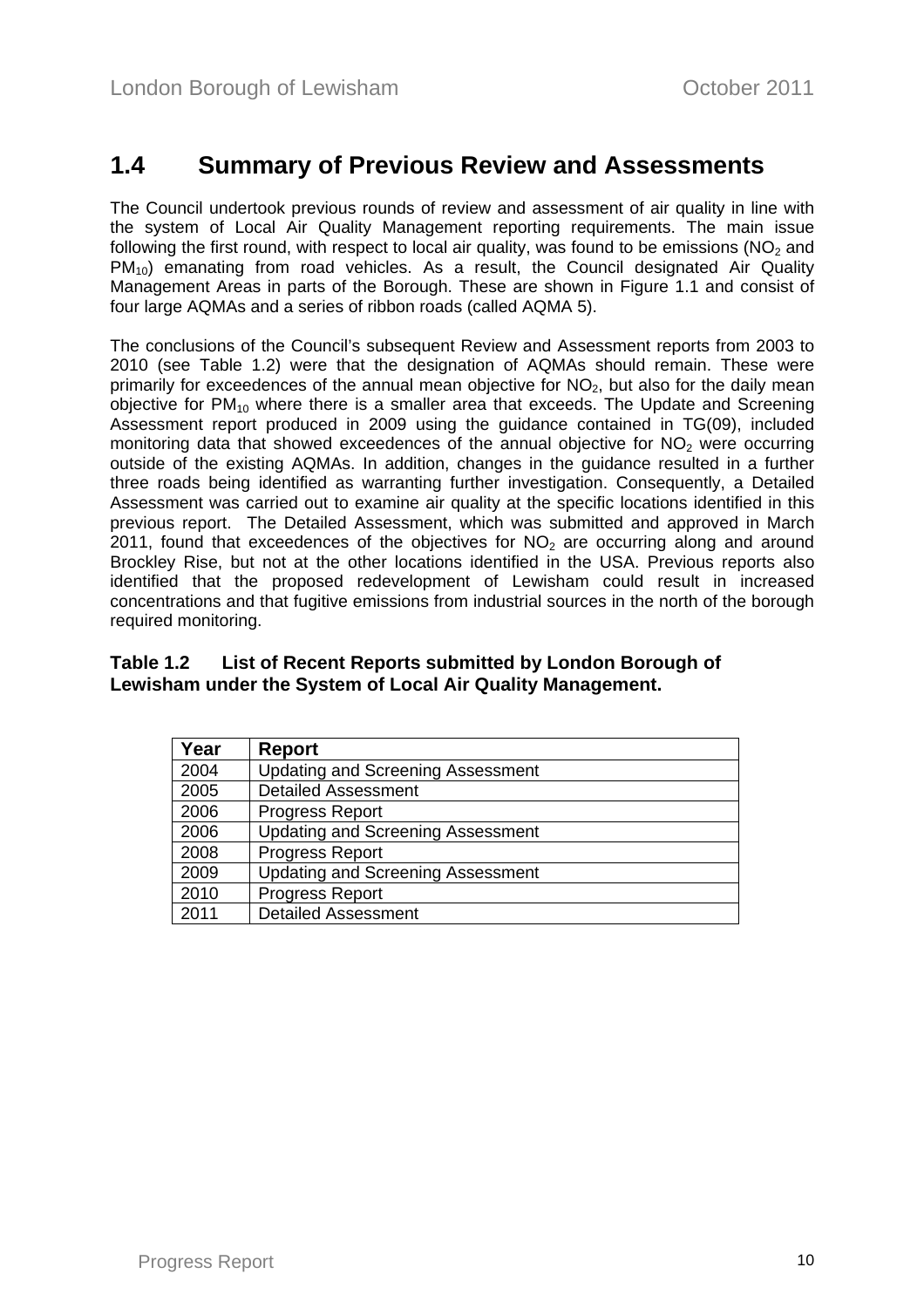## 1.4 Summary of Previous Review and Assessments

The Council undertook previous rounds of review and assessment of air quality in line with the system of Local Air Quality Management reporting requirements. The main issue following the first round, with respect to local air quality, was found to be emissions ($NO_2$ and $PM_{10}$) emanating from road vehicles. As a result, the Council designated Air Quality Management Areas in parts of the Borough. These are shown in Figure 1.1 and consist of four large AQMAs and a series of ribbon roads (called AQMA 5).

The conclusions of the Council's subsequent Review and Assessment reports from 2003 to 2010 (see Table 1.2) were that the designation of AQMAs should remain. These were primarily for exceedences of the annual mean objective for $NO_2$, but also for the daily mean objective for $PM_{10}$ where there is a smaller area that exceeds. The Update and Screening Assessment report produced in 2009 using the guidance contained in TG(09), included monitoring data that showed exceedences of the annual objective for $NO_2$ were occurring outside of the existing AQMAs. In addition, changes in the guidance resulted in a further three roads being identified as warranting further investigation. Consequently, a Detailed Assessment was carried out to examine air quality at the specific locations identified in this previous report. The Detailed Assessment, which was submitted and approved in March 2011, found that exceedences of the objectives for $NO_2$ are occurring along and around Brockley Rise, but not at the other locations identified in the USA. Previous reports also identified that the proposed redevelopment of Lewisham could result in increased concentrations and that fugitive emissions from industrial sources in the north of the borough required monitoring.

**Table 1.2 List of Recent Reports submitted by London Borough of Lewisham under the System of Local Air Quality Management.**

| Year | Report |
|---|---|
| 2004 | Updating and Screening Assessment |
| 2005 | Detailed Assessment |
| 2006 | Progress Report |
| 2006 | Updating and Screening Assessment |
| 2008 | Progress Report |
| 2009 | Updating and Screening Assessment |
| 2010 | Progress Report |
| 2011 | Detailed Assessment |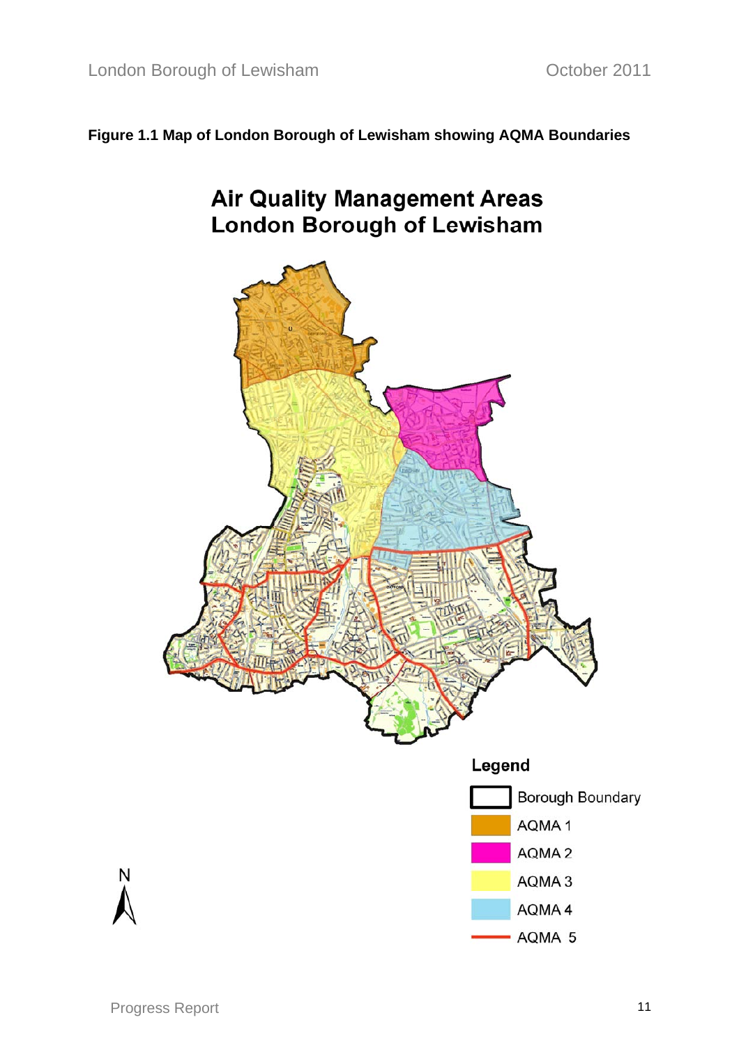**Figure 1.1 Map of London Borough of Lewisham showing AQMA Boundaries**

**Air Quality Management Areas**
**London Borough of Lewisham**

**Legend**

- Borough Boundary
- AQMA 1
- AQMA 2
- AQMA 3
- AQMA 4
- AQMA 5

N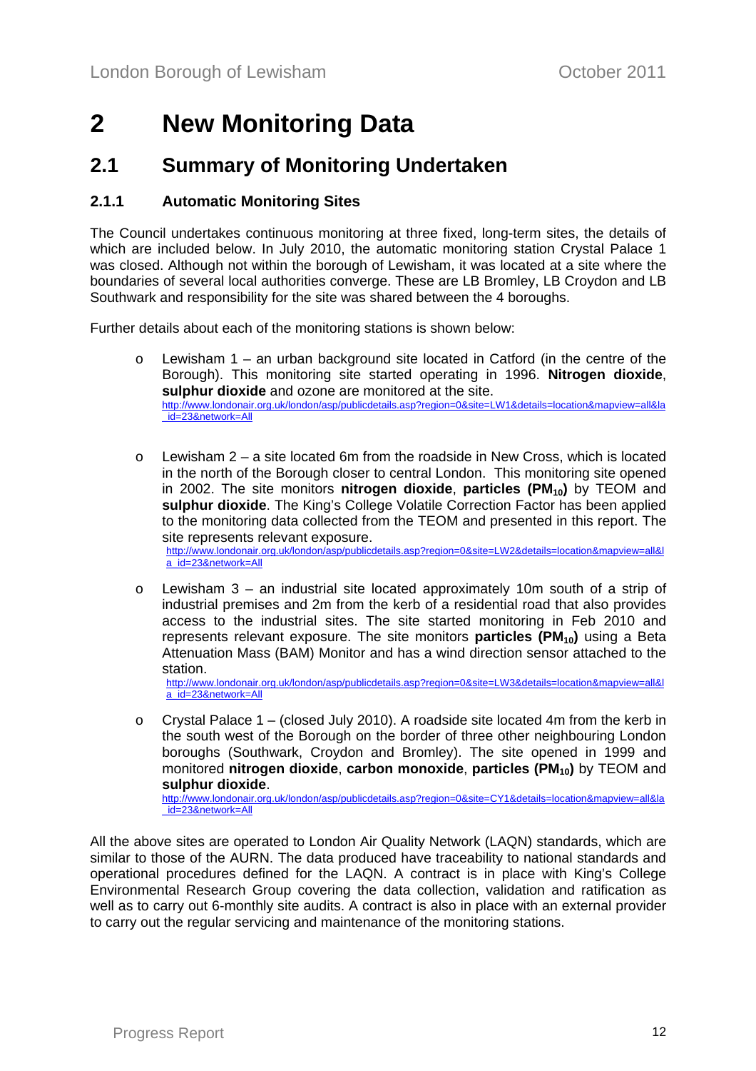# 2 New Monitoring Data

## 2.1 Summary of Monitoring Undertaken

### 2.1.1 Automatic Monitoring Sites

The Council undertakes continuous monitoring at three fixed, long-term sites, the details of which are included below. In July 2010, the automatic monitoring station Crystal Palace 1 was closed. Although not within the borough of Lewisham, it was located at a site where the boundaries of several local authorities converge. These are LB Bromley, LB Croydon and LB Southwark and responsibility for the site was shared between the 4 boroughs.

Further details about each of the monitoring stations is shown below:

- Lewisham 1 – an urban background site located in Catford (in the centre of the Borough). This monitoring site started operating in 1996. **Nitrogen dioxide**, **sulphur dioxide** and ozone are monitored at the site. http://www.londonair.org.uk/london/asp/publicdetails.asp?region=0&site=LW1&details=location&mapview=all&la_id=23&network=All

- Lewisham 2 – a site located 6m from the roadside in New Cross, which is located in the north of the Borough closer to central London. This monitoring site opened in 2002. The site monitors **nitrogen dioxide**, **particles ($PM_{10}$)** by TEOM and **sulphur dioxide**. The King's College Volatile Correction Factor has been applied to the monitoring data collected from the TEOM and presented in this report. The site represents relevant exposure. http://www.londonair.org.uk/london/asp/publicdetails.asp?region=0&site=LW2&details=location&mapview=all&la_id=23&network=All

- Lewisham 3 – an industrial site located approximately 10m south of a strip of industrial premises and 2m from the kerb of a residential road that also provides access to the industrial sites. The site started monitoring in Feb 2010 and represents relevant exposure. The site monitors **particles ($PM_{10}$)** using a Beta Attenuation Mass (BAM) Monitor and has a wind direction sensor attached to the station. http://www.londonair.org.uk/london/asp/publicdetails.asp?region=0&site=LW3&details=location&mapview=all&la_id=23&network=All

- Crystal Palace 1 – (closed July 2010). A roadside site located 4m from the kerb in the south west of the Borough on the border of three other neighbouring London boroughs (Southwark, Croydon and Bromley). The site opened in 1999 and monitored **nitrogen dioxide**, **carbon monoxide**, **particles ($PM_{10}$)** by TEOM and **sulphur dioxide**. http://www.londonair.org.uk/london/asp/publicdetails.asp?region=0&site=CY1&details=location&mapview=all&la_id=23&network=All

All the above sites are operated to London Air Quality Network (LAQN) standards, which are similar to those of the AURN. The data produced have traceability to national standards and operational procedures defined for the LAQN. A contract is in place with King's College Environmental Research Group covering the data collection, validation and ratification as well as to carry out 6-monthly site audits. A contract is also in place with an external provider to carry out the regular servicing and maintenance of the monitoring stations.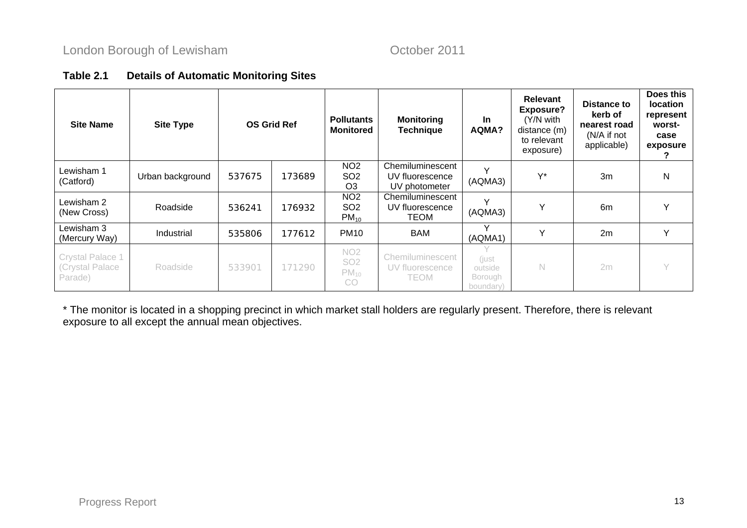**Table 2.1 Details of Automatic Monitoring Sites**

| Site Name | Site Type | OS Grid Ref | | Pollutants Monitored | Monitoring Technique | In AQMA? | Relevant Exposure? (Y/N with distance (m) to relevant exposure) | Distance to kerb of nearest road (N/A if not applicable) | Does this location represent worst-case exposure? |
|---|---|---|---|---|---|---|---|---|---|
| Lewisham 1 (Catford) | Urban background | 537675 | 173689 | NO2 SO2 O3 | Chemiluminescent UV fluorescence UV photometer | Y (AQMA3) | Y* | 3m | N |
| Lewisham 2 (New Cross) | Roadside | 536241 | 176932 | NO2 SO2 $PM_{10}$ | Chemiluminescent UV fluorescence TEOM | Y (AQMA3) | Y | 6m | Y |
| Lewisham 3 (Mercury Way) | Industrial | 535806 | 177612 | PM10 | BAM | Y (AQMA1) | Y | 2m | Y |
| Crystal Palace 1 (Crystal Palace Parade) | Roadside | 533901 | 171290 | NO2 SO2 $PM_{10}$ CO | Chemiluminescent UV fluorescence TEOM | Y (just outside Borough boundary) | N | 2m | Y |

* The monitor is located in a shopping precinct in which market stall holders are regularly present. Therefore, there is relevant exposure to all except the annual mean objectives.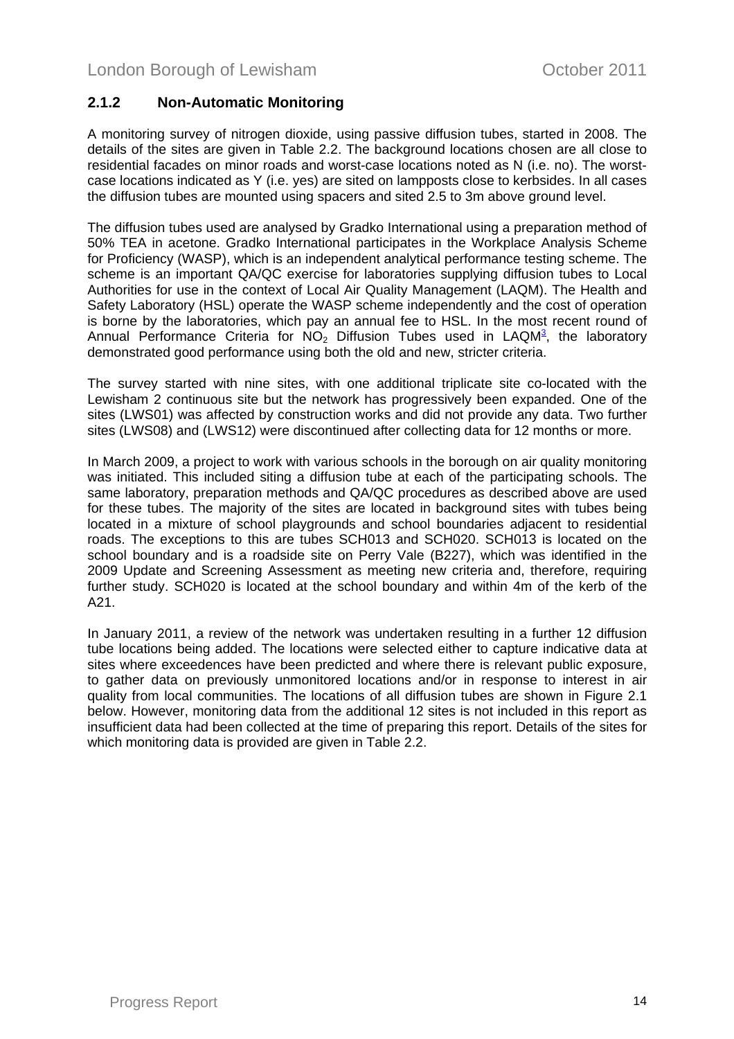### 2.1.2 Non-Automatic Monitoring

A monitoring survey of nitrogen dioxide, using passive diffusion tubes, started in 2008. The details of the sites are given in Table 2.2. The background locations chosen are all close to residential facades on minor roads and worst-case locations noted as N (i.e. no). The worst-case locations indicated as Y (i.e. yes) are sited on lampposts close to kerbsides. In all cases the diffusion tubes are mounted using spacers and sited 2.5 to 3m above ground level.

The diffusion tubes used are analysed by Gradko International using a preparation method of 50% TEA in acetone. Gradko International participates in the Workplace Analysis Scheme for Proficiency (WASP), which is an independent analytical performance testing scheme. The scheme is an important QA/QC exercise for laboratories supplying diffusion tubes to Local Authorities for use in the context of Local Air Quality Management (LAQM). The Health and Safety Laboratory (HSL) operate the WASP scheme independently and the cost of operation is borne by the laboratories, which pay an annual fee to HSL. In the most recent round of Annual Performance Criteria for $NO_2$ Diffusion Tubes used in LAQM[3], the laboratory demonstrated good performance using both the old and new, stricter criteria.

The survey started with nine sites, with one additional triplicate site co-located with the Lewisham 2 continuous site but the network has progressively been expanded. One of the sites (LWS01) was affected by construction works and did not provide any data. Two further sites (LWS08) and (LWS12) were discontinued after collecting data for 12 months or more.

In March 2009, a project to work with various schools in the borough on air quality monitoring was initiated. This included siting a diffusion tube at each of the participating schools. The same laboratory, preparation methods and QA/QC procedures as described above are used for these tubes. The majority of the sites are located in background sites with tubes being located in a mixture of school playgrounds and school boundaries adjacent to residential roads. The exceptions to this are tubes SCH013 and SCH020. SCH013 is located on the school boundary and is a roadside site on Perry Vale (B227), which was identified in the 2009 Update and Screening Assessment as meeting new criteria and, therefore, requiring further study. SCH020 is located at the school boundary and within 4m of the kerb of the A21.

In January 2011, a review of the network was undertaken resulting in a further 12 diffusion tube locations being added. The locations were selected either to capture indicative data at sites where exceedences have been predicted and where there is relevant public exposure, to gather data on previously unmonitored locations and/or in response to interest in air quality from local communities. The locations of all diffusion tubes are shown in Figure 2.1 below. However, monitoring data from the additional 12 sites is not included in this report as insufficient data had been collected at the time of preparing this report. Details of the sites for which monitoring data is provided are given in Table 2.2.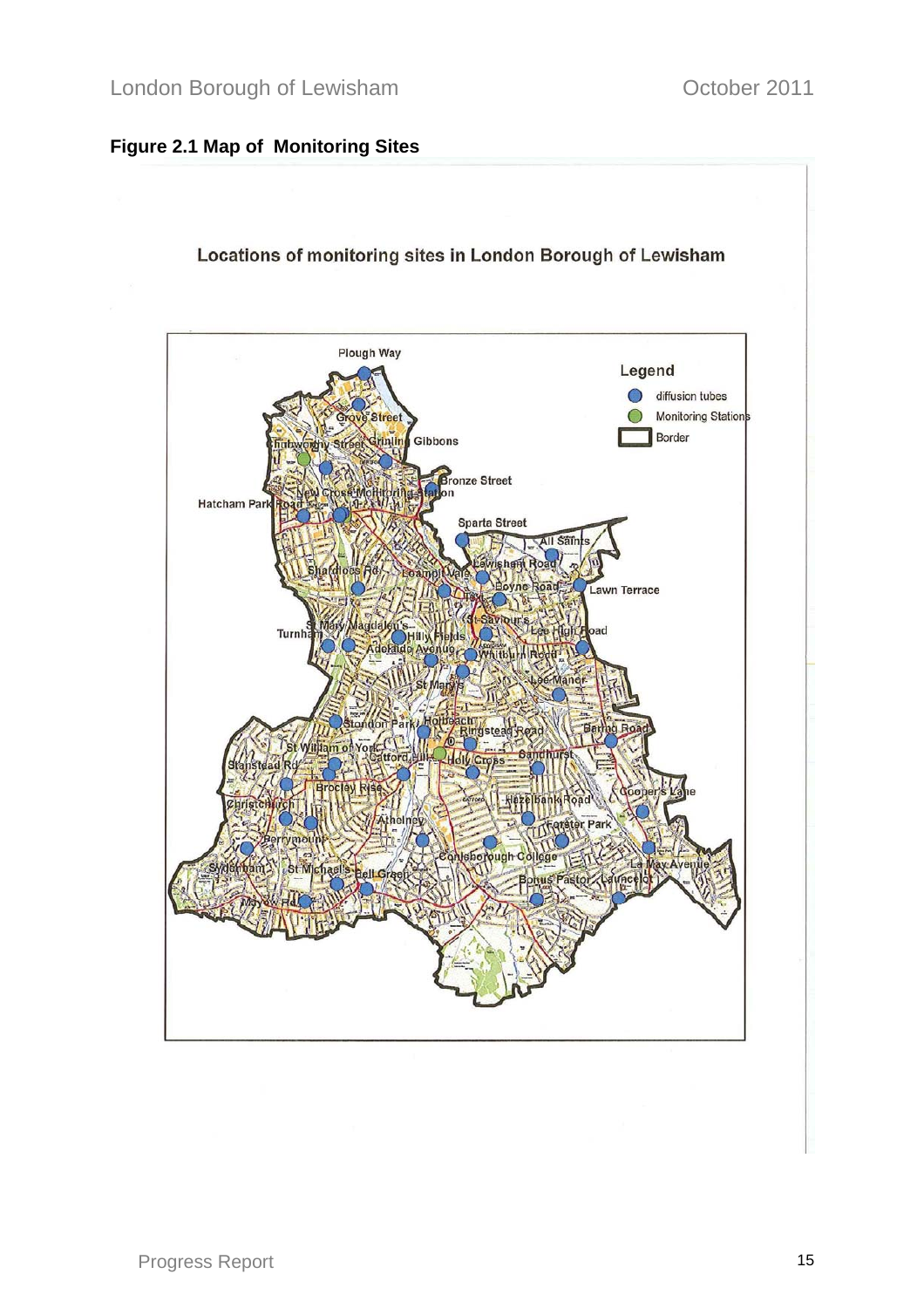**Figure 2.1 Map of Monitoring Sites**

Locations of monitoring sites in London Borough of Lewisham

Legend

- diffusion tubes
- Monitoring Stations
- Border

Plough Way, Grove Street, Chubworthy Street, Grinling Gibbons, Bronze Street, New Cross Monitoring Station, Hatcham Park Road, Sparta Street, All Saints, Lewisham Road, Shardloes Rd, Loampit Vale, Boyne Road, Lawn Terrace, St Saviour's, Lee High Road, Turnham, St Mary Magdalen's, Hilly Fields, Adelaide Avenue, Whitburn Road, Lee Manor, St Mary's, Stondon Park, Holbeach, Ringstead Road, Baring Road, St William of York, Catford, Holy Cross, Sandhurst, Stanstead Rd, Brockley Rise, Hazelbank Road, Cooper's Lane, Christchurch, Athelney, Forster Park, Perrymount, Sydenham, St Michael's, Bell Green, Conisborough College, La May Avenue, Bonus Pastor, Launcelot, Mayow Rd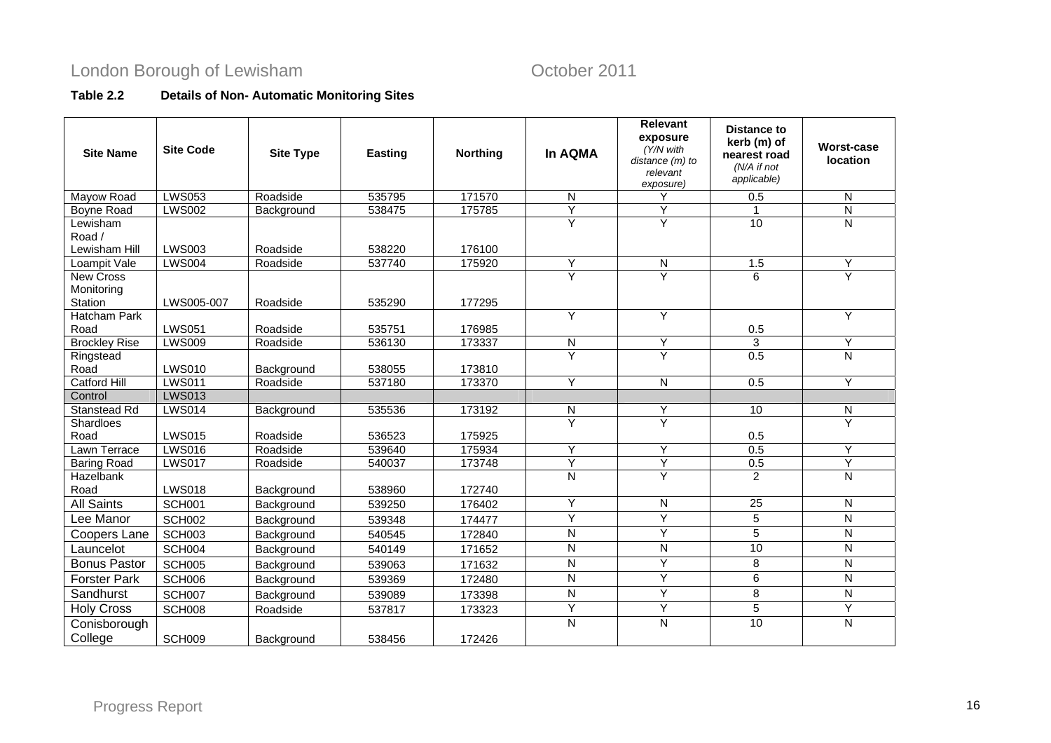**Table 2.2 Details of Non- Automatic Monitoring Sites**

| Site Name | Site Code | Site Type | Easting | Northing | In AQMA | Relevant exposure *(Y/N with distance (m) to relevant exposure)* | Distance to kerb (m) of nearest road *(N/A if not applicable)* | Worst-case location |
|---|---|---|---|---|---|---|---|---|
| Mayow Road | LWS053 | Roadside | 535795 | 171570 | N | Y | 0.5 | N |
| Boyne Road | LWS002 | Background | 538475 | 175785 | Y | Y | 1 | N |
| Lewisham Road / Lewisham Hill | LWS003 | Roadside | 538220 | 176100 | Y | Y | 10 | N |
| Loampit Vale | LWS004 | Roadside | 537740 | 175920 | Y | N | 1.5 | Y |
| New Cross Monitoring Station | LWS005-007 | Roadside | 535290 | 177295 | Y | Y | 6 | Y |
| Hatcham Park Road | LWS051 | Roadside | 535751 | 176985 | Y | Y | 0.5 | Y |
| Brockley Rise | LWS009 | Roadside | 536130 | 173337 | N | Y | 3 | Y |
| Ringstead Road | LWS010 | Background | 538055 | 173810 | Y | Y | 0.5 | N |
| Catford Hill | LWS011 | Roadside | 537180 | 173370 | Y | N | 0.5 | Y |
| Control | LWS013 | | | | | | | |
| Stanstead Rd | LWS014 | Background | 535536 | 173192 | N | Y | 10 | N |
| Shardloes Road | LWS015 | Roadside | 536523 | 175925 | Y | Y | 0.5 | Y |
| Lawn Terrace | LWS016 | Roadside | 539640 | 175934 | Y | Y | 0.5 | Y |
| Baring Road | LWS017 | Roadside | 540037 | 173748 | Y | Y | 0.5 | Y |
| Hazelbank Road | LWS018 | Background | 538960 | 172740 | N | Y | 2 | N |
| All Saints | SCH001 | Background | 539250 | 176402 | Y | N | 25 | N |
| Lee Manor | SCH002 | Background | 539348 | 174477 | Y | Y | 5 | N |
| Coopers Lane | SCH003 | Background | 540545 | 172840 | N | Y | 5 | N |
| Launcelot | SCH004 | Background | 540149 | 171652 | N | N | 10 | N |
| Bonus Pastor | SCH005 | Background | 539063 | 171632 | N | Y | 8 | N |
| Forster Park | SCH006 | Background | 539369 | 172480 | N | Y | 6 | N |
| Sandhurst | SCH007 | Background | 539089 | 173398 | N | Y | 8 | N |
| Holy Cross | SCH008 | Roadside | 537817 | 173323 | Y | Y | 5 | Y |
| Conisborough College | SCH009 | Background | 538456 | 172426 | N | N | 10 | N |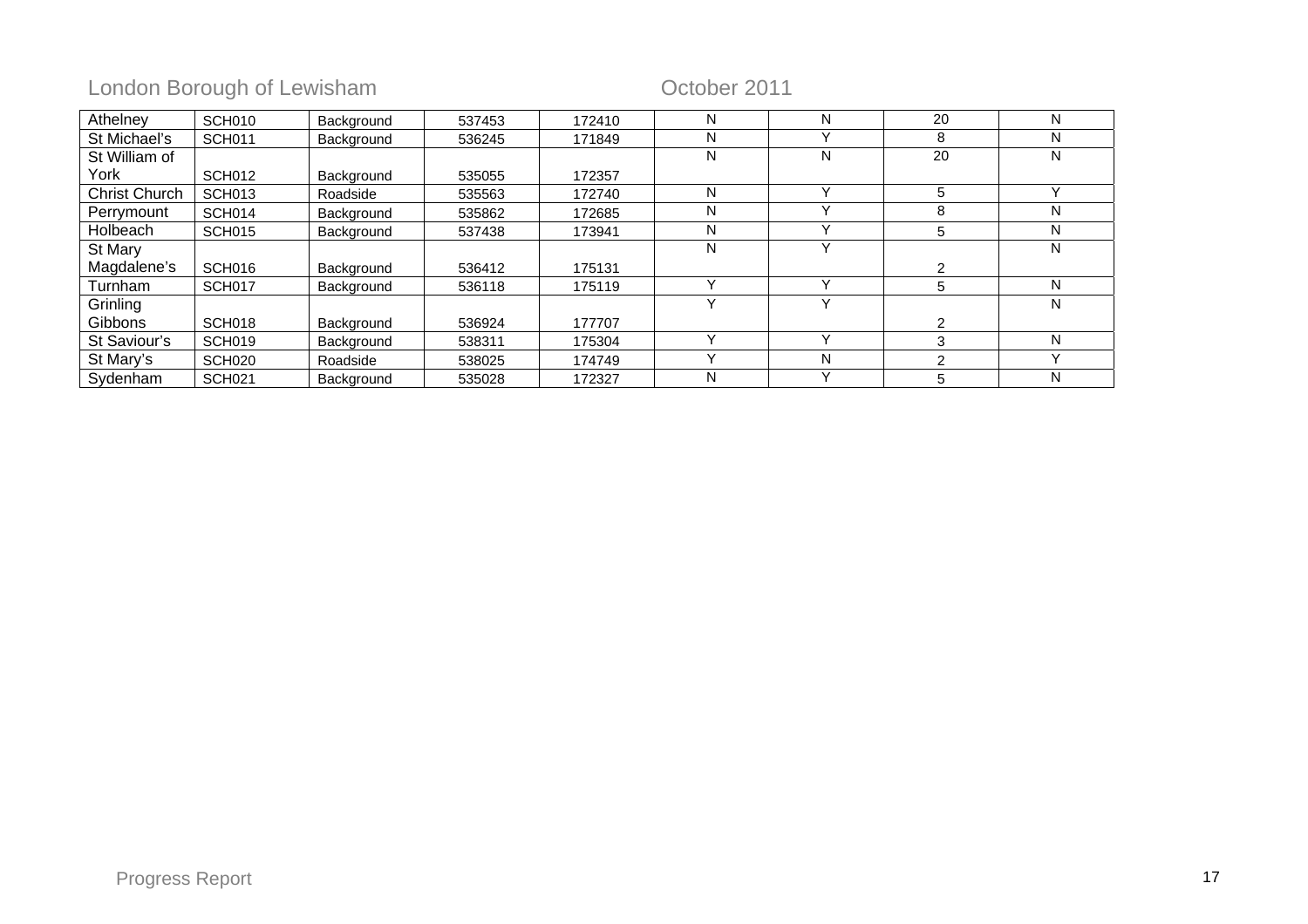| | | | | | | | | |
|---|---|---|---|---|---|---|---|---|
| Athelney | SCH010 | Background | 537453 | 172410 | N | N | 20 | N |
| St Michael's | SCH011 | Background | 536245 | 171849 | N | Y | 8 | N |
| St William of York | SCH012 | Background | 535055 | 172357 | N | N | 20 | N |
| Christ Church | SCH013 | Roadside | 535563 | 172740 | N | Y | 5 | Y |
| Perrymount | SCH014 | Background | 535862 | 172685 | N | Y | 8 | N |
| Holbeach | SCH015 | Background | 537438 | 173941 | N | Y | 5 | N |
| St Mary Magdalene's | SCH016 | Background | 536412 | 175131 | N | Y | 2 | N |
| Turnham | SCH017 | Background | 536118 | 175119 | Y | Y | 5 | N |
| Grinling Gibbons | SCH018 | Background | 536924 | 177707 | Y | Y | 2 | N |
| St Saviour's | SCH019 | Background | 538311 | 175304 | Y | Y | 3 | N |
| St Mary's | SCH020 | Roadside | 538025 | 174749 | Y | N | 2 | Y |
| Sydenham | SCH021 | Background | 535028 | 172327 | N | Y | 5 | N |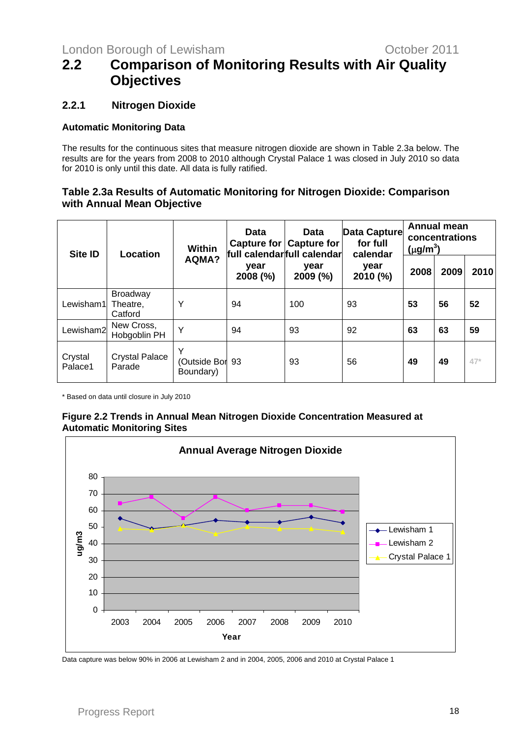## 2.2 Comparison of Monitoring Results with Air Quality Objectives

### 2.2.1 Nitrogen Dioxide

**Automatic Monitoring Data**

The results for the continuous sites that measure nitrogen dioxide are shown in Table 2.3a below. The results are for the years from 2008 to 2010 although Crystal Palace 1 was closed in July 2010 so data for 2010 is only until this date. All data is fully ratified.

**Table 2.3a Results of Automatic Monitoring for Nitrogen Dioxide: Comparison with Annual Mean Objective**

| Site ID | Location | Within AQMA? | Data Capture for full calendar year 2008 (%) | Data Capture for full calendar year 2009 (%) | Data Capture for full calendar year 2010 (%) | Annual mean concentrations ($\mu g/m^3$) | | |
|---|---|---|---|---|---|---|---|---|
| | | | | | | **2008** | **2009** | **2010** |
| Lewisham1 | Broadway Theatre, Catford | Y | 94 | 100 | 93 | **53** | **56** | **52** |
| Lewisham2 | New Cross, Hobgoblin PH | Y | 94 | 93 | 92 | **63** | **63** | **59** |
| Crystal Palace1 | Crystal Palace Parade | Y (Outside Bor Boundary) | 93 | 93 | 56 | **49** | **49** | 47* |

\* Based on data until closure in July 2010

**Figure 2.2 Trends in Annual Mean Nitrogen Dioxide Concentration Measured at Automatic Monitoring Sites**

Data capture was below 90% in 2006 at Lewisham 2 and in 2004, 2005, 2006 and 2010 at Crystal Palace 1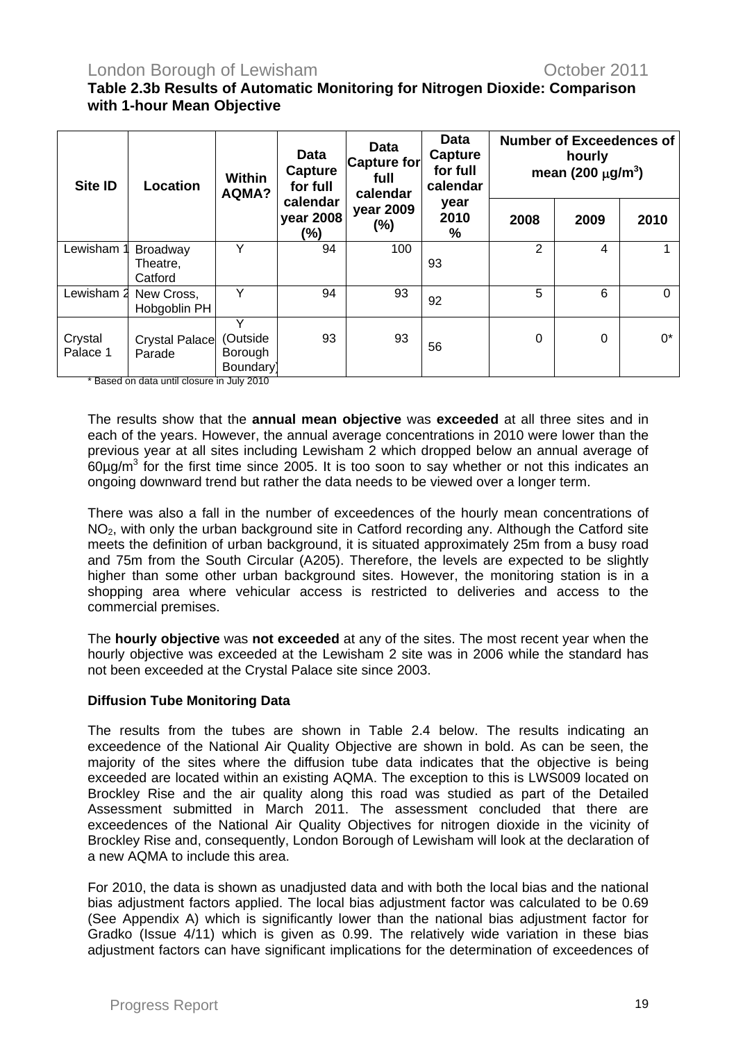**Table 2.3b Results of Automatic Monitoring for Nitrogen Dioxide: Comparison with 1-hour Mean Objective**

| Site ID | Location | Within AQMA? | Data Capture for full calendar year 2008 (%) | Data Capture for full calendar year 2009 (%) | Data Capture for full calendar year 2010 % | Number of Exceedences of hourly mean (200 $\mu g/m^3$) | | |
|---|---|---|---|---|---|---|---|---|
| | | | | | | 2008 | 2009 | 2010 |
| Lewisham 1 | Broadway Theatre, Catford | Y | 94 | 100 | 93 | 2 | 4 | 1 |
| Lewisham 2 | New Cross, Hobgoblin PH | Y | 94 | 93 | 92 | 5 | 6 | 0 |
| Crystal Palace 1 | Crystal Palace Parade | Y (Outside Borough Boundary) | 93 | 93 | 56 | 0 | 0 | 0* |

\* Based on data until closure in July 2010

The results show that the **annual mean objective** was **exceeded** at all three sites and in each of the years. However, the annual average concentrations in 2010 were lower than the previous year at all sites including Lewisham 2 which dropped below an annual average of $60 \mu g/m^3$ for the first time since 2005. It is too soon to say whether or not this indicates an ongoing downward trend but rather the data needs to be viewed over a longer term.

There was also a fall in the number of exceedences of the hourly mean concentrations of $NO_2$, with only the urban background site in Catford recording any. Although the Catford site meets the definition of urban background, it is situated approximately 25m from a busy road and 75m from the South Circular (A205). Therefore, the levels are expected to be slightly higher than some other urban background sites. However, the monitoring station is in a shopping area where vehicular access is restricted to deliveries and access to the commercial premises.

The **hourly objective** was **not exceeded** at any of the sites. The most recent year when the hourly objective was exceeded at the Lewisham 2 site was in 2006 while the standard has not been exceeded at the Crystal Palace site since 2003.

**Diffusion Tube Monitoring Data**

The results from the tubes are shown in Table 2.4 below. The results indicating an exceedence of the National Air Quality Objective are shown in bold. As can be seen, the majority of the sites where the diffusion tube data indicates that the objective is being exceeded are located within an existing AQMA. The exception to this is LWS009 located on Brockley Rise and the air quality along this road was studied as part of the Detailed Assessment submitted in March 2011. The assessment concluded that there are exceedences of the National Air Quality Objectives for nitrogen dioxide in the vicinity of Brockley Rise and, consequently, London Borough of Lewisham will look at the declaration of a new AQMA to include this area.

For 2010, the data is shown as unadjusted data and with both the local bias and the national bias adjustment factors applied. The local bias adjustment factor was calculated to be 0.69 (See Appendix A) which is significantly lower than the national bias adjustment factor for Gradko (Issue 4/11) which is given as 0.99. The relatively wide variation in these bias adjustment factors can have significant implications for the determination of exceedences of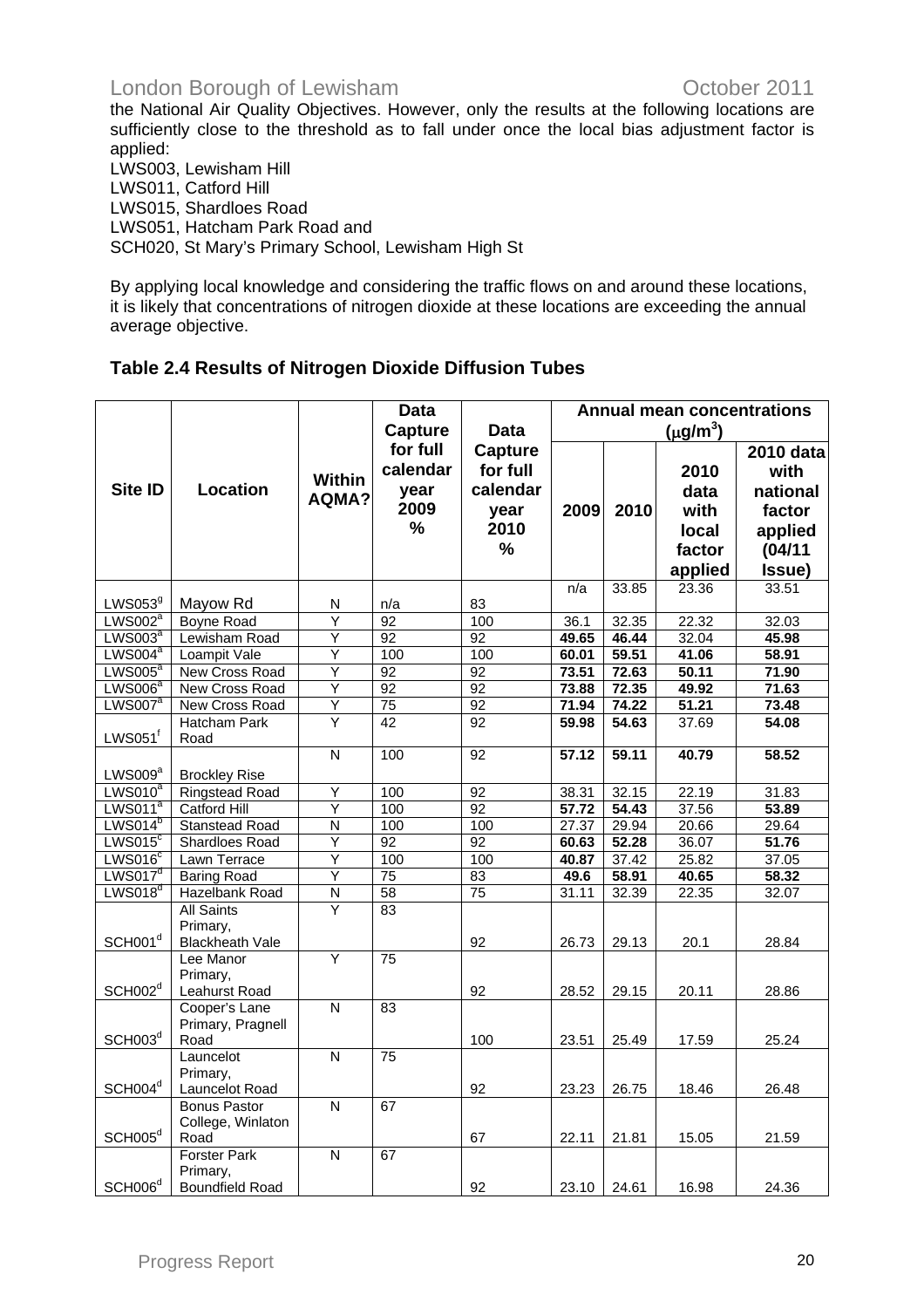the National Air Quality Objectives. However, only the results at the following locations are sufficiently close to the threshold as to fall under once the local bias adjustment factor is applied:

LWS003, Lewisham Hill
LWS011, Catford Hill
LWS015, Shardloes Road
LWS051, Hatcham Park Road and
SCH020, St Mary's Primary School, Lewisham High St

By applying local knowledge and considering the traffic flows on and around these locations, it is likely that concentrations of nitrogen dioxide at these locations are exceeding the annual average objective.

### Table 2.4 Results of Nitrogen Dioxide Diffusion Tubes

| Site ID | Location | Within AQMA? | Data Capture for full calendar year 2009 % | Data Capture for full calendar year 2010 % | Annual mean concentrations ($\mu g/m^3$) | | | |
|---|---|---|---|---|---|---|---|---|
| | | | | | 2009 | 2010 | 2010 data with local factor applied | 2010 data with national factor applied (04/11 Issue) |
| LWS053[g] | Mayow Rd | N | n/a | 83 | n/a | 33.85 | 23.36 | 33.51 |
| LWS002[a] | Boyne Road | Y | 92 | 100 | 36.1 | 32.35 | 22.32 | 32.03 |
| LWS003[a] | Lewisham Road | Y | 92 | 92 | **49.65** | **46.44** | 32.04 | **45.98** |
| LWS004[a] | Loampit Vale | Y | 100 | 100 | **60.01** | **59.51** | **41.06** | **58.91** |
| LWS005[a] | New Cross Road | Y | 92 | 92 | **73.51** | **72.63** | **50.11** | **71.90** |
| LWS006[a] | New Cross Road | Y | 92 | 92 | **73.88** | **72.35** | **49.92** | **71.63** |
| LWS007[a] | New Cross Road | Y | 75 | 92 | **71.94** | **74.22** | **51.21** | **73.48** |
| LWS051[f] | Hatcham Park Road | Y | 42 | 92 | **59.98** | **54.63** | 37.69 | **54.08** |
| LWS009[a] | Brockley Rise | N | 100 | 92 | **57.12** | **59.11** | **40.79** | **58.52** |
| LWS010[a] | Ringstead Road | Y | 100 | 92 | 38.31 | 32.15 | 22.19 | 31.83 |
| LWS011[a] | Catford Hill | Y | 100 | 92 | **57.72** | **54.43** | 37.56 | **53.89** |
| LWS014[b] | Stanstead Road | N | 100 | 100 | 27.37 | 29.94 | 20.66 | 29.64 |
| LWS015[c] | Shardloes Road | Y | 92 | 92 | **60.63** | **52.28** | 36.07 | **51.76** |
| LWS016[c] | Lawn Terrace | Y | 100 | 100 | **40.87** | 37.42 | 25.82 | 37.05 |
| LWS017[d] | Baring Road | Y | 75 | 83 | **49.6** | **58.91** | **40.65** | **58.32** |
| LWS018[d] | Hazelbank Road | N | 58 | 75 | 31.11 | 32.39 | 22.35 | 32.07 |
| SCH001[d] | All Saints Primary, Blackheath Vale | Y | 83 | 92 | 26.73 | 29.13 | 20.1 | 28.84 |
| SCH002[d] | Lee Manor Primary, Leahurst Road | Y | 75 | 92 | 28.52 | 29.15 | 20.11 | 28.86 |
| SCH003[d] | Cooper's Lane Primary, Pragnell Road | N | 83 | 100 | 23.51 | 25.49 | 17.59 | 25.24 |
| SCH004[d] | Launcelot Primary, Launcelot Road | N | 75 | 92 | 23.23 | 26.75 | 18.46 | 26.48 |
| SCH005[d] | Bonus Pastor College, Winlaton Road | N | 67 | 67 | 22.11 | 21.81 | 15.05 | 21.59 |
| SCH006[d] | Forster Park Primary, Boundfield Road | N | 67 | 92 | 23.10 | 24.61 | 16.98 | 24.36 |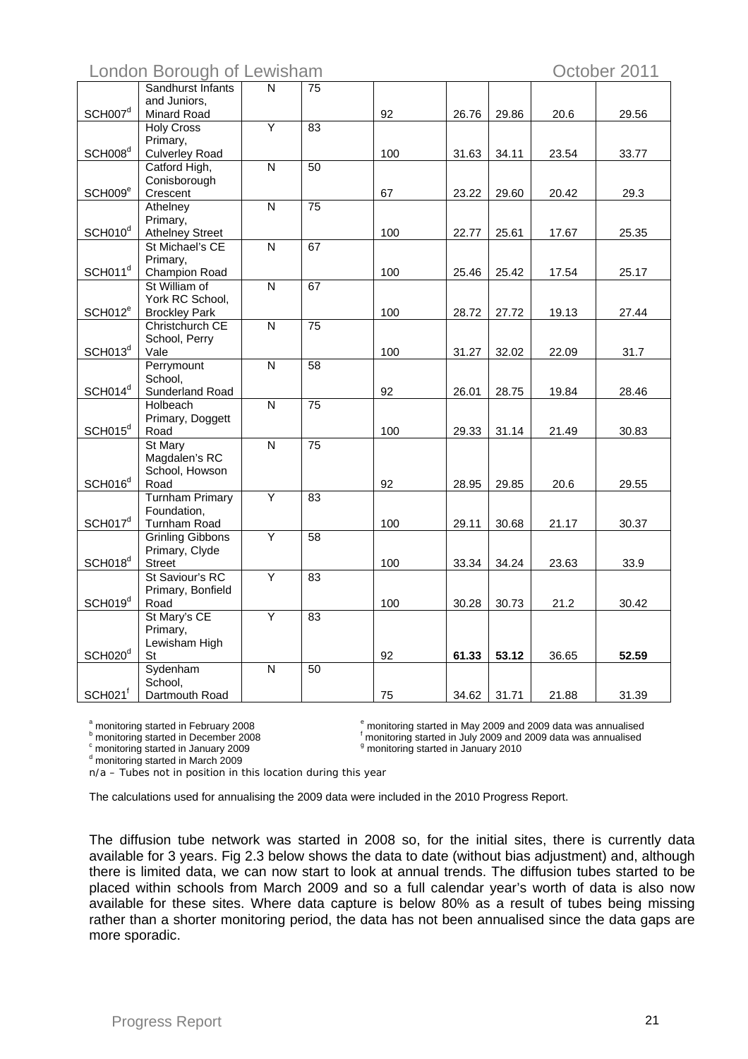| | | | | | | | | |
|---|---|---|---|---|---|---|---|---|
| SCH007[d] | Sandhurst Infants and Juniors, Minard Road | N | 75 | 92 | 26.76 | 29.86 | 20.6 | 29.56 |
| SCH008[d] | Holy Cross Primary, Culverley Road | Y | 83 | 100 | 31.63 | 34.11 | 23.54 | 33.77 |
| SCH009[e] | Catford High, Conisborough Crescent | N | 50 | 67 | 23.22 | 29.60 | 20.42 | 29.3 |
| SCH010[d] | Athelney Primary, Athelney Street | N | 75 | 100 | 22.77 | 25.61 | 17.67 | 25.35 |
| SCH011[d] | St Michael's CE Primary, Champion Road | N | 67 | 100 | 25.46 | 25.42 | 17.54 | 25.17 |
| SCH012[e] | St William of York RC School, Brockley Park | N | 67 | 100 | 28.72 | 27.72 | 19.13 | 27.44 |
| SCH013[d] | Christchurch CE School, Perry Vale | N | 75 | 100 | 31.27 | 32.02 | 22.09 | 31.7 |
| SCH014[d] | Perrymount School, Sunderland Road | N | 58 | 92 | 26.01 | 28.75 | 19.84 | 28.46 |
| SCH015[d] | Holbeach Primary, Doggett Road | N | 75 | 100 | 29.33 | 31.14 | 21.49 | 30.83 |
| SCH016[d] | St Mary Magdalen's RC School, Howson Road | N | 75 | 92 | 28.95 | 29.85 | 20.6 | 29.55 |
| SCH017[d] | Turnham Primary Foundation, Turnham Road | Y | 83 | 100 | 29.11 | 30.68 | 21.17 | 30.37 |
| SCH018[d] | Grinling Gibbons Primary, Clyde Street | Y | 58 | 100 | 33.34 | 34.24 | 23.63 | 33.9 |
| SCH019[d] | St Saviour's RC Primary, Bonfield Road | Y | 83 | 100 | 30.28 | 30.73 | 21.2 | 30.42 |
| SCH020[d] | St Mary's CE Primary, Lewisham High St | Y | 83 | 92 | **61.33** | **53.12** | 36.65 | **52.59** |
| SCH021[f] | Sydenham School, Dartmouth Road | N | 50 | 75 | 34.62 | 31.71 | 21.88 | 31.39 |

[a] monitoring started in February 2008
[b] monitoring started in December 2008
[c] monitoring started in January 2009
[d] monitoring started in March 2009
[e] monitoring started in May 2009 and 2009 data was annualised
[f] monitoring started in July 2009 and 2009 data was annualised
[g] monitoring started in January 2010

n/a – Tubes not in position in this location during this year

The calculations used for annualising the 2009 data were included in the 2010 Progress Report.

The diffusion tube network was started in 2008 so, for the initial sites, there is currently data available for 3 years. Fig 2.3 below shows the data to date (without bias adjustment) and, although there is limited data, we can now start to look at annual trends. The diffusion tubes started to be placed within schools from March 2009 and so a full calendar year's worth of data is also now available for these sites. Where data capture is below 80% as a result of tubes being missing rather than a shorter monitoring period, the data has not been annualised since the data gaps are more sporadic.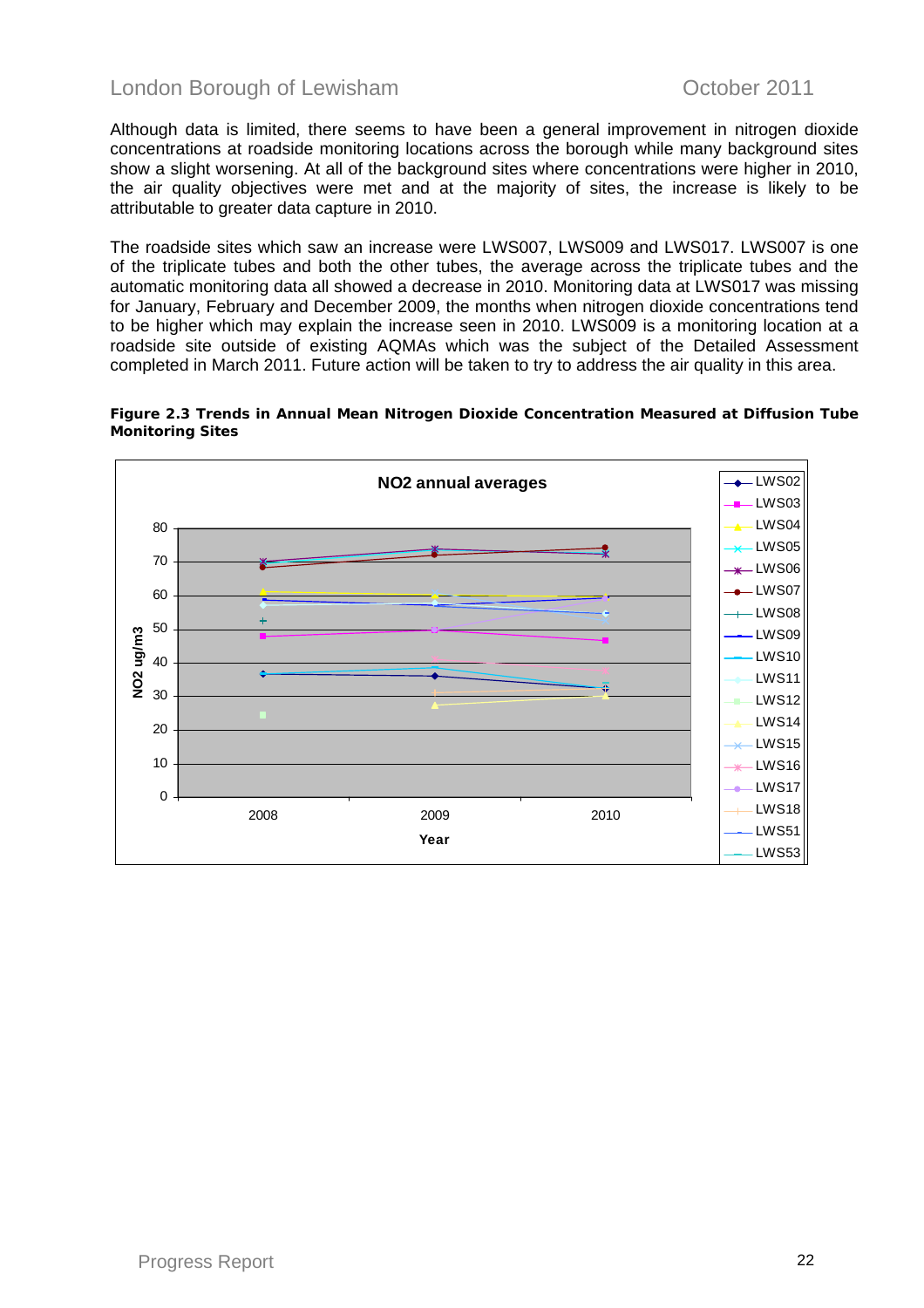Although data is limited, there seems to have been a general improvement in nitrogen dioxide concentrations at roadside monitoring locations across the borough while many background sites show a slight worsening. At all of the background sites where concentrations were higher in 2010, the air quality objectives were met and at the majority of sites, the increase is likely to be attributable to greater data capture in 2010.

The roadside sites which saw an increase were LWS007, LWS009 and LWS017. LWS007 is one of the triplicate tubes and both the other tubes, the average across the triplicate tubes and the automatic monitoring data all showed a decrease in 2010. Monitoring data at LWS017 was missing for January, February and December 2009, the months when nitrogen dioxide concentrations tend to be higher which may explain the increase seen in 2010. LWS009 is a monitoring location at a roadside site outside of existing AQMAs which was the subject of the Detailed Assessment completed in March 2011. Future action will be taken to try to address the air quality in this area.

**Figure 2.3 Trends in Annual Mean Nitrogen Dioxide Concentration Measured at Diffusion Tube Monitoring Sites**

NO2 annual averages

NO2 ug/m3 (0–80) vs Year (2008, 2009, 2010)

Legend: LWS02, LWS03, LWS04, LWS05, LWS06, LWS07, LWS08, LWS09, LWS10, LWS11, LWS12, LWS14, LWS15, LWS16, LWS17, LWS18, LWS51, LWS53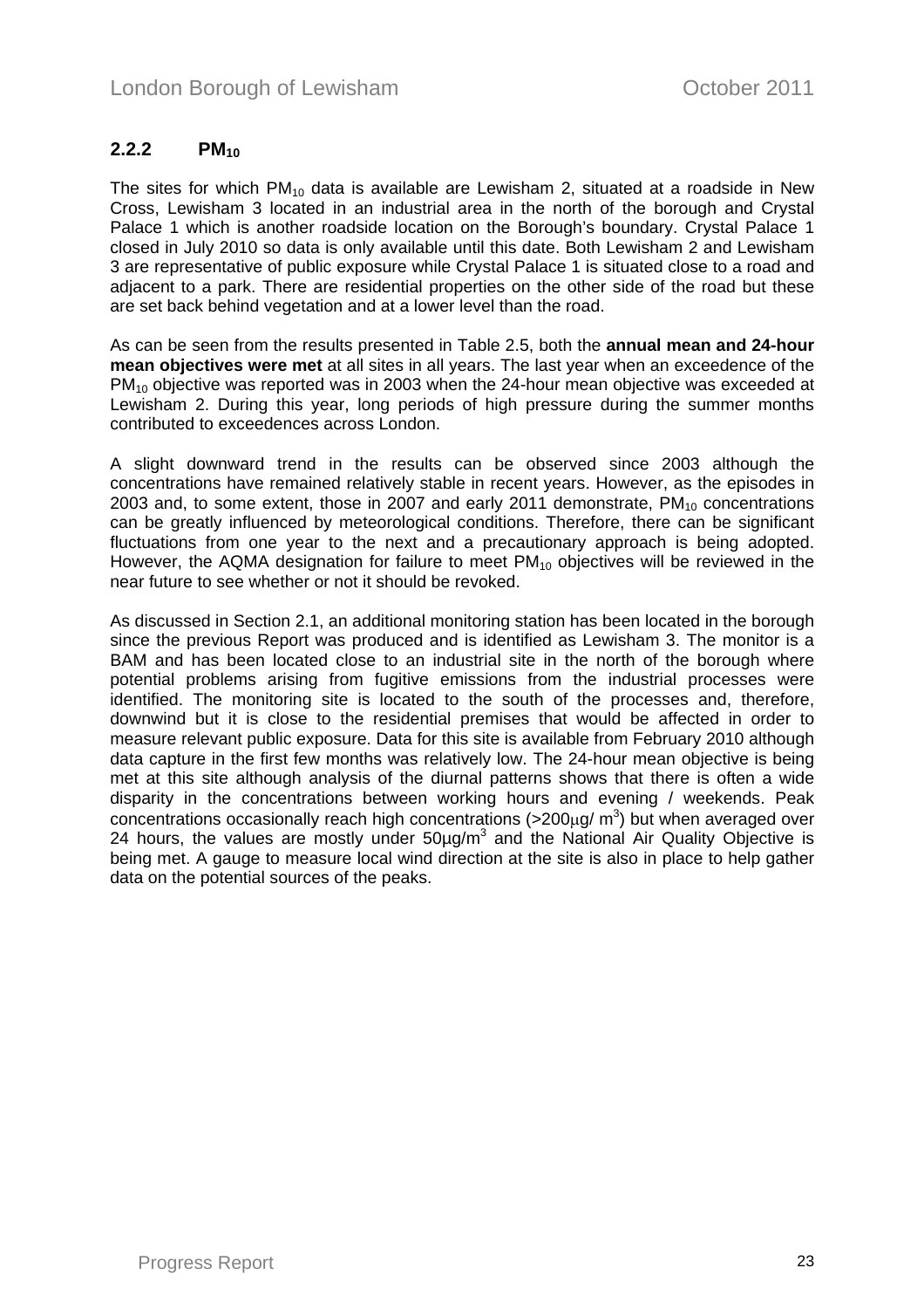### 2.2.2 $PM_{10}$

The sites for which $PM_{10}$ data is available are Lewisham 2, situated at a roadside in New Cross, Lewisham 3 located in an industrial area in the north of the borough and Crystal Palace 1 which is another roadside location on the Borough's boundary. Crystal Palace 1 closed in July 2010 so data is only available until this date. Both Lewisham 2 and Lewisham 3 are representative of public exposure while Crystal Palace 1 is situated close to a road and adjacent to a park. There are residential properties on the other side of the road but these are set back behind vegetation and at a lower level than the road.

As can be seen from the results presented in Table 2.5, both the **annual mean and 24-hour mean objectives were met** at all sites in all years. The last year when an exceedence of the $PM_{10}$ objective was reported was in 2003 when the 24-hour mean objective was exceeded at Lewisham 2. During this year, long periods of high pressure during the summer months contributed to exceedences across London.

A slight downward trend in the results can be observed since 2003 although the concentrations have remained relatively stable in recent years. However, as the episodes in 2003 and, to some extent, those in 2007 and early 2011 demonstrate, $PM_{10}$ concentrations can be greatly influenced by meteorological conditions. Therefore, there can be significant fluctuations from one year to the next and a precautionary approach is being adopted. However, the AQMA designation for failure to meet $PM_{10}$ objectives will be reviewed in the near future to see whether or not it should be revoked.

As discussed in Section 2.1, an additional monitoring station has been located in the borough since the previous Report was produced and is identified as Lewisham 3. The monitor is a BAM and has been located close to an industrial site in the north of the borough where potential problems arising from fugitive emissions from the industrial processes were identified. The monitoring site is located to the south of the processes and, therefore, downwind but it is close to the residential premises that would be affected in order to measure relevant public exposure. Data for this site is available from February 2010 although data capture in the first few months was relatively low. The 24-hour mean objective is being met at this site although analysis of the diurnal patterns shows that there is often a wide disparity in the concentrations between working hours and evening / weekends. Peak concentrations occasionally reach high concentrations (>200μg/ $m^3$) but when averaged over 24 hours, the values are mostly under 50μg/$m^3$ and the National Air Quality Objective is being met. A gauge to measure local wind direction at the site is also in place to help gather data on the potential sources of the peaks.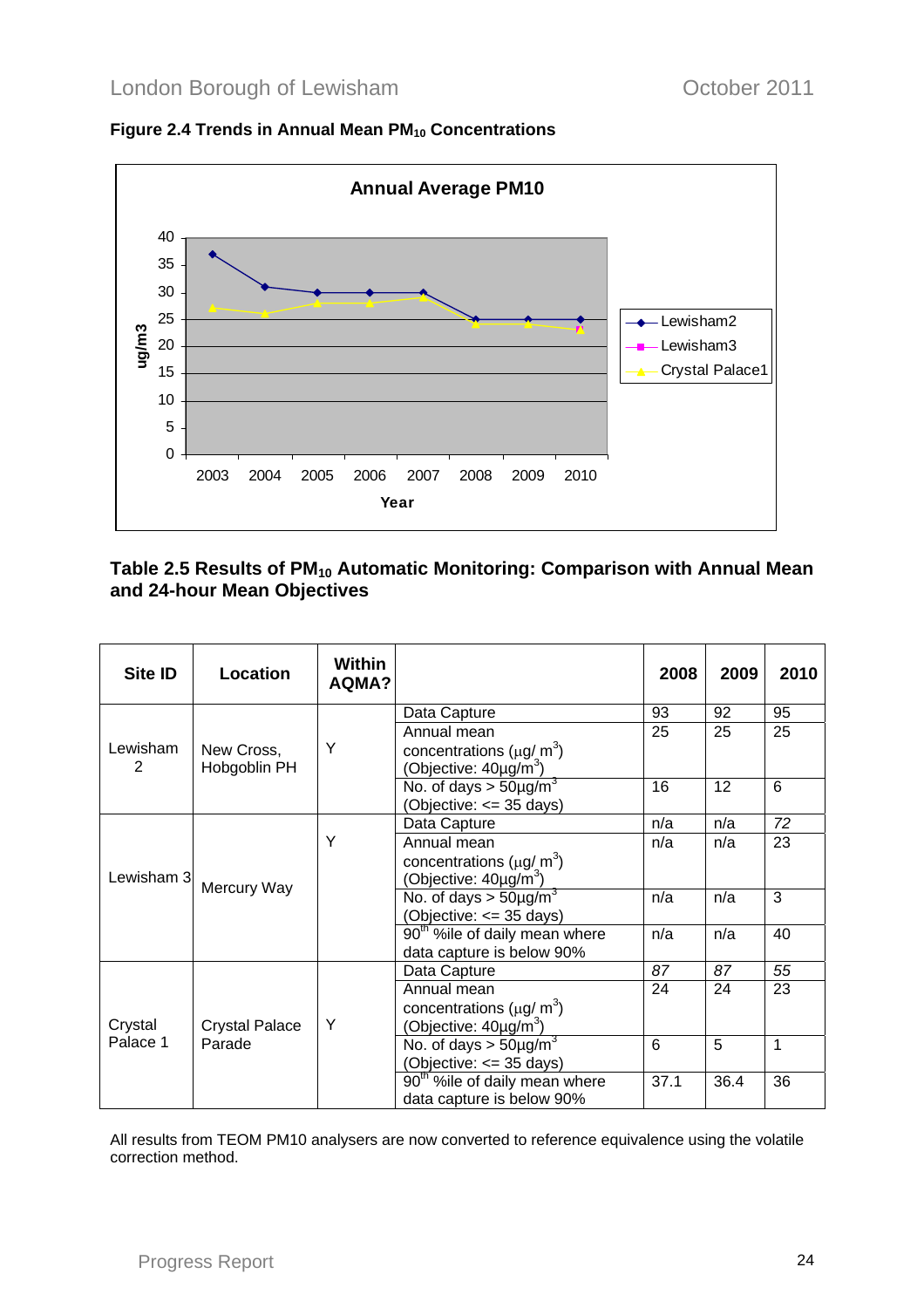**Figure 2.4 Trends in Annual Mean $PM_{10}$ Concentrations**

**Table 2.5 Results of $PM_{10}$ Automatic Monitoring: Comparison with Annual Mean and 24-hour Mean Objectives**

| Site ID | Location | Within AQMA? | | 2008 | 2009 | 2010 |
|---|---|---|---|---|---|---|
| Lewisham 2 | New Cross, Hobgoblin PH | Y | Data Capture | 93 | 92 | 95 |
| | | | Annual mean concentrations (μg/ $m^3$) (Objective: 40μg/$m^3$) | 25 | 25 | 25 |
| | | | No. of days > 50μg/$m^3$ (Objective: <= 35 days) | 16 | 12 | 6 |
| Lewisham 3 | Mercury Way | Y | Data Capture | n/a | n/a | *72* |
| | | | Annual mean concentrations (μg/ $m^3$) (Objective: 40μg/$m^3$) | n/a | n/a | 23 |
| | | | No. of days > 50μg/$m^3$ (Objective: <= 35 days) | n/a | n/a | 3 |
| | | | 90th %ile of daily mean where data capture is below 90% | n/a | n/a | 40 |
| Crystal Palace 1 | Crystal Palace Parade | Y | Data Capture | *87* | *87* | *55* |
| | | | Annual mean concentrations (μg/ $m^3$) (Objective: 40μg/$m^3$) | 24 | 24 | 23 |
| | | | No. of days > 50μg/$m^3$ (Objective: <= 35 days) | 6 | 5 | 1 |
| | | | 90th %ile of daily mean where data capture is below 90% | 37.1 | 36.4 | 36 |

All results from TEOM PM10 analysers are now converted to reference equivalence using the volatile correction method.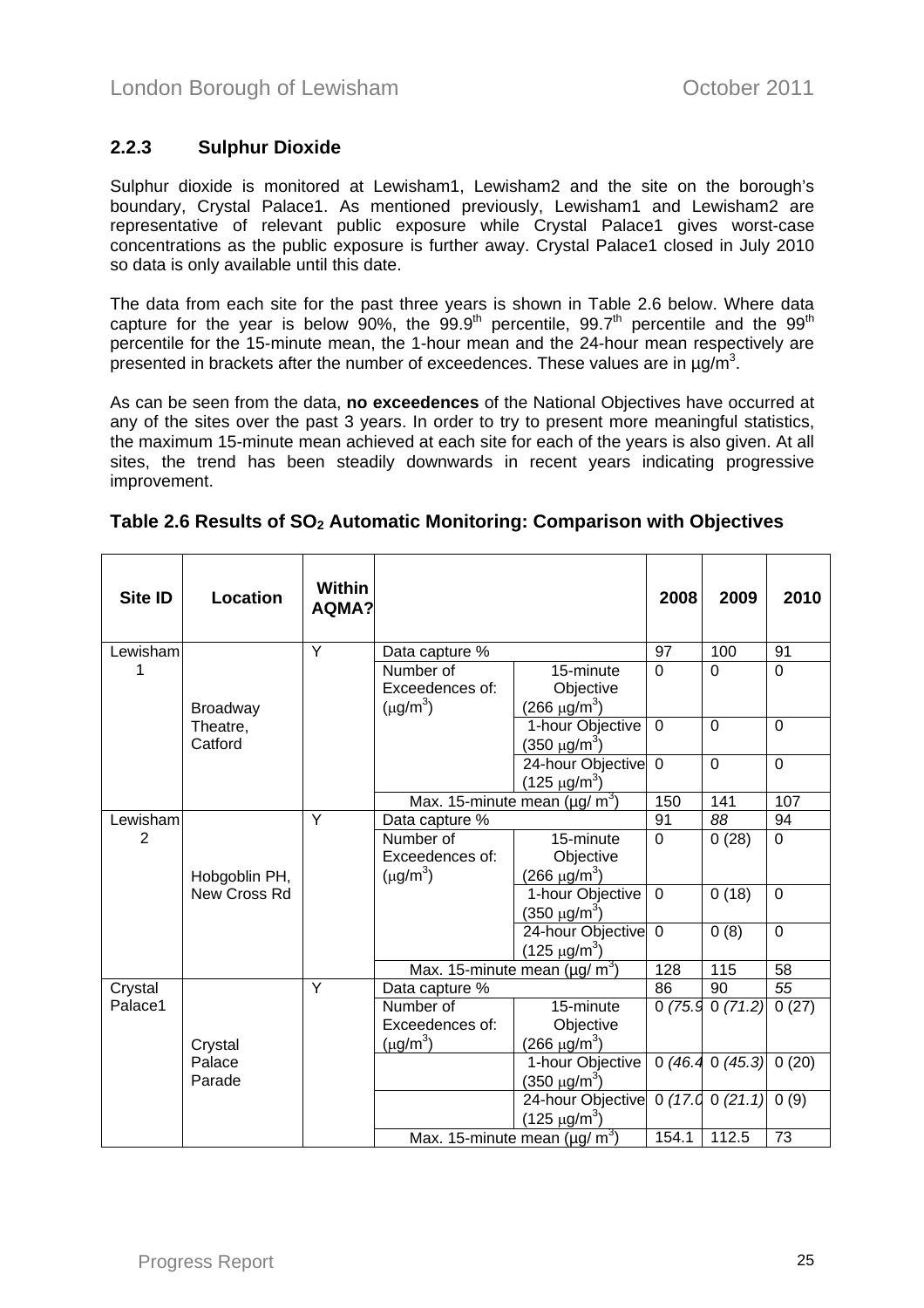### 2.2.3 Sulphur Dioxide

Sulphur dioxide is monitored at Lewisham1, Lewisham2 and the site on the borough's boundary, Crystal Palace1. As mentioned previously, Lewisham1 and Lewisham2 are representative of relevant public exposure while Crystal Palace1 gives worst-case concentrations as the public exposure is further away. Crystal Palace1 closed in July 2010 so data is only available until this date.

The data from each site for the past three years is shown in Table 2.6 below. Where data capture for the year is below 90%, the 99.9th percentile, 99.7th percentile and the 99th percentile for the 15-minute mean, the 1-hour mean and the 24-hour mean respectively are presented in brackets after the number of exceedences. These values are in µg/m³.

As can be seen from the data, **no exceedences** of the National Objectives have occurred at any of the sites over the past 3 years. In order to try to present more meaningful statistics, the maximum 15-minute mean achieved at each site for each of the years is also given. At all sites, the trend has been steadily downwards in recent years indicating progressive improvement.

**Table 2.6 Results of $SO_2$ Automatic Monitoring: Comparison with Objectives**

| Site ID | Location | Within AQMA? | | | 2008 | 2009 | 2010 |
|---|---|---|---|---|---|---|---|
| Lewisham 1 | Broadway Theatre, Catford | Y | Data capture % | | 97 | 100 | 91 |
| | | | Number of Exceedences of: (µg/m³) | 15-minute Objective (266 µg/m³) | 0 | 0 | 0 |
| | | | | 1-hour Objective (350 µg/m³) | 0 | 0 | 0 |
| | | | | 24-hour Objective (125 µg/m³) | 0 | 0 | 0 |
| | | | Max. 15-minute mean (µg/ m³) | | 150 | 141 | 107 |
| Lewisham 2 | Hobgoblin PH, New Cross Rd | Y | Data capture % | | 91 | *88* | 94 |
| | | | Number of Exceedences of: (µg/m³) | 15-minute Objective (266 µg/m³) | 0 | 0 (28) | 0 |
| | | | | 1-hour Objective (350 µg/m³) | 0 | 0 (18) | 0 |
| | | | | 24-hour Objective (125 µg/m³) | 0 | 0 (8) | 0 |
| | | | Max. 15-minute mean (µg/ m³) | | 128 | 115 | 58 |
| Crystal Palace1 | Crystal Palace Parade | Y | Data capture % | | 86 | 90 | *55* |
| | | | Number of Exceedences of: (µg/m³) | 15-minute Objective (266 µg/m³) | 0 *(75.9* | 0 *(71.2)* | 0 (27) |
| | | | | 1-hour Objective (350 µg/m³) | 0 *(46.4* | 0 *(45.3)* | 0 (20) |
| | | | | 24-hour Objective (125 µg/m³) | 0 *(17.0* | 0 *(21.1)* | 0 (9) |
| | | | Max. 15-minute mean (µg/ m³) | | 154.1 | 112.5 | 73 |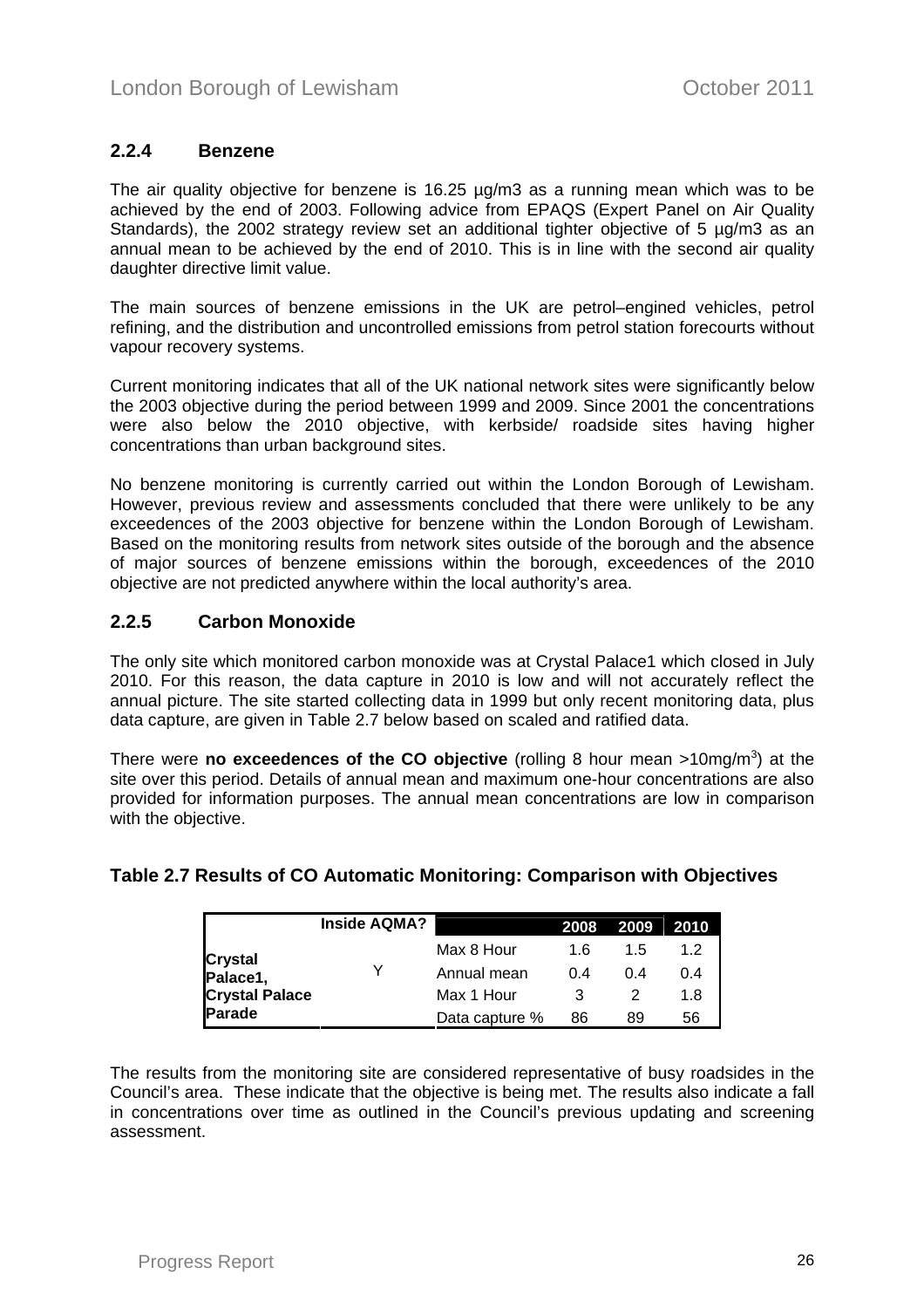### 2.2.4 Benzene

The air quality objective for benzene is 16.25 µg/m3 as a running mean which was to be achieved by the end of 2003. Following advice from EPAQS (Expert Panel on Air Quality Standards), the 2002 strategy review set an additional tighter objective of 5 µg/m3 as an annual mean to be achieved by the end of 2010. This is in line with the second air quality daughter directive limit value.

The main sources of benzene emissions in the UK are petrol–engined vehicles, petrol refining, and the distribution and uncontrolled emissions from petrol station forecourts without vapour recovery systems.

Current monitoring indicates that all of the UK national network sites were significantly below the 2003 objective during the period between 1999 and 2009. Since 2001 the concentrations were also below the 2010 objective, with kerbside/ roadside sites having higher concentrations than urban background sites.

No benzene monitoring is currently carried out within the London Borough of Lewisham. However, previous review and assessments concluded that there were unlikely to be any exceedences of the 2003 objective for benzene within the London Borough of Lewisham. Based on the monitoring results from network sites outside of the borough and the absence of major sources of benzene emissions within the borough, exceedences of the 2010 objective are not predicted anywhere within the local authority's area.

### 2.2.5 Carbon Monoxide

The only site which monitored carbon monoxide was at Crystal Palace1 which closed in July 2010. For this reason, the data capture in 2010 is low and will not accurately reflect the annual picture. The site started collecting data in 1999 but only recent monitoring data, plus data capture, are given in Table 2.7 below based on scaled and ratified data.

There were **no exceedences of the CO objective** (rolling 8 hour mean >10mg/m$^3$) at the site over this period. Details of annual mean and maximum one-hour concentrations are also provided for information purposes. The annual mean concentrations are low in comparison with the objective.

#### Table 2.7 Results of CO Automatic Monitoring: Comparison with Objectives

| | Inside AQMA? | | 2008 | 2009 | 2010 |
|---|---|---|---|---|---|
| **Crystal Palace1, Crystal Palace Parade** | Y | Max 8 Hour | 1.6 | 1.5 | 1.2 |
| | | Annual mean | 0.4 | 0.4 | 0.4 |
| | | Max 1 Hour | 3 | 2 | 1.8 |
| | | Data capture % | 86 | 89 | 56 |

The results from the monitoring site are considered representative of busy roadsides in the Council's area. These indicate that the objective is being met. The results also indicate a fall in concentrations over time as outlined in the Council's previous updating and screening assessment.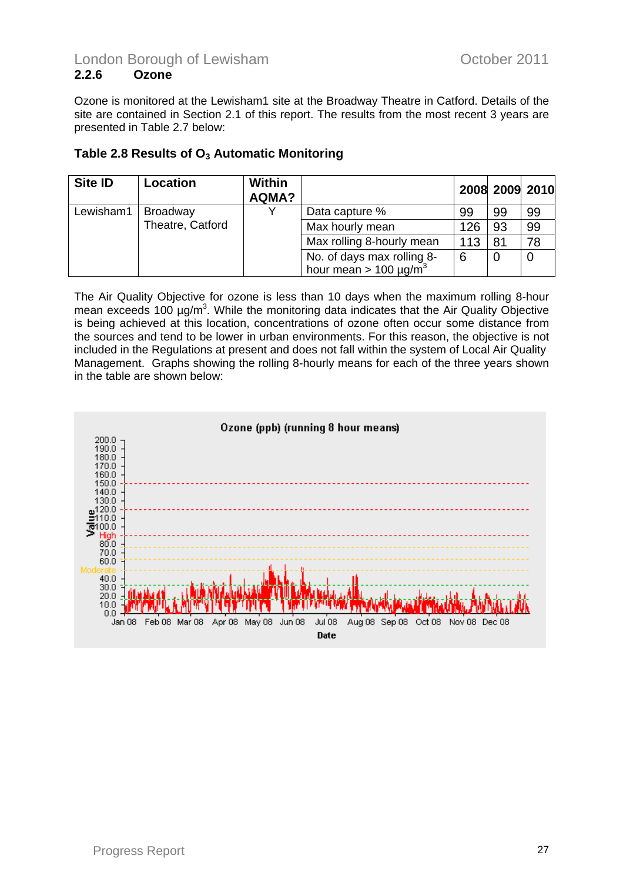## 2.2.6 Ozone

Ozone is monitored at the Lewisham1 site at the Broadway Theatre in Catford. Details of the site are contained in Section 2.1 of this report. The results from the most recent 3 years are presented in Table 2.7 below:

**Table 2.8 Results of $O_3$ Automatic Monitoring**

| Site ID | Location | Within AQMA? | | 2008 | 2009 | 2010 |
|---|---|---|---|---|---|---|
| Lewisham1 | Broadway Theatre, Catford | Y | Data capture % | 99 | 99 | 99 |
| | | | Max hourly mean | 126 | 93 | 99 |
| | | | Max rolling 8-hourly mean | 113 | 81 | 78 |
| | | | No. of days max rolling 8-hour mean > 100 µg/m$^3$ | 6 | 0 | 0 |

The Air Quality Objective for ozone is less than 10 days when the maximum rolling 8-hour mean exceeds 100 µg/m$^3$. While the monitoring data indicates that the Air Quality Objective is being achieved at this location, concentrations of ozone often occur some distance from the sources and tend to be lower in urban environments. For this reason, the objective is not included in the Regulations at present and does not fall within the system of Local Air Quality Management. Graphs showing the rolling 8-hourly means for each of the three years shown in the table are shown below:

Ozone (ppb) (running 8 hour means)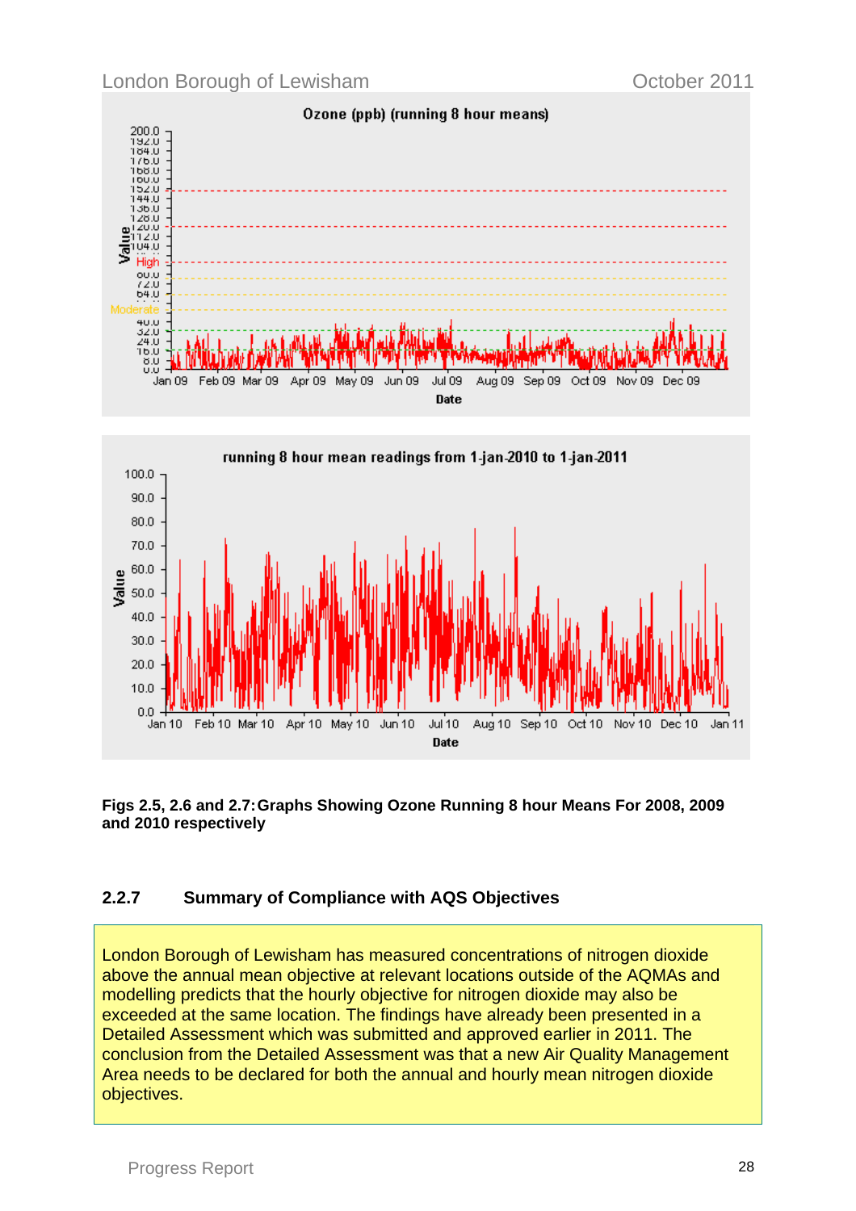**Figs 2.5, 2.6 and 2.7: Graphs Showing Ozone Running 8 hour Means For 2008, 2009 and 2010 respectively**

### 2.2.7 Summary of Compliance with AQS Objectives

London Borough of Lewisham has measured concentrations of nitrogen dioxide above the annual mean objective at relevant locations outside of the AQMAs and modelling predicts that the hourly objective for nitrogen dioxide may also be exceeded at the same location. The findings have already been presented in a Detailed Assessment which was submitted and approved earlier in 2011. The conclusion from the Detailed Assessment was that a new Air Quality Management Area needs to be declared for both the annual and hourly mean nitrogen dioxide objectives.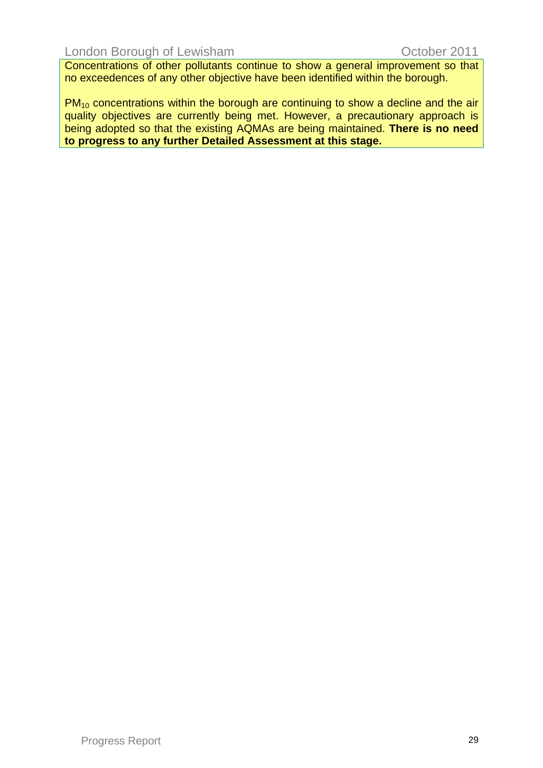Concentrations of other pollutants continue to show a general improvement so that no exceedences of any other objective have been identified within the borough.

$PM_{10}$ concentrations within the borough are continuing to show a decline and the air quality objectives are currently being met. However, a precautionary approach is being adopted so that the existing AQMAs are being maintained. **There is no need to progress to any further Detailed Assessment at this stage.**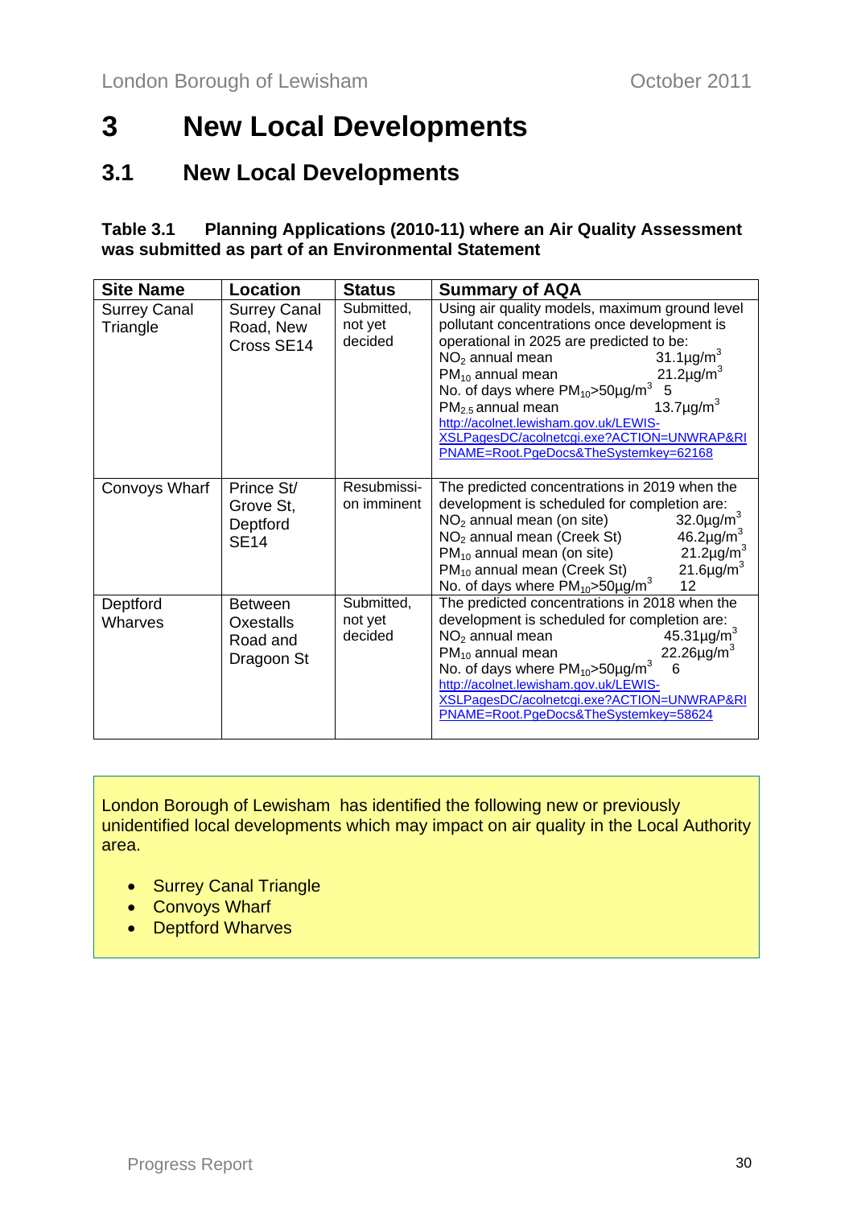# 3 New Local Developments

## 3.1 New Local Developments

**Table 3.1 Planning Applications (2010-11) where an Air Quality Assessment was submitted as part of an Environmental Statement**

| Site Name | Location | Status | Summary of AQA |
|---|---|---|---|
| Surrey Canal Triangle | Surrey Canal Road, New Cross SE14 | Submitted, not yet decided | Using air quality models, maximum ground level pollutant concentrations once development is operational in 2025 are predicted to be:<br>$NO_2$ annual mean 31.1µg/m$^3$<br>$PM_{10}$ annual mean 21.2µg/m$^3$<br>No. of days where $PM_{10}$>50µg/m$^3$ 5<br>$PM_{2.5}$ annual mean 13.7µg/m$^3$<br>http://acolnet.lewisham.gov.uk/LEWIS-XSLPagesDC/acolnetcgi.exe?ACTION=UNWRAP&RIPNAME=Root.PgeDocs&TheSystemkey=62168 |
| Convoys Wharf | Prince St/ Grove St, Deptford SE14 | Resubmission imminent | The predicted concentrations in 2019 when the development is scheduled for completion are:<br>$NO_2$ annual mean (on site) 32.0µg/m$^3$<br>$NO_2$ annual mean (Creek St) 46.2µg/m$^3$<br>$PM_{10}$ annual mean (on site) 21.2µg/m$^3$<br>$PM_{10}$ annual mean (Creek St) 21.6µg/m$^3$<br>No. of days where $PM_{10}$>50µg/m$^3$ 12 |
| Deptford Wharves | Between Oxestalls Road and Dragoon St | Submitted, not yet decided | The predicted concentrations in 2018 when the development is scheduled for completion are:<br>$NO_2$ annual mean 45.31µg/m$^3$<br>$PM_{10}$ annual mean 22.26µg/m$^3$<br>No. of days where $PM_{10}$>50µg/m$^3$ 6<br>http://acolnet.lewisham.gov.uk/LEWIS-XSLPagesDC/acolnetcgi.exe?ACTION=UNWRAP&RIPNAME=Root.PgeDocs&TheSystemkey=58624 |

London Borough of Lewisham has identified the following new or previously unidentified local developments which may impact on air quality in the Local Authority area.

- Surrey Canal Triangle
- Convoys Wharf
- Deptford Wharves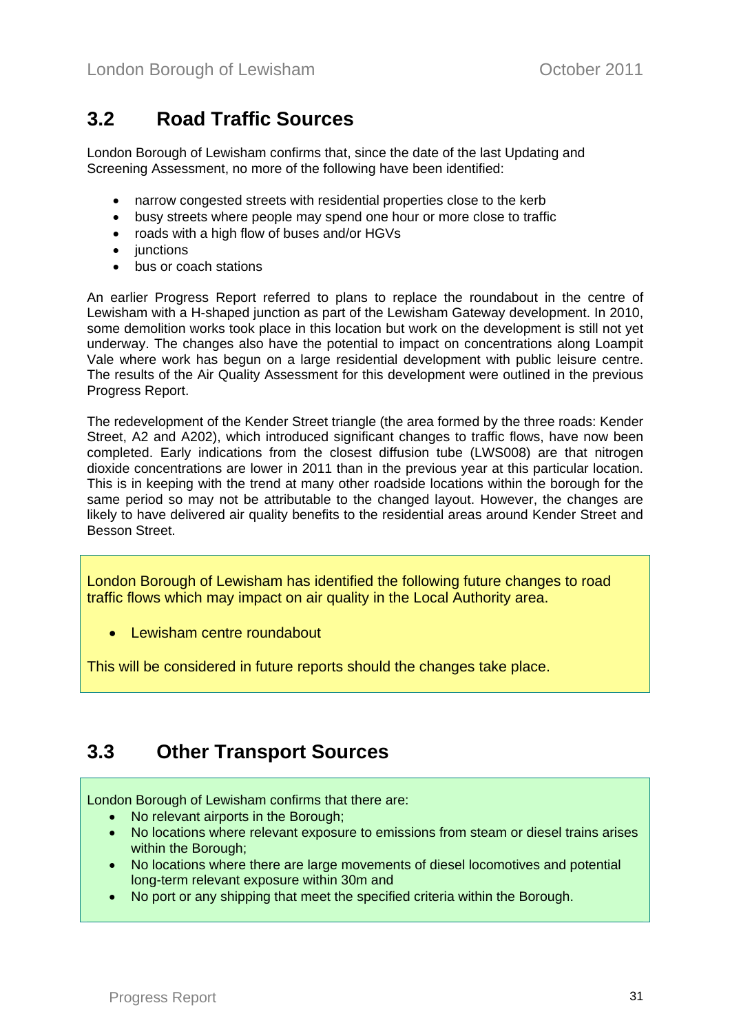## 3.2 Road Traffic Sources

London Borough of Lewisham confirms that, since the date of the last Updating and Screening Assessment, no more of the following have been identified:

- narrow congested streets with residential properties close to the kerb
- busy streets where people may spend one hour or more close to traffic
- roads with a high flow of buses and/or HGVs
- junctions
- bus or coach stations

An earlier Progress Report referred to plans to replace the roundabout in the centre of Lewisham with a H-shaped junction as part of the Lewisham Gateway development. In 2010, some demolition works took place in this location but work on the development is still not yet underway. The changes also have the potential to impact on concentrations along Loampit Vale where work has begun on a large residential development with public leisure centre. The results of the Air Quality Assessment for this development were outlined in the previous Progress Report.

The redevelopment of the Kender Street triangle (the area formed by the three roads: Kender Street, A2 and A202), which introduced significant changes to traffic flows, have now been completed. Early indications from the closest diffusion tube (LWS008) are that nitrogen dioxide concentrations are lower in 2011 than in the previous year at this particular location. This is in keeping with the trend at many other roadside locations within the borough for the same period so may not be attributable to the changed layout. However, the changes are likely to have delivered air quality benefits to the residential areas around Kender Street and Besson Street.

London Borough of Lewisham has identified the following future changes to road traffic flows which may impact on air quality in the Local Authority area.

- Lewisham centre roundabout

This will be considered in future reports should the changes take place.

## 3.3 Other Transport Sources

London Borough of Lewisham confirms that there are:

- No relevant airports in the Borough;
- No locations where relevant exposure to emissions from steam or diesel trains arises within the Borough;
- No locations where there are large movements of diesel locomotives and potential long-term relevant exposure within 30m and
- No port or any shipping that meet the specified criteria within the Borough.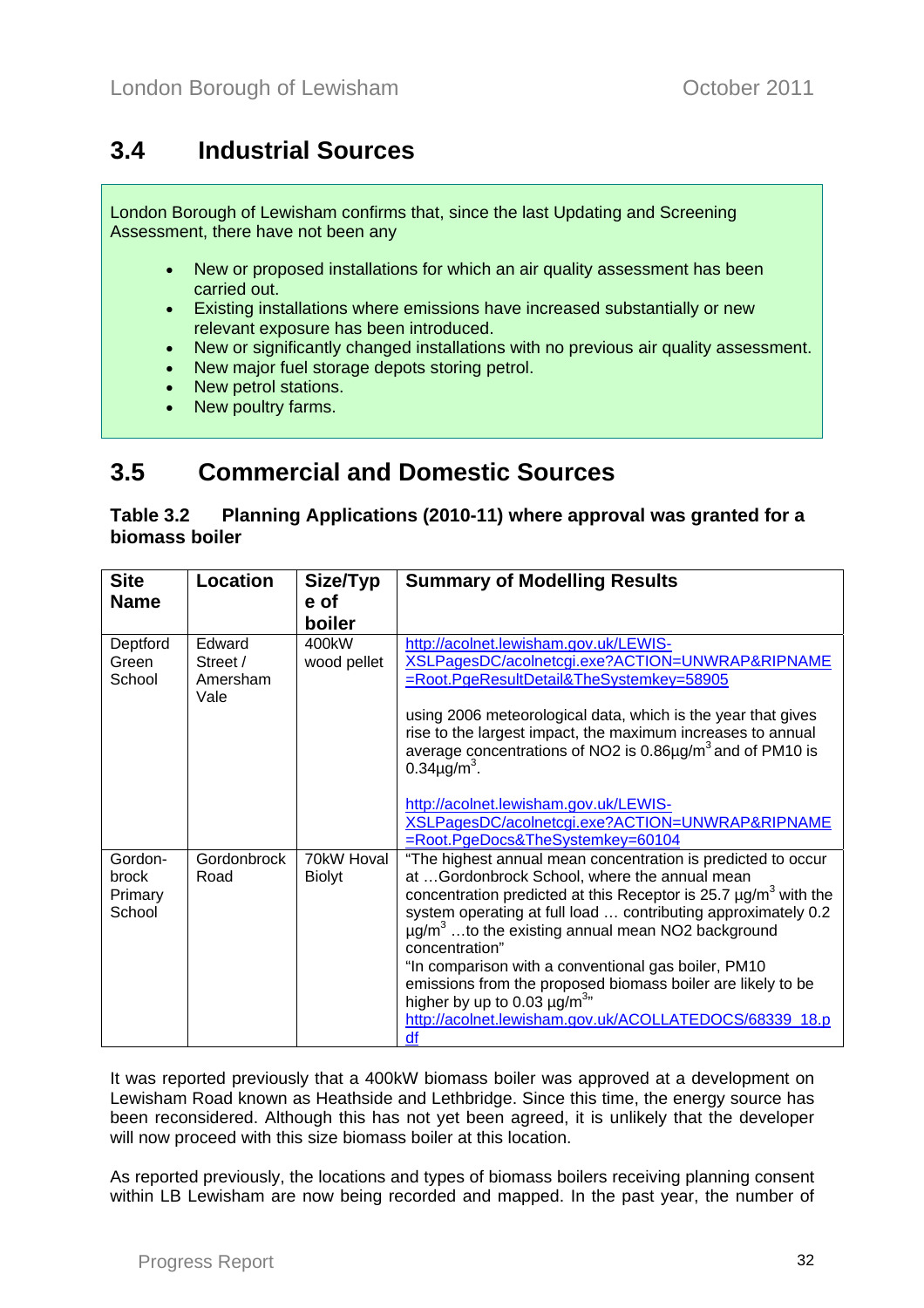## 3.4 Industrial Sources

London Borough of Lewisham confirms that, since the last Updating and Screening Assessment, there have not been any

- New or proposed installations for which an air quality assessment has been carried out.
- Existing installations where emissions have increased substantially or new relevant exposure has been introduced.
- New or significantly changed installations with no previous air quality assessment.
- New major fuel storage depots storing petrol.
- New petrol stations.
- New poultry farms.

## 3.5 Commercial and Domestic Sources

**Table 3.2 Planning Applications (2010-11) where approval was granted for a biomass boiler**

| Site Name | Location | Size/Type of boiler | Summary of Modelling Results |
|---|---|---|---|
| Deptford Green School | Edward Street / Amersham Vale | 400kW wood pellet | http://acolnet.lewisham.gov.uk/LEWIS-XSLPagesDC/acolnetcgi.exe?ACTION=UNWRAP&RIPNAME=Root.PgeResultDetail&TheSystemkey=58905 <br><br> using 2006 meteorological data, which is the year that gives rise to the largest impact, the maximum increases to annual average concentrations of $NO_2$ is 0.86µg/m$^3$ and of $PM_{10}$ is 0.34µg/m$^3$. <br><br> http://acolnet.lewisham.gov.uk/LEWIS-XSLPagesDC/acolnetcgi.exe?ACTION=UNWRAP&RIPNAME=Root.PgeDocs&TheSystemkey=60104 |
| Gordon-brock Primary School | Gordonbrock Road | 70kW Hoval Biolyt | "The highest annual mean concentration is predicted to occur at …Gordonbrock School, where the annual mean concentration predicted at this Receptor is 25.7 µg/m$^3$ with the system operating at full load … contributing approximately 0.2 µg/m$^3$ …to the existing annual mean $NO_2$ background concentration" <br> "In comparison with a conventional gas boiler, $PM_{10}$ emissions from the proposed biomass boiler are likely to be higher by up to 0.03 µg/m$^3$" <br> http://acolnet.lewisham.gov.uk/ACOLLATEDOCS/68339_18.pdf |

It was reported previously that a 400kW biomass boiler was approved at a development on Lewisham Road known as Heathside and Lethbridge. Since this time, the energy source has been reconsidered. Although this has not yet been agreed, it is unlikely that the developer will now proceed with this size biomass boiler at this location.

As reported previously, the locations and types of biomass boilers receiving planning consent within LB Lewisham are now being recorded and mapped. In the past year, the number of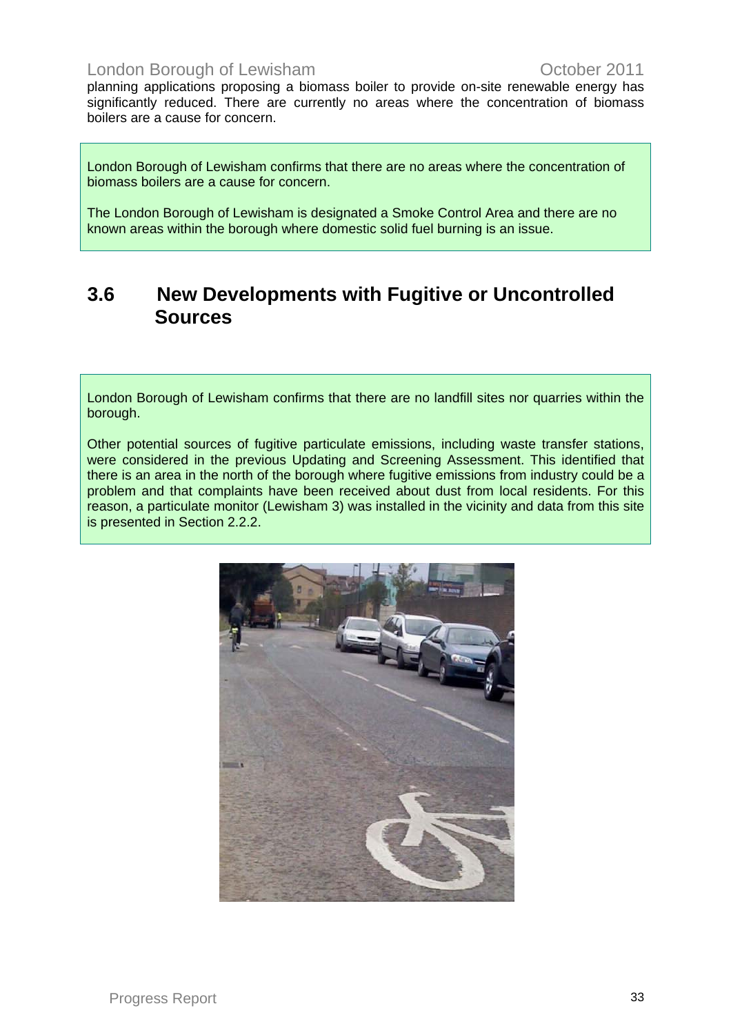planning applications proposing a biomass boiler to provide on-site renewable energy has significantly reduced. There are currently no areas where the concentration of biomass boilers are a cause for concern.

London Borough of Lewisham confirms that there are no areas where the concentration of biomass boilers are a cause for concern.

The London Borough of Lewisham is designated a Smoke Control Area and there are no known areas within the borough where domestic solid fuel burning is an issue.

## 3.6 New Developments with Fugitive or Uncontrolled Sources

London Borough of Lewisham confirms that there are no landfill sites nor quarries within the borough.

Other potential sources of fugitive particulate emissions, including waste transfer stations, were considered in the previous Updating and Screening Assessment. This identified that there is an area in the north of the borough where fugitive emissions from industry could be a problem and that complaints have been received about dust from local residents. For this reason, a particulate monitor (Lewisham 3) was installed in the vicinity and data from this site is presented in Section 2.2.2.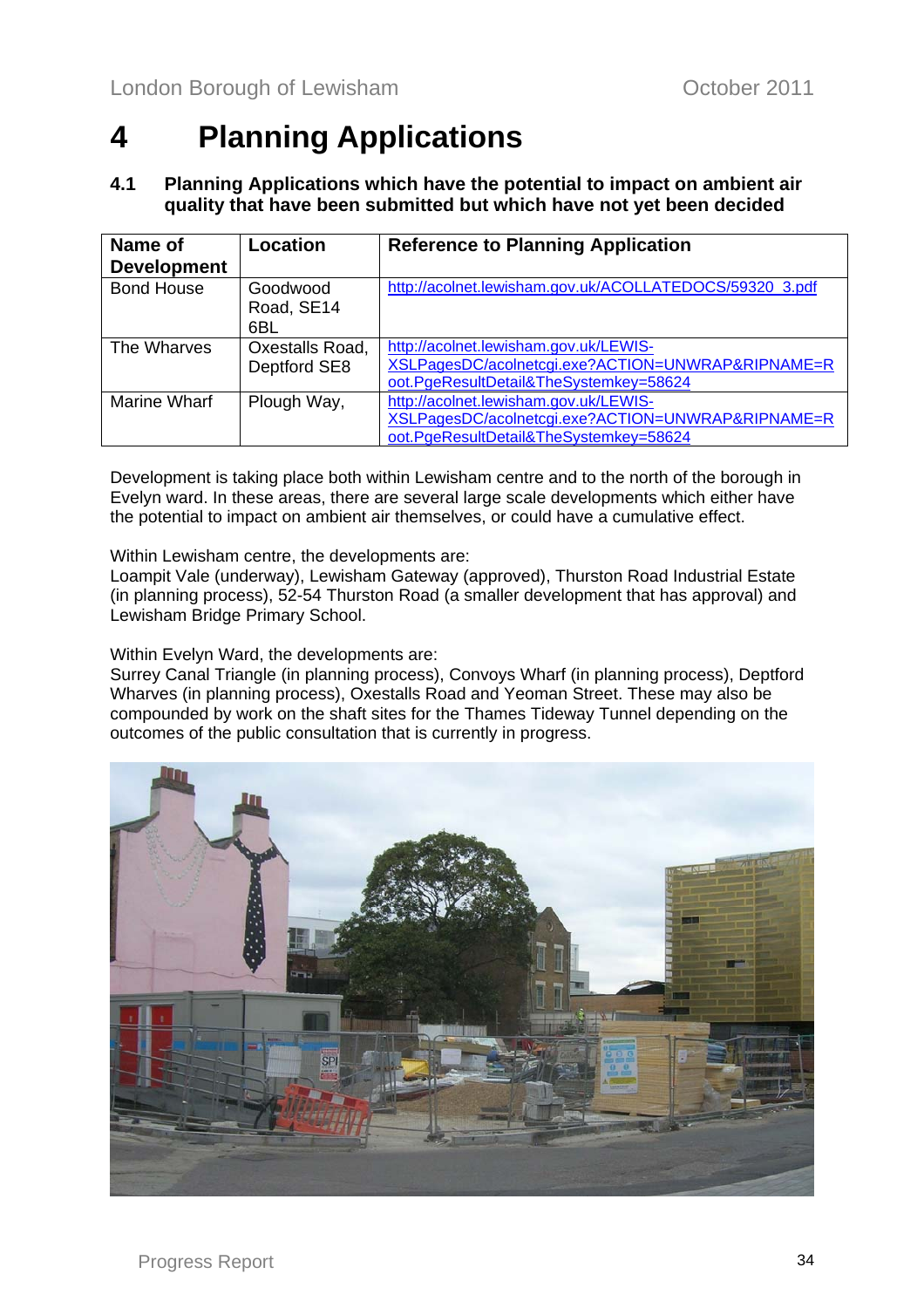# 4 Planning Applications

## 4.1 Planning Applications which have the potential to impact on ambient air quality that have been submitted but which have not yet been decided

| Name of Development | Location | Reference to Planning Application |
|---|---|---|
| Bond House | Goodwood Road, SE14 6BL | http://acolnet.lewisham.gov.uk/ACOLLATEDOCS/59320_3.pdf |
| The Wharves | Oxestalls Road, Deptford SE8 | http://acolnet.lewisham.gov.uk/LEWIS-XSLPagesDC/acolnetcgi.exe?ACTION=UNWRAP&RIPNAME=Root.PgeResultDetail&TheSystemkey=58624 |
| Marine Wharf | Plough Way, | http://acolnet.lewisham.gov.uk/LEWIS-XSLPagesDC/acolnetcgi.exe?ACTION=UNWRAP&RIPNAME=Root.PgeResultDetail&TheSystemkey=58624 |

Development is taking place both within Lewisham centre and to the north of the borough in Evelyn ward. In these areas, there are several large scale developments which either have the potential to impact on ambient air themselves, or could have a cumulative effect.

Within Lewisham centre, the developments are:
Loampit Vale (underway), Lewisham Gateway (approved), Thurston Road Industrial Estate (in planning process), 52-54 Thurston Road (a smaller development that has approval) and Lewisham Bridge Primary School.

Within Evelyn Ward, the developments are:
Surrey Canal Triangle (in planning process), Convoys Wharf (in planning process), Deptford Wharves (in planning process), Oxestalls Road and Yeoman Street. These may also be compounded by work on the shaft sites for the Thames Tideway Tunnel depending on the outcomes of the public consultation that is currently in progress.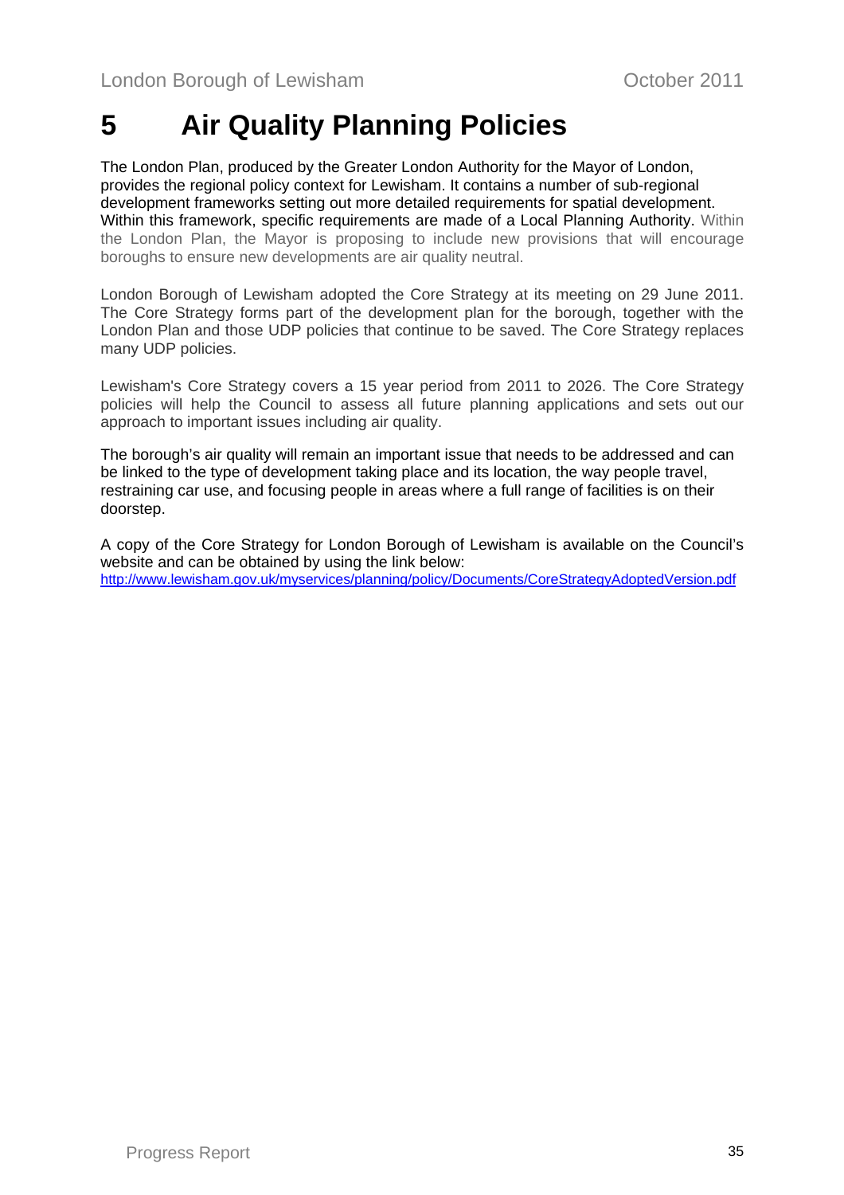# 5 Air Quality Planning Policies

The London Plan, produced by the Greater London Authority for the Mayor of London, provides the regional policy context for Lewisham. It contains a number of sub-regional development frameworks setting out more detailed requirements for spatial development. Within this framework, specific requirements are made of a Local Planning Authority. Within the London Plan, the Mayor is proposing to include new provisions that will encourage boroughs to ensure new developments are air quality neutral.

London Borough of Lewisham adopted the Core Strategy at its meeting on 29 June 2011. The Core Strategy forms part of the development plan for the borough, together with the London Plan and those UDP policies that continue to be saved. The Core Strategy replaces many UDP policies.

Lewisham's Core Strategy covers a 15 year period from 2011 to 2026. The Core Strategy policies will help the Council to assess all future planning applications and sets out our approach to important issues including air quality.

The borough's air quality will remain an important issue that needs to be addressed and can be linked to the type of development taking place and its location, the way people travel, restraining car use, and focusing people in areas where a full range of facilities is on their doorstep.

A copy of the Core Strategy for London Borough of Lewisham is available on the Council's website and can be obtained by using the link below:
http://www.lewisham.gov.uk/myservices/planning/policy/Documents/CoreStrategyAdoptedVersion.pdf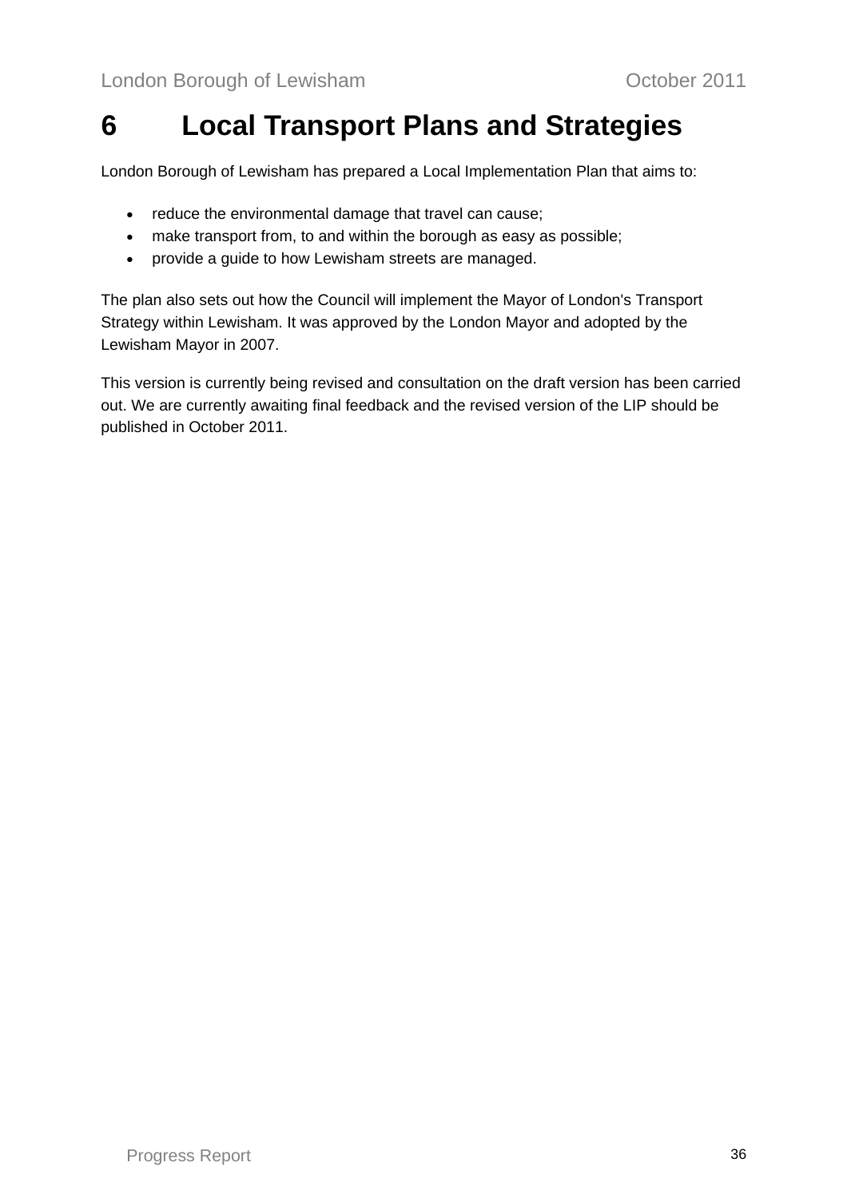# 6 Local Transport Plans and Strategies

London Borough of Lewisham has prepared a Local Implementation Plan that aims to:

- reduce the environmental damage that travel can cause;
- make transport from, to and within the borough as easy as possible;
- provide a guide to how Lewisham streets are managed.

The plan also sets out how the Council will implement the Mayor of London's Transport Strategy within Lewisham. It was approved by the London Mayor and adopted by the Lewisham Mayor in 2007.

This version is currently being revised and consultation on the draft version has been carried out. We are currently awaiting final feedback and the revised version of the LIP should be published in October 2011.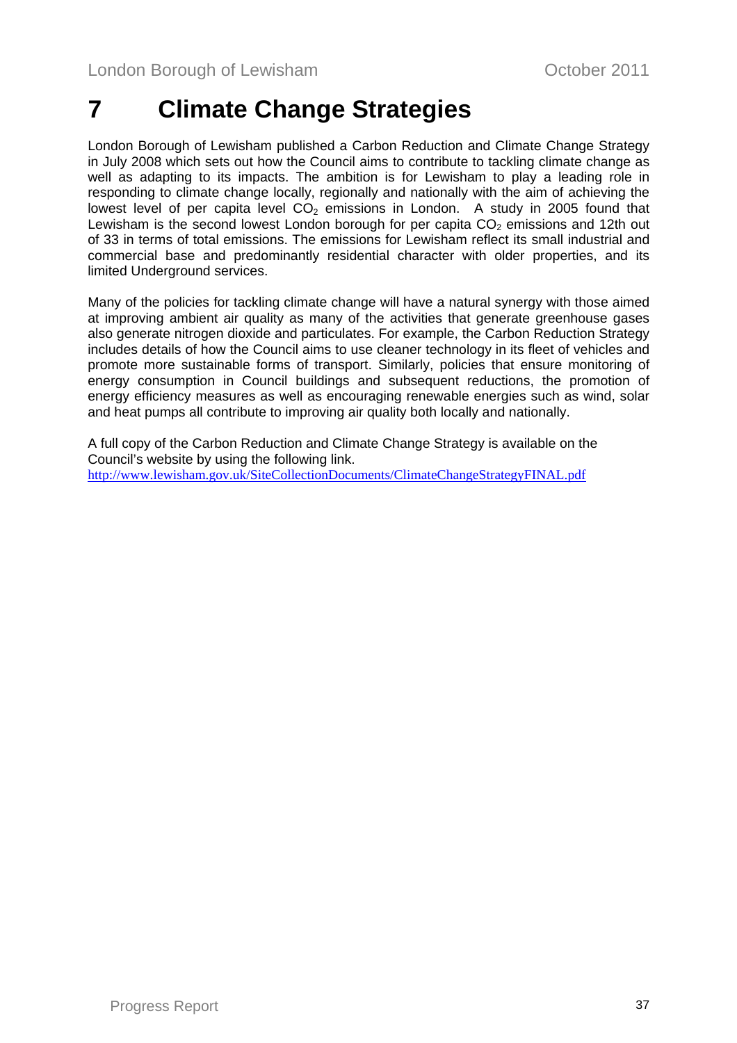# 7 Climate Change Strategies

London Borough of Lewisham published a Carbon Reduction and Climate Change Strategy in July 2008 which sets out how the Council aims to contribute to tackling climate change as well as adapting to its impacts. The ambition is for Lewisham to play a leading role in responding to climate change locally, regionally and nationally with the aim of achieving the lowest level of per capita level $CO_2$ emissions in London. A study in 2005 found that Lewisham is the second lowest London borough for per capita $CO_2$ emissions and 12th out of 33 in terms of total emissions. The emissions for Lewisham reflect its small industrial and commercial base and predominantly residential character with older properties, and its limited Underground services.

Many of the policies for tackling climate change will have a natural synergy with those aimed at improving ambient air quality as many of the activities that generate greenhouse gases also generate nitrogen dioxide and particulates. For example, the Carbon Reduction Strategy includes details of how the Council aims to use cleaner technology in its fleet of vehicles and promote more sustainable forms of transport. Similarly, policies that ensure monitoring of energy consumption in Council buildings and subsequent reductions, the promotion of energy efficiency measures as well as encouraging renewable energies such as wind, solar and heat pumps all contribute to improving air quality both locally and nationally.

A full copy of the Carbon Reduction and Climate Change Strategy is available on the Council's website by using the following link.
http://www.lewisham.gov.uk/SiteCollectionDocuments/ClimateChangeStrategyFINAL.pdf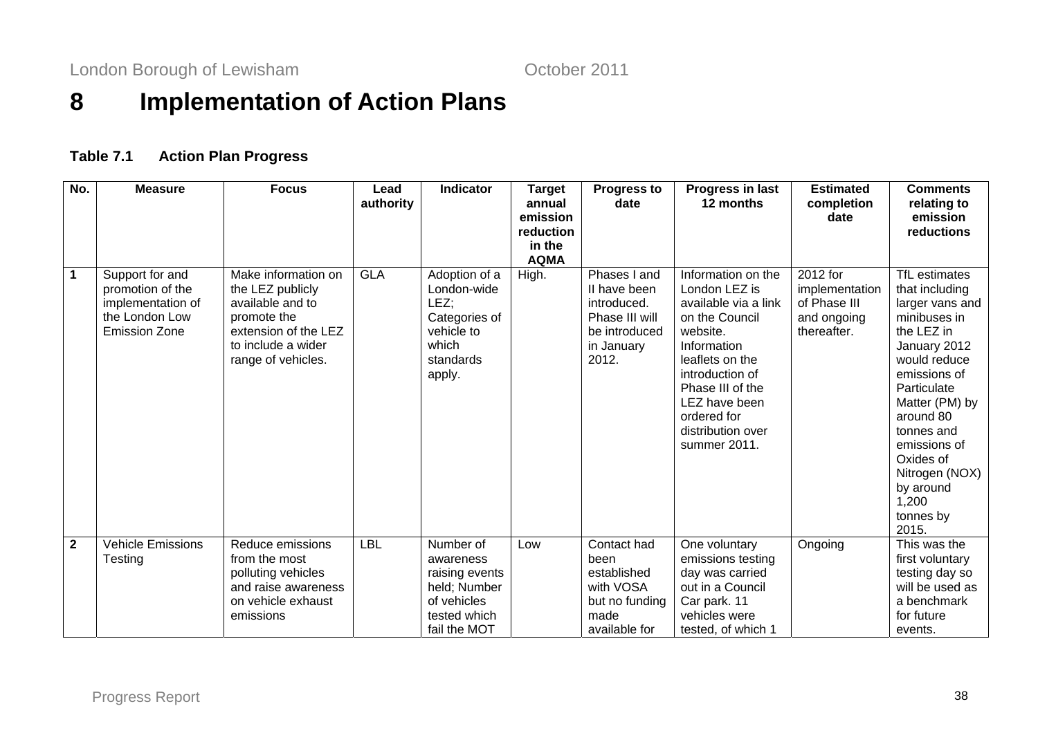# 8 Implementation of Action Plans

**Table 7.1 Action Plan Progress**

| No. | Measure | Focus | Lead authority | Indicator | Target annual emission reduction in the AQMA | Progress to date | Progress in last 12 months | Estimated completion date | Comments relating to emission reductions |
|---|---|---|---|---|---|---|---|---|---|
| **1** | Support for and promotion of the implementation of the London Low Emission Zone | Make information on the LEZ publicly available and to promote the extension of the LEZ to include a wider range of vehicles. | GLA | Adoption of a London-wide LEZ; Categories of vehicle to which standards apply. | High. | Phases I and II have been introduced. Phase III will be introduced in January 2012. | Information on the London LEZ is available via a link on the Council website. Information leaflets on the introduction of Phase III of the LEZ have been ordered for distribution over summer 2011. | 2012 for implementation of Phase III and ongoing thereafter. | TfL estimates that including larger vans and minibuses in the LEZ in January 2012 would reduce emissions of Particulate Matter (PM) by around 80 tonnes and emissions of Oxides of Nitrogen (NOX) by around 1,200 tonnes by 2015. |
| **2** | Vehicle Emissions Testing | Reduce emissions from the most polluting vehicles and raise awareness on vehicle exhaust emissions | LBL | Number of awareness raising events held; Number of vehicles tested which fail the MOT | Low | Contact had been established with VOSA but no funding made available for | One voluntary emissions testing day was carried out in a Council Car park. 11 vehicles were tested, of which 1 | Ongoing | This was the first voluntary testing day so will be used as a benchmark for future events. |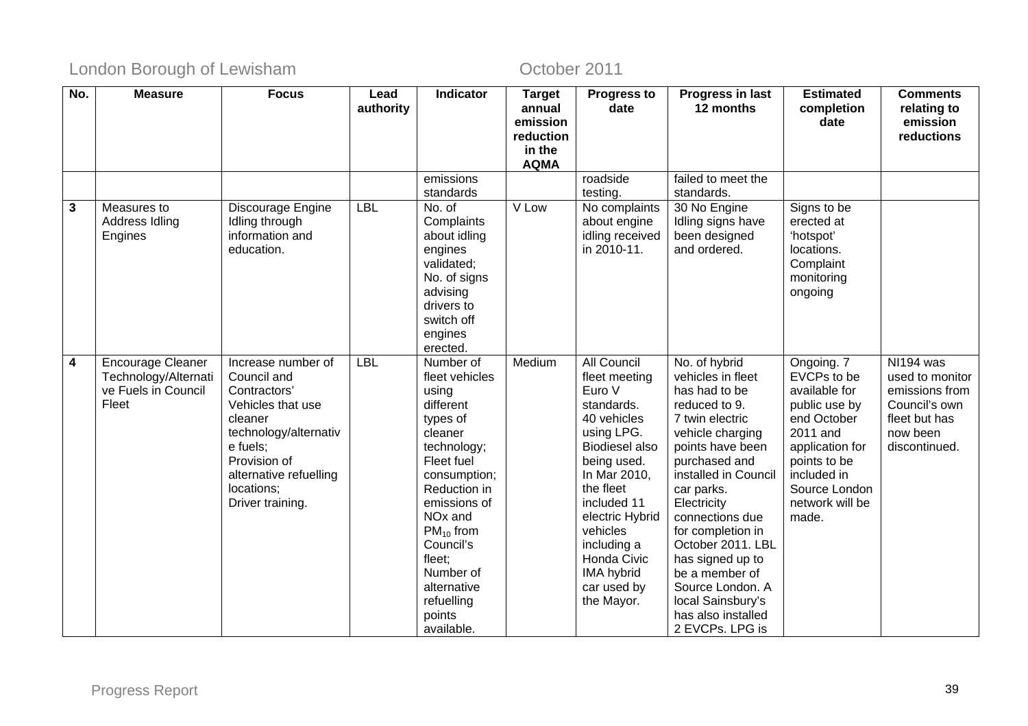| No. | Measure | Focus | Lead authority | Indicator | Target annual emission reduction in the AQMA | Progress to date | Progress in last 12 months | Estimated completion date | Comments relating to emission reductions |
|---|---|---|---|---|---|---|---|---|---|
| | | | | emissions standards | | roadside testing. | failed to meet the standards. | | |
| **3** | Measures to Address Idling Engines | Discourage Engine Idling through information and education. | LBL | No. of Complaints about idling engines validated; No. of signs advising drivers to switch off engines erected. | V Low | No complaints about engine idling received in 2010-11. | 30 No Engine Idling signs have been designed and ordered. | Signs to be erected at 'hotspot' locations. Complaint monitoring ongoing | |
| **4** | Encourage Cleaner Technology/Alternative Fuels in Council Fleet | Increase number of Council and Contractors' Vehicles that use cleaner technology/alternative fuels; Provision of alternative refuelling locations; Driver training. | LBL | Number of fleet vehicles using different types of cleaner technology; Fleet fuel consumption; Reduction in emissions of NOx and $PM_{10}$ from Council's fleet; Number of alternative refuelling points available. | Medium | All Council fleet meeting Euro V standards. 40 vehicles using LPG. Biodiesel also being used. In Mar 2010, the fleet included 11 electric Hybrid vehicles including a Honda Civic IMA hybrid car used by the Mayor. | No. of hybrid vehicles in fleet has had to be reduced to 9. 7 twin electric vehicle charging points have been purchased and installed in Council car parks. Electricity connections due for completion in October 2011. LBL has signed up to be a member of Source London. A local Sainsbury's has also installed 2 EVCPs. LPG is | Ongoing. 7 EVCPs to be available for public use by end October 2011 and application for points to be included in Source London network will be made. | NI194 was used to monitor emissions from Council's own fleet but has now been discontinued. |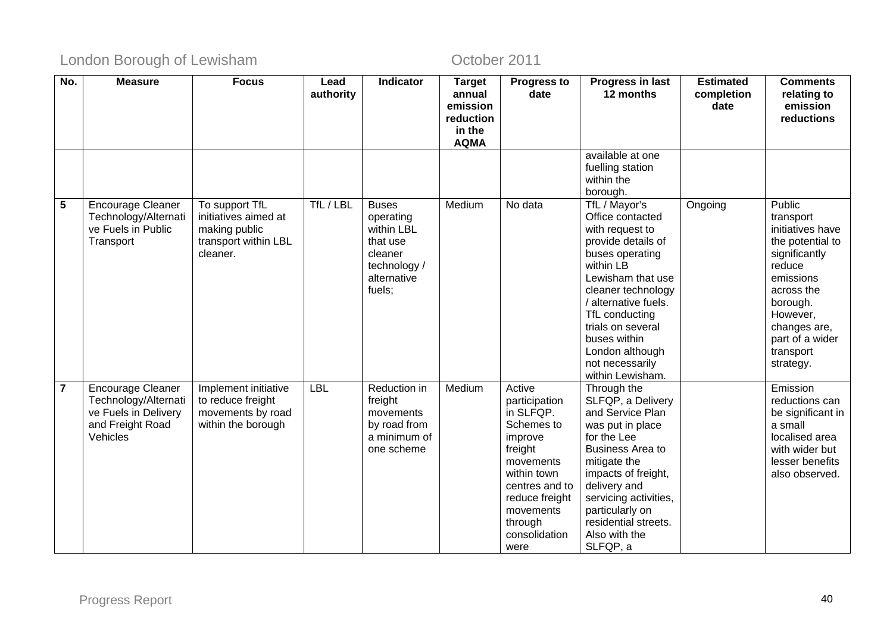| No. | Measure | Focus | Lead authority | Indicator | Target annual emission reduction in the AQMA | Progress to date | Progress in last 12 months | Estimated completion date | Comments relating to emission reductions |
|---|---|---|---|---|---|---|---|---|---|
| | | | | | | | available at one fuelling station within the borough. | | |
| 5 | Encourage Cleaner Technology/Alternative Fuels in Public Transport | To support TfL initiatives aimed at making public transport within LBL cleaner. | TfL / LBL | Buses operating within LBL that use cleaner technology / alternative fuels; | Medium | No data | TfL / Mayor's Office contacted with request to provide details of buses operating within LB Lewisham that use cleaner technology / alternative fuels. TfL conducting trials on several buses within London although not necessarily within Lewisham. | Ongoing | Public transport initiatives have the potential to significantly reduce emissions across the borough. However, changes are, part of a wider transport strategy. |
| 7 | Encourage Cleaner Technology/Alternative Fuels in Delivery and Freight Road Vehicles | Implement initiative to reduce freight movements by road within the borough | LBL | Reduction in freight movements by road from a minimum of one scheme | Medium | Active participation in SLFQP. Schemes to improve freight movements within town centres and to reduce freight movements through consolidation were | Through the SLFQP, a Delivery and Service Plan was put in place for the Lee Business Area to mitigate the impacts of freight, delivery and servicing activities, particularly on residential streets. Also with the SLFQP, a | | Emission reductions can be significant in a small localised area with wider but lesser benefits also observed. |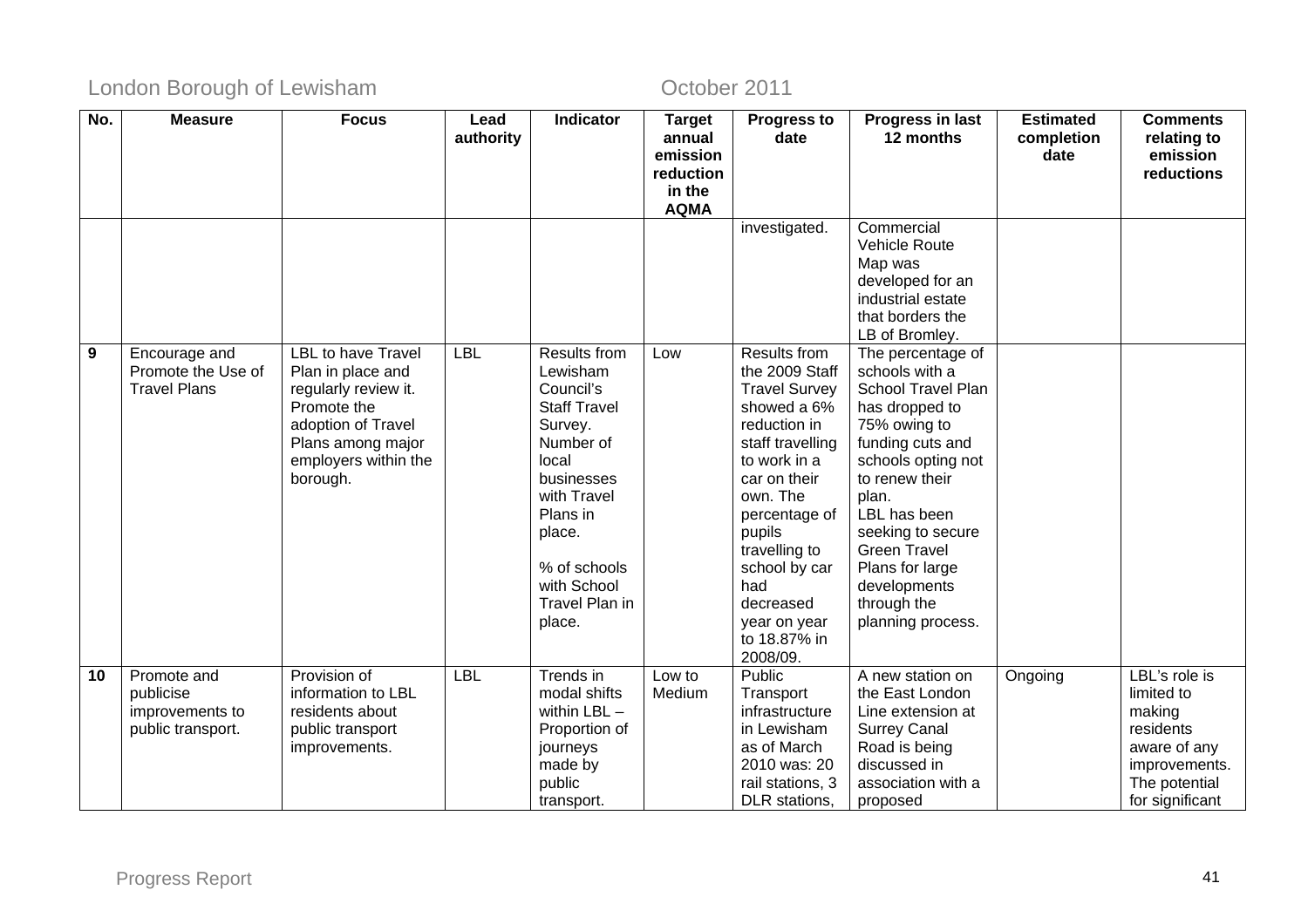| No. | Measure | Focus | Lead authority | Indicator | Target annual emission reduction in the AQMA | Progress to date | Progress in last 12 months | Estimated completion date | Comments relating to emission reductions |
|---|---|---|---|---|---|---|---|---|---|
| | | | | | | investigated. | Commercial Vehicle Route Map was developed for an industrial estate that borders the LB of Bromley. | | |
| **9** | Encourage and Promote the Use of Travel Plans | LBL to have Travel Plan in place and regularly review it. Promote the adoption of Travel Plans among major employers within the borough. | LBL | Results from Lewisham Council's Staff Travel Survey. Number of local businesses with Travel Plans in place.<br><br>% of schools with School Travel Plan in place. | Low | Results from the 2009 Staff Travel Survey showed a 6% reduction in staff travelling to work in a car on their own. The percentage of pupils travelling to school by car had decreased year on year to 18.87% in 2008/09. | The percentage of schools with a School Travel Plan has dropped to 75% owing to funding cuts and schools opting not to renew their plan.<br>LBL has been seeking to secure Green Travel Plans for large developments through the planning process. | | |
| **10** | Promote and publicise improvements to public transport. | Provision of information to LBL residents about public transport improvements. | LBL | Trends in modal shifts within LBL – Proportion of journeys made by public transport. | Low to Medium | Public Transport infrastructure in Lewisham as of March 2010 was: 20 rail stations, 3 DLR stations, | A new station on the East London Line extension at Surrey Canal Road is being discussed in association with a proposed | Ongoing | LBL's role is limited to making residents aware of any improvements. The potential for significant |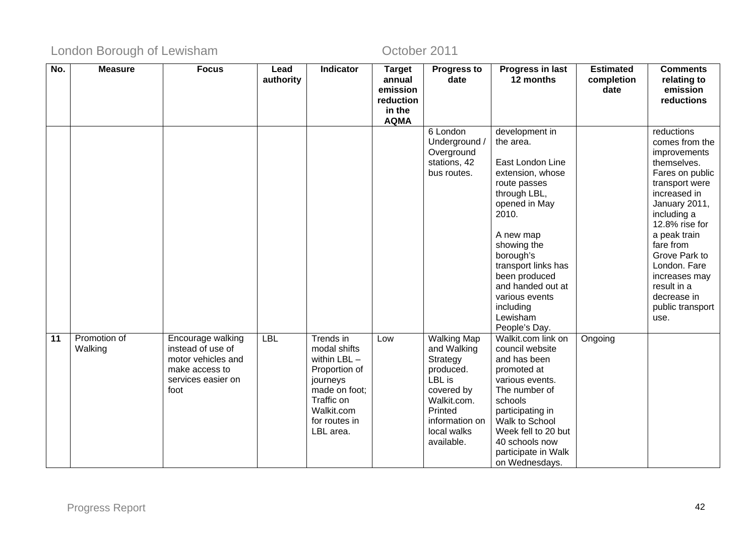| No. | Measure | Focus | Lead authority | Indicator | Target annual emission reduction in the AQMA | Progress to date | Progress in last 12 months | Estimated completion date | Comments relating to emission reductions |
|---|---|---|---|---|---|---|---|---|---|
| | | | | | | 6 London Underground / Overground stations, 42 bus routes. | development in the area.<br><br>East London Line extension, whose route passes through LBL, opened in May 2010.<br><br>A new map showing the borough's transport links has been produced and handed out at various events including Lewisham People's Day. | | reductions comes from the improvements themselves. Fares on public transport were increased in January 2011, including a 12.8% rise for a peak train fare from Grove Park to London. Fare increases may result in a decrease in public transport use. |
| **11** | Promotion of Walking | Encourage walking instead of use of motor vehicles and make access to services easier on foot | LBL | Trends in modal shifts within LBL – Proportion of journeys made on foot; Traffic on Walkit.com for routes in LBL area. | Low | Walking Map and Walking Strategy produced. LBL is covered by Walkit.com. Printed information on local walks available. | Walkit.com link on council website and has been promoted at various events. The number of schools participating in Walk to School Week fell to 20 but 40 schools now participate in Walk on Wednesdays. | Ongoing | |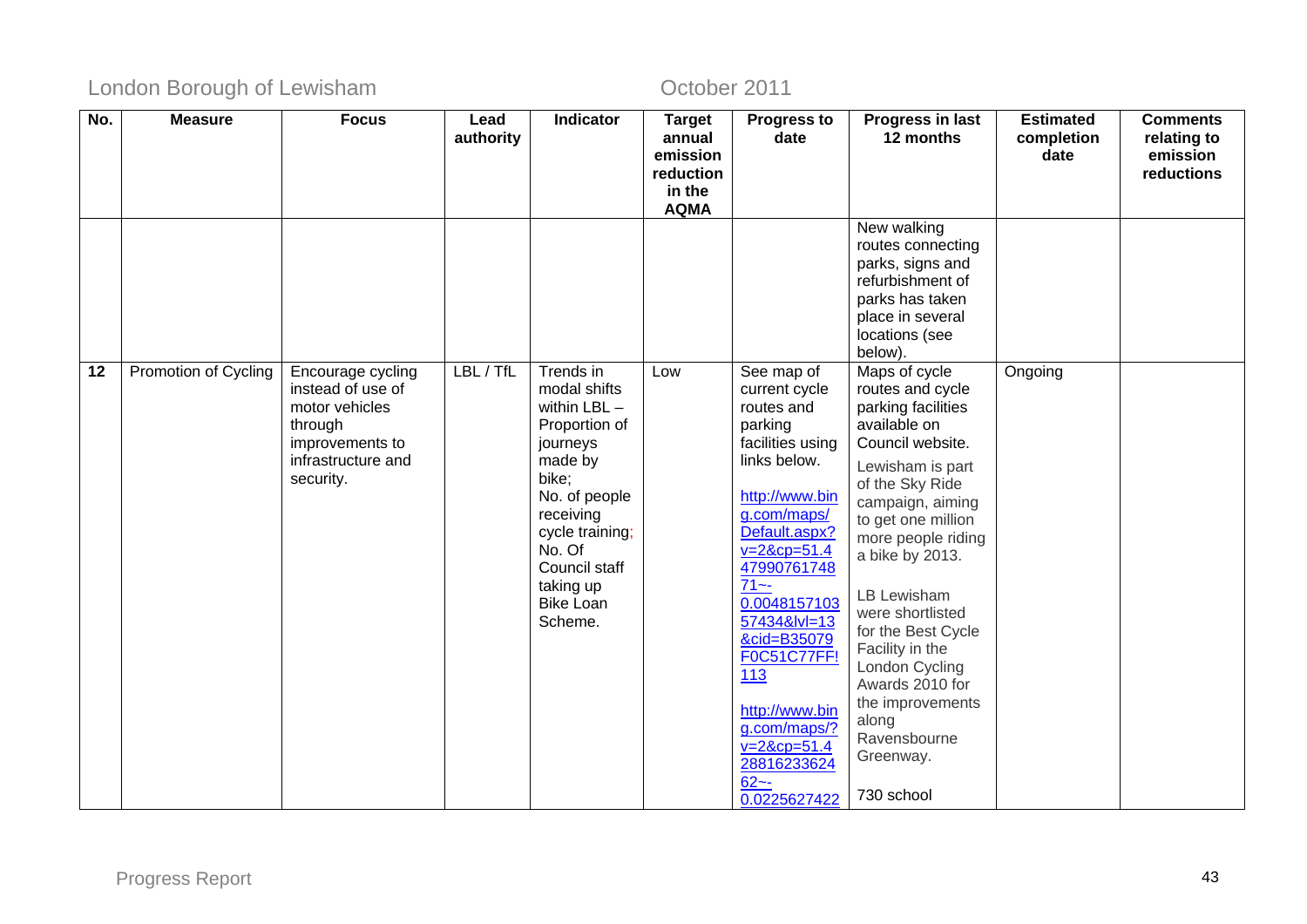| No. | Measure | Focus | Lead authority | Indicator | Target annual emission reduction in the AQMA | Progress to date | Progress in last 12 months | Estimated completion date | Comments relating to emission reductions |
|---|---|---|---|---|---|---|---|---|---|
| | | | | | | | New walking routes connecting parks, signs and refurbishment of parks has taken place in several locations (see below). | | |
| **12** | Promotion of Cycling | Encourage cycling instead of use of motor vehicles through improvements to infrastructure and security. | LBL / TfL | Trends in modal shifts within LBL – Proportion of journeys made by bike; No. of people receiving cycle training; No. Of Council staff taking up Bike Loan Scheme. | Low | See map of current cycle routes and parking facilities using links below. [http://www.bing.com/maps/Default.aspx?v=2&cp=51.447990761748 71~-0.004815710357434&lvl=13&cid=B35079F0C51C77FF!113](http://www.bing.com/maps/Default.aspx?v=2&cp=51.44799076174871~-0.004815710357434&lvl=13&cid=B35079F0C51C77FF!113) http://www.bing.com/maps/?v=2&cp=51.428816233624 62~-0.0225627422 | Maps of cycle routes and cycle parking facilities available on Council website. Lewisham is part of the Sky Ride campaign, aiming to get one million more people riding a bike by 2013. LB Lewisham were shortlisted for the Best Cycle Facility in the London Cycling Awards 2010 for the improvements along Ravensbourne Greenway. 730 school | Ongoing | |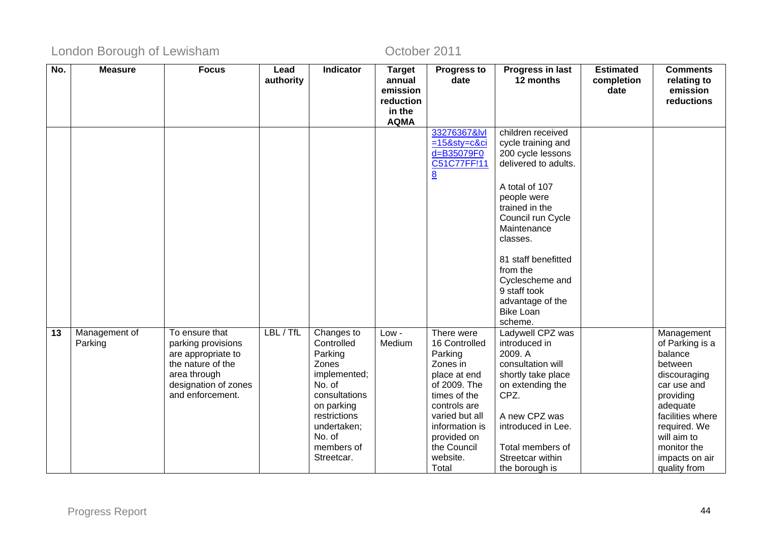| No. | Measure | Focus | Lead authority | Indicator | Target annual emission reduction in the AQMA | Progress to date | Progress in last 12 months | Estimated completion date | Comments relating to emission reductions |
|---|---|---|---|---|---|---|---|---|---|
| | | | | | | 33276367&lvl=15&sty=c&cid=B35079F0C51C77FF!118 | children received cycle training and 200 cycle lessons delivered to adults.<br><br>A total of 107 people were trained in the Council run Cycle Maintenance classes.<br><br>81 staff benefitted from the Cyclescheme and 9 staff took advantage of the Bike Loan scheme. | | |
| 13 | Management of Parking | To ensure that parking provisions are appropriate to the nature of the area through designation of zones and enforcement. | LBL / TfL | Changes to Controlled Parking Zones implemented; No. of consultations on parking restrictions undertaken; No. of members of Streetcar. | Low - Medium | There were 16 Controlled Parking Zones in place at end of 2009. The times of the controls are varied but all information is provided on the Council website. Total | Ladywell CPZ was introduced in 2009. A consultation will shortly take place on extending the CPZ.<br><br>A new CPZ was introduced in Lee.<br><br>Total members of Streetcar within the borough is | | Management of Parking is a balance between discouraging car use and providing adequate facilities where required. We will aim to monitor the impacts on air quality from |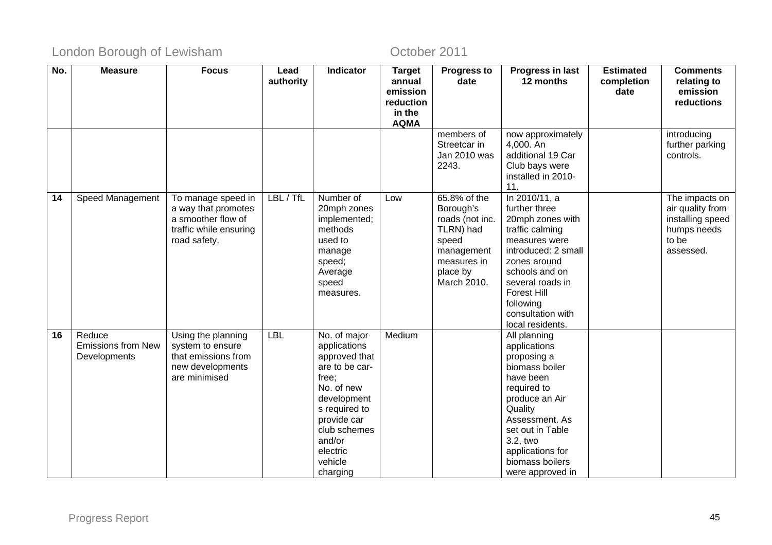| No. | Measure | Focus | Lead authority | Indicator | Target annual emission reduction in the AQMA | Progress to date | Progress in last 12 months | Estimated completion date | Comments relating to emission reductions |
|---|---|---|---|---|---|---|---|---|---|
| | | | | | | members of Streetcar in Jan 2010 was 2243. | now approximately 4,000. An additional 19 Car Club bays were installed in 2010-11. | | introducing further parking controls. |
| **14** | Speed Management | To manage speed in a way that promotes a smoother flow of traffic while ensuring road safety. | LBL / TfL | Number of 20mph zones implemented; methods used to manage speed; Average speed measures. | Low | 65.8% of the Borough's roads (not inc. TLRN) had speed management measures in place by March 2010. | In 2010/11, a further three 20mph zones with traffic calming measures were introduced: 2 small zones around schools and on several roads in Forest Hill following consultation with local residents. | | The impacts on air quality from installing speed humps needs to be assessed. |
| **16** | Reduce Emissions from New Developments | Using the planning system to ensure that emissions from new developments are minimised | LBL | No. of major applications approved that are to be car-free; No. of new developments required to provide car club schemes and/or electric vehicle charging | Medium | | All planning applications proposing a biomass boiler have been required to produce an Air Quality Assessment. As set out in Table 3.2, two applications for biomass boilers were approved in | | |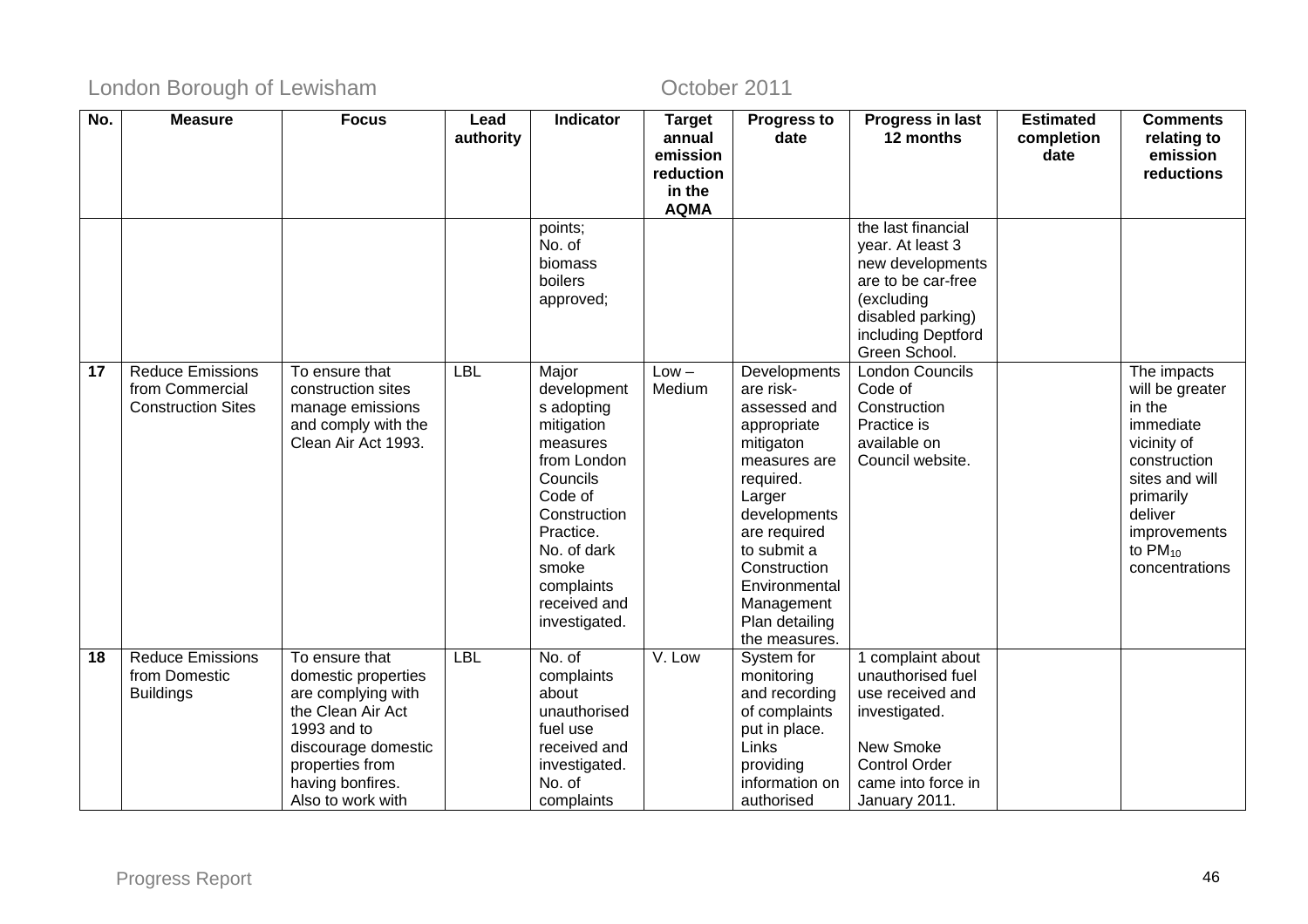| No. | Measure | Focus | Lead authority | Indicator | Target annual emission reduction in the AQMA | Progress to date | Progress in last 12 months | Estimated completion date | Comments relating to emission reductions |
|---|---|---|---|---|---|---|---|---|---|
| | | | | points; No. of biomass boilers approved; | | | the last financial year. At least 3 new developments are to be car-free (excluding disabled parking) including Deptford Green School. | | |
| **17** | Reduce Emissions from Commercial Construction Sites | To ensure that construction sites manage emissions and comply with the Clean Air Act 1993. | LBL | Major developments adopting mitigation measures from London Councils Code of Construction Practice. No. of dark smoke complaints received and investigated. | Low – Medium | Developments are risk-assessed and appropriate mitigaton measures are required. Larger developments are required to submit a Construction Environmental Management Plan detailing the measures. | London Councils Code of Construction Practice is available on Council website. | | The impacts will be greater in the immediate vicinity of construction sites and will primarily deliver improvements to $PM_{10}$ concentrations |
| **18** | Reduce Emissions from Domestic Buildings | To ensure that domestic properties are complying with the Clean Air Act 1993 and to discourage domestic properties from having bonfires. Also to work with | LBL | No. of complaints about unauthorised fuel use received and investigated. No. of complaints | V. Low | System for monitoring and recording of complaints put in place. Links providing information on authorised | 1 complaint about unauthorised fuel use received and investigated.<br><br>New Smoke Control Order came into force in January 2011. | | |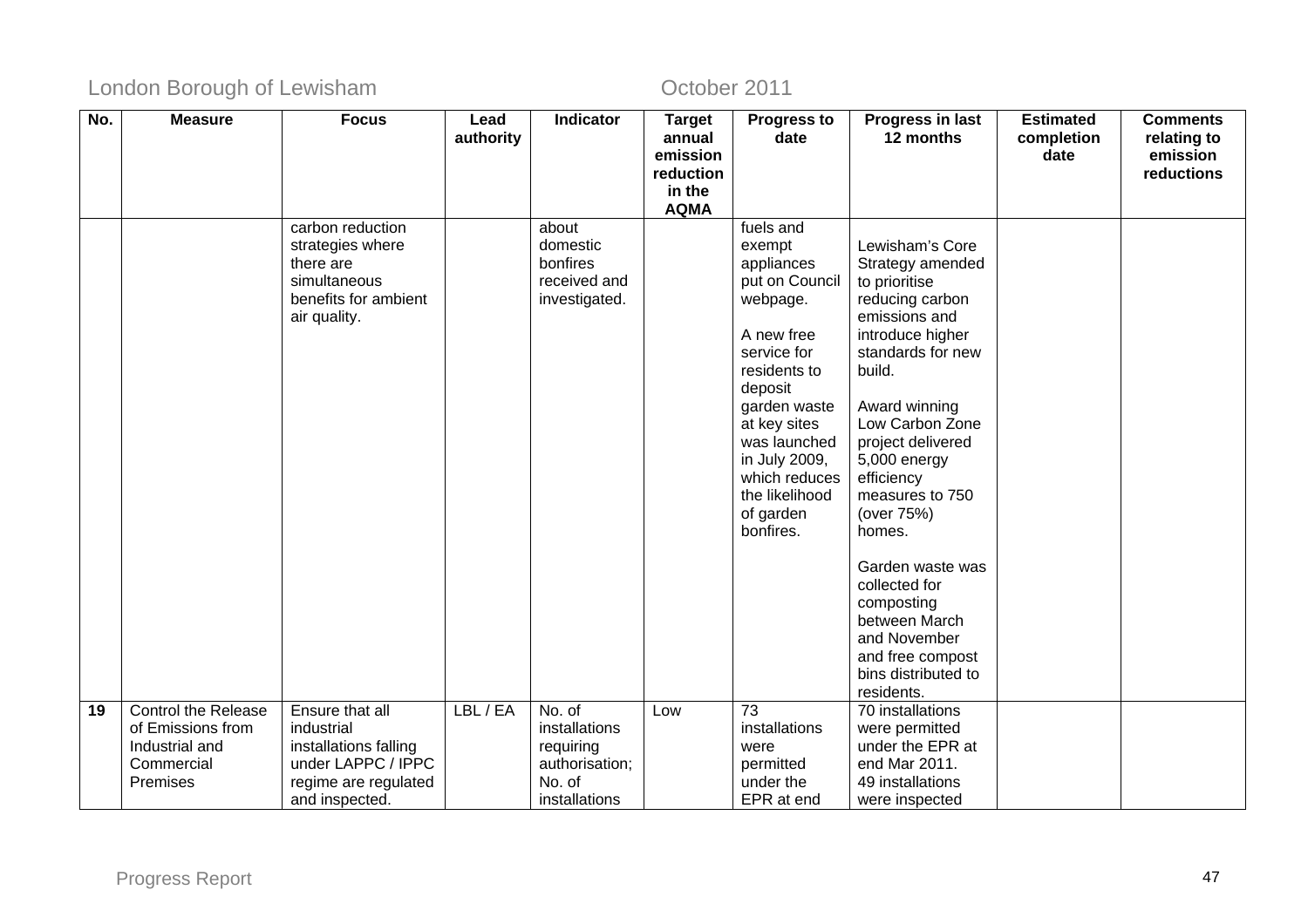| No. | Measure | Focus | Lead authority | Indicator | Target annual emission reduction in the AQMA | Progress to date | Progress in last 12 months | Estimated completion date | Comments relating to emission reductions |
|---|---|---|---|---|---|---|---|---|---|
| | | carbon reduction strategies where there are simultaneous benefits for ambient air quality. | | about domestic bonfires received and investigated. | | fuels and exempt appliances put on Council webpage.<br><br>A new free service for residents to deposit garden waste at key sites was launched in July 2009, which reduces the likelihood of garden bonfires. | Lewisham's Core Strategy amended to prioritise reducing carbon emissions and introduce higher standards for new build.<br><br>Award winning Low Carbon Zone project delivered 5,000 energy efficiency measures to 750 (over 75%) homes.<br><br>Garden waste was collected for composting between March and November and free compost bins distributed to residents. | | |
| **19** | Control the Release of Emissions from Industrial and Commercial Premises | Ensure that all industrial installations falling under LAPPC / IPPC regime are regulated and inspected. | LBL / EA | No. of installations requiring authorisation; No. of installations | Low | 73 installations were permitted under the EPR at end | 70 installations were permitted under the EPR at end Mar 2011.<br>49 installations were inspected | | |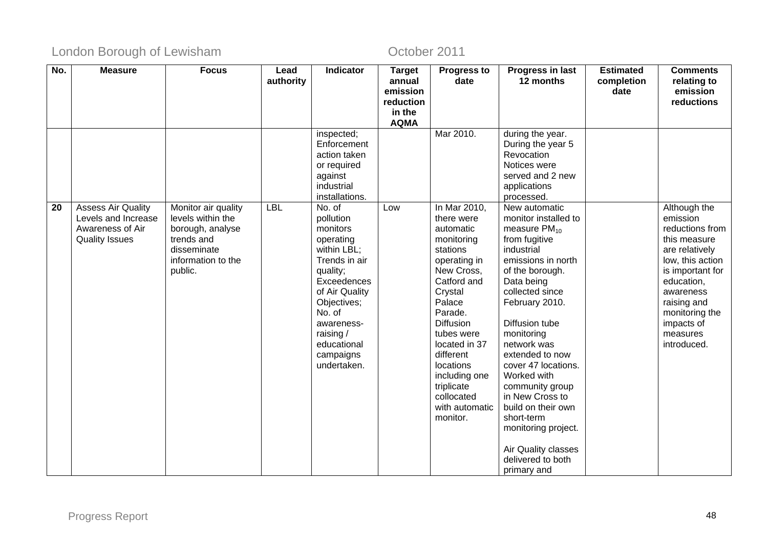| No. | Measure | Focus | Lead authority | Indicator | Target annual emission reduction in the AQMA | Progress to date | Progress in last 12 months | Estimated completion date | Comments relating to emission reductions |
|---|---|---|---|---|---|---|---|---|---|
| | | | | inspected; Enforcement action taken or required against industrial installations. | | Mar 2010. | during the year. During the year 5 Revocation Notices were served and 2 new applications processed. | | |
| **20** | Assess Air Quality Levels and Increase Awareness of Air Quality Issues | Monitor air quality levels within the borough, analyse trends and disseminate information to the public. | LBL | No. of pollution monitors operating within LBL; Trends in air quality; Exceedences of Air Quality Objectives; No. of awareness-raising / educational campaigns undertaken. | Low | In Mar 2010, there were automatic monitoring stations operating in New Cross, Catford and Crystal Palace Parade. Diffusion tubes were located in 37 different locations including one triplicate collocated with automatic monitor. | New automatic monitor installed to measure $PM_{10}$ from fugitive industrial emissions in north of the borough. Data being collected since February 2010.<br><br>Diffusion tube monitoring network was extended to now cover 47 locations. Worked with community group in New Cross to build on their own short-term monitoring project.<br><br>Air Quality classes delivered to both primary and | | Although the emission reductions from this measure are relatively low, this action is important for education, awareness raising and monitoring the impacts of measures introduced. |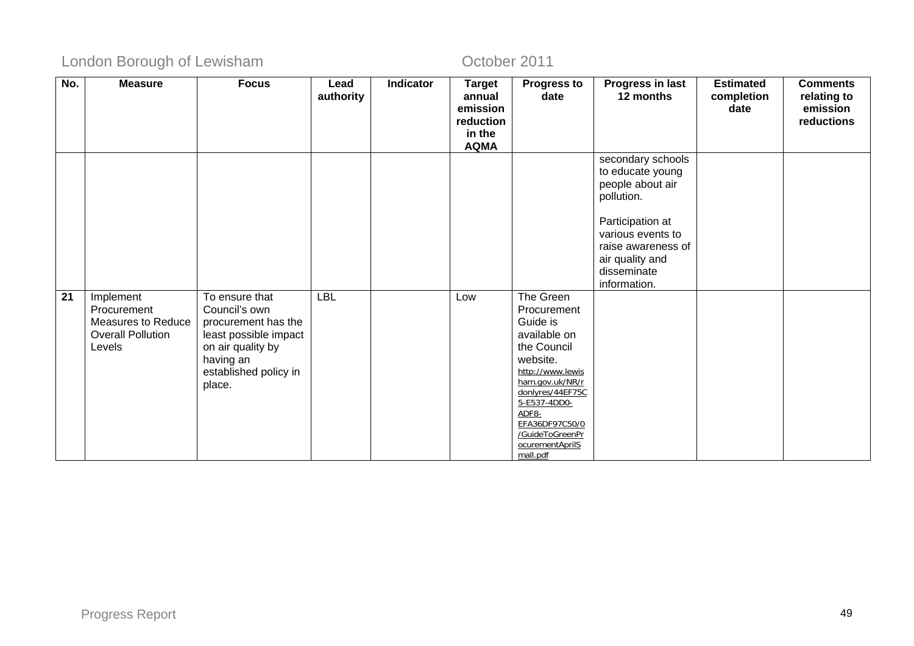| No. | Measure | Focus | Lead authority | Indicator | Target annual emission reduction in the AQMA | Progress to date | Progress in last 12 months | Estimated completion date | Comments relating to emission reductions |
|---|---|---|---|---|---|---|---|---|---|
| | | | | | | | secondary schools to educate young people about air pollution.<br><br>Participation at various events to raise awareness of air quality and disseminate information. | | |
| **21** | Implement Procurement Measures to Reduce Overall Pollution Levels | To ensure that Council's own procurement has the least possible impact on air quality by having an established policy in place. | LBL | | Low | The Green Procurement Guide is available on the Council website. http://www.lewisham.gov.uk/NR/rdonlyres/44EF75C5-E537-4DD0-ADF8-EFA36DF97C50/0/GuideToGreenProcurementAprilSmall.pdf | | | |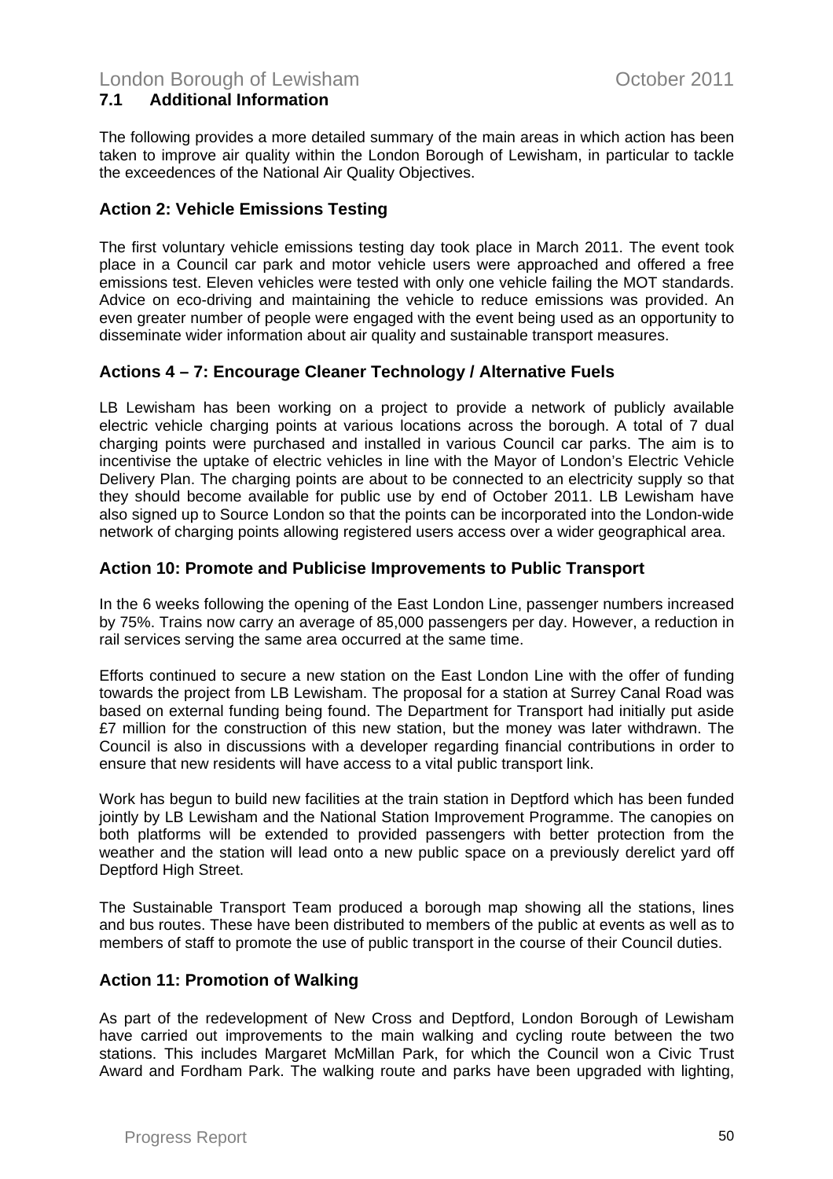## 7.1 Additional Information

The following provides a more detailed summary of the main areas in which action has been taken to improve air quality within the London Borough of Lewisham, in particular to tackle the exceedences of the National Air Quality Objectives.

### Action 2: Vehicle Emissions Testing

The first voluntary vehicle emissions testing day took place in March 2011. The event took place in a Council car park and motor vehicle users were approached and offered a free emissions test. Eleven vehicles were tested with only one vehicle failing the MOT standards. Advice on eco-driving and maintaining the vehicle to reduce emissions was provided. An even greater number of people were engaged with the event being used as an opportunity to disseminate wider information about air quality and sustainable transport measures.

### Actions 4 – 7: Encourage Cleaner Technology / Alternative Fuels

LB Lewisham has been working on a project to provide a network of publicly available electric vehicle charging points at various locations across the borough. A total of 7 dual charging points were purchased and installed in various Council car parks. The aim is to incentivise the uptake of electric vehicles in line with the Mayor of London's Electric Vehicle Delivery Plan. The charging points are about to be connected to an electricity supply so that they should become available for public use by end of October 2011. LB Lewisham have also signed up to Source London so that the points can be incorporated into the London-wide network of charging points allowing registered users access over a wider geographical area.

### Action 10: Promote and Publicise Improvements to Public Transport

In the 6 weeks following the opening of the East London Line, passenger numbers increased by 75%. Trains now carry an average of 85,000 passengers per day. However, a reduction in rail services serving the same area occurred at the same time.

Efforts continued to secure a new station on the East London Line with the offer of funding towards the project from LB Lewisham. The proposal for a station at Surrey Canal Road was based on external funding being found. The Department for Transport had initially put aside £7 million for the construction of this new station, but the money was later withdrawn. The Council is also in discussions with a developer regarding financial contributions in order to ensure that new residents will have access to a vital public transport link.

Work has begun to build new facilities at the train station in Deptford which has been funded jointly by LB Lewisham and the National Station Improvement Programme. The canopies on both platforms will be extended to provided passengers with better protection from the weather and the station will lead onto a new public space on a previously derelict yard off Deptford High Street.

The Sustainable Transport Team produced a borough map showing all the stations, lines and bus routes. These have been distributed to members of the public at events as well as to members of staff to promote the use of public transport in the course of their Council duties.

### Action 11: Promotion of Walking

As part of the redevelopment of New Cross and Deptford, London Borough of Lewisham have carried out improvements to the main walking and cycling route between the two stations. This includes Margaret McMillan Park, for which the Council won a Civic Trust Award and Fordham Park. The walking route and parks have been upgraded with lighting,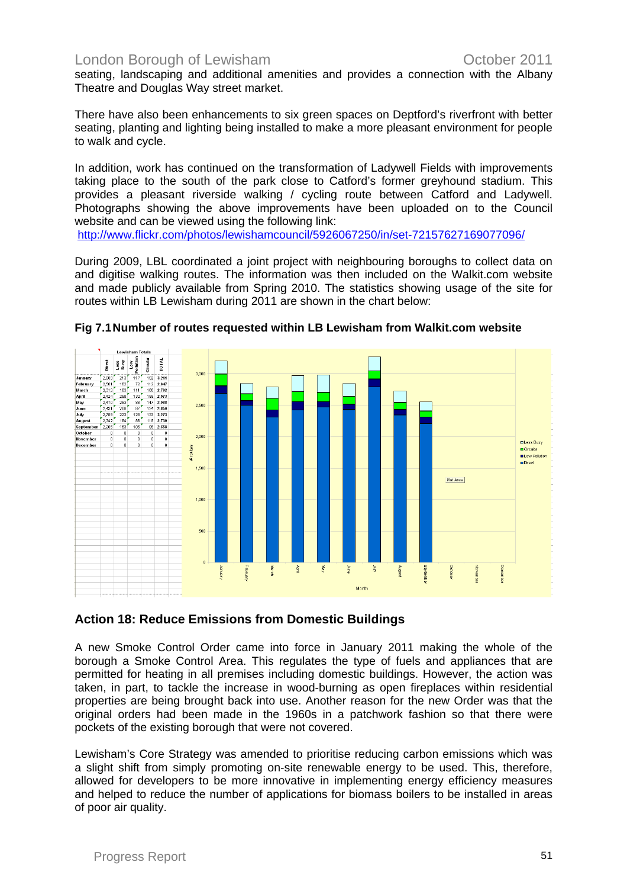seating, landscaping and additional amenities and provides a connection with the Albany Theatre and Douglas Way street market.

There have also been enhancements to six green spaces on Deptford's riverfront with better seating, planting and lighting being installed to make a more pleasant environment for people to walk and cycle.

In addition, work has continued on the transformation of Ladywell Fields with improvements taking place to the south of the park close to Catford's former greyhound stadium. This provides a pleasant riverside walking / cycling route between Catford and Ladywell. Photographs showing the above improvements have been uploaded on to the Council website and can be viewed using the following link:
http://www.flickr.com/photos/lewishamcouncil/5926067250/in/set-72157627169077096/

During 2009, LBL coordinated a joint project with neighbouring boroughs to collect data on and digitise walking routes. The information was then included on the Walkit.com website and made publicly available from Spring 2010. The statistics showing usage of the site for routes within LB Lewisham during 2011 are shown in the chart below:

**Fig 7.1 Number of routes requested within LB Lewisham from Walkit.com website**

| Lewisham Totals | Direct | Less Busy | Low Pollution | Circular | TOTAL |
|---|---|---|---|---|---|
| January | 2,689 | 213 | 117 | 192 | 3,211 |
| February | 2,501 | 162 | 72 | 112 | 2,847 |
| March | 2,312 | 183 | 111 | 186 | 2,792 |
| April | 2,424 | 268 | 132 | 159 | 2,973 |
| May | 2,470 | 283 | 88 | 147 | 2,988 |
| June | 2,431 | 208 | 87 | 124 | 2,850 |
| July | 2,789 | 223 | 128 | 133 | 3,273 |
| August | 2,342 | 184 | 86 | 118 | 2,730 |
| September | 2,205 | 153 | 105 | 95 | 2,558 |
| October | 0 | 0 | 0 | 0 | 0 |
| November | 0 | 0 | 0 | 0 | 0 |
| December | 0 | 0 | 0 | 0 | 0 |

## Action 18: Reduce Emissions from Domestic Buildings

A new Smoke Control Order came into force in January 2011 making the whole of the borough a Smoke Control Area. This regulates the type of fuels and appliances that are permitted for heating in all premises including domestic buildings. However, the action was taken, in part, to tackle the increase in wood-burning as open fireplaces within residential properties are being brought back into use. Another reason for the new Order was that the original orders had been made in the 1960s in a patchwork fashion so that there were pockets of the existing borough that were not covered.

Lewisham's Core Strategy was amended to prioritise reducing carbon emissions which was a slight shift from simply promoting on-site renewable energy to be used. This, therefore, allowed for developers to be more innovative in implementing energy efficiency measures and helped to reduce the number of applications for biomass boilers to be installed in areas of poor air quality.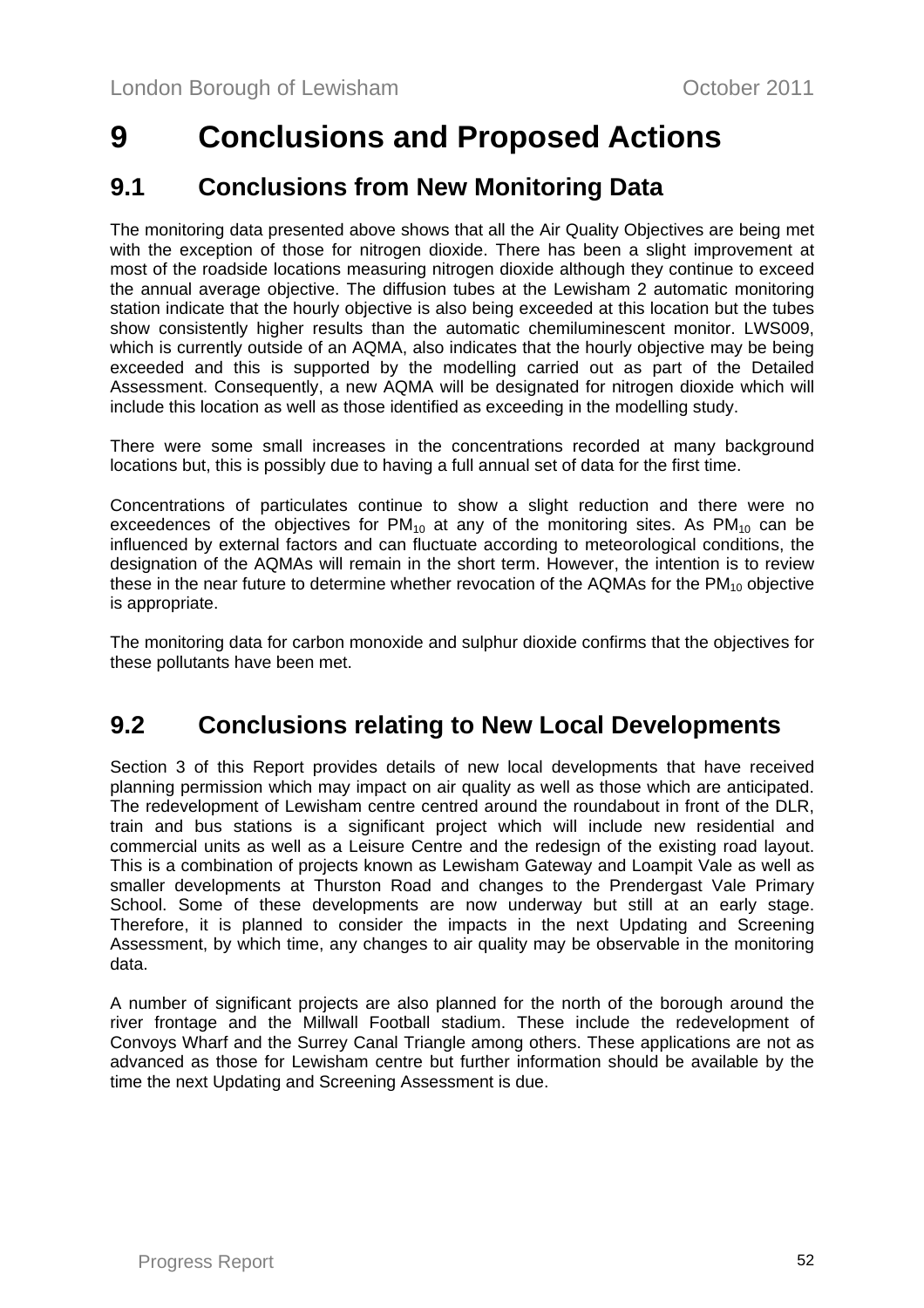# 9 Conclusions and Proposed Actions

## 9.1 Conclusions from New Monitoring Data

The monitoring data presented above shows that all the Air Quality Objectives are being met with the exception of those for nitrogen dioxide. There has been a slight improvement at most of the roadside locations measuring nitrogen dioxide although they continue to exceed the annual average objective. The diffusion tubes at the Lewisham 2 automatic monitoring station indicate that the hourly objective is also being exceeded at this location but the tubes show consistently higher results than the automatic chemiluminescent monitor. LWS009, which is currently outside of an AQMA, also indicates that the hourly objective may be being exceeded and this is supported by the modelling carried out as part of the Detailed Assessment. Consequently, a new AQMA will be designated for nitrogen dioxide which will include this location as well as those identified as exceeding in the modelling study.

There were some small increases in the concentrations recorded at many background locations but, this is possibly due to having a full annual set of data for the first time.

Concentrations of particulates continue to show a slight reduction and there were no exceedences of the objectives for $PM_{10}$ at any of the monitoring sites. As $PM_{10}$ can be influenced by external factors and can fluctuate according to meteorological conditions, the designation of the AQMAs will remain in the short term. However, the intention is to review these in the near future to determine whether revocation of the AQMAs for the $PM_{10}$ objective is appropriate.

The monitoring data for carbon monoxide and sulphur dioxide confirms that the objectives for these pollutants have been met.

## 9.2 Conclusions relating to New Local Developments

Section 3 of this Report provides details of new local developments that have received planning permission which may impact on air quality as well as those which are anticipated. The redevelopment of Lewisham centre centred around the roundabout in front of the DLR, train and bus stations is a significant project which will include new residential and commercial units as well as a Leisure Centre and the redesign of the existing road layout. This is a combination of projects known as Lewisham Gateway and Loampit Vale as well as smaller developments at Thurston Road and changes to the Prendergast Vale Primary School. Some of these developments are now underway but still at an early stage. Therefore, it is planned to consider the impacts in the next Updating and Screening Assessment, by which time, any changes to air quality may be observable in the monitoring data.

A number of significant projects are also planned for the north of the borough around the river frontage and the Millwall Football stadium. These include the redevelopment of Convoys Wharf and the Surrey Canal Triangle among others. These applications are not as advanced as those for Lewisham centre but further information should be available by the time the next Updating and Screening Assessment is due.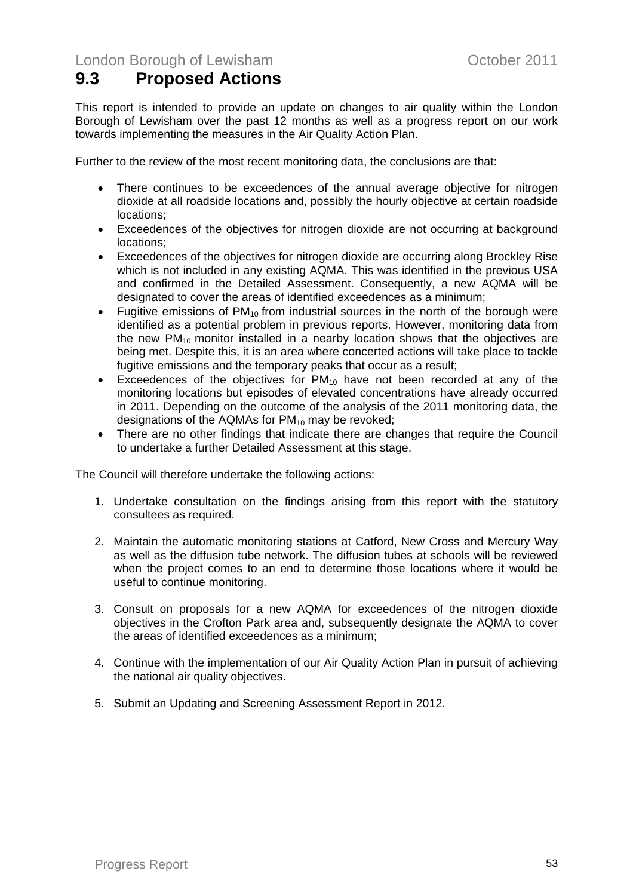## 9.3 Proposed Actions

This report is intended to provide an update on changes to air quality within the London Borough of Lewisham over the past 12 months as well as a progress report on our work towards implementing the measures in the Air Quality Action Plan.

Further to the review of the most recent monitoring data, the conclusions are that:

- There continues to be exceedences of the annual average objective for nitrogen dioxide at all roadside locations and, possibly the hourly objective at certain roadside locations;
- Exceedences of the objectives for nitrogen dioxide are not occurring at background locations;
- Exceedences of the objectives for nitrogen dioxide are occurring along Brockley Rise which is not included in any existing AQMA. This was identified in the previous USA and confirmed in the Detailed Assessment. Consequently, a new AQMA will be designated to cover the areas of identified exceedences as a minimum;
- Fugitive emissions of $PM_{10}$ from industrial sources in the north of the borough were identified as a potential problem in previous reports. However, monitoring data from the new $PM_{10}$ monitor installed in a nearby location shows that the objectives are being met. Despite this, it is an area where concerted actions will take place to tackle fugitive emissions and the temporary peaks that occur as a result;
- Exceedences of the objectives for $PM_{10}$ have not been recorded at any of the monitoring locations but episodes of elevated concentrations have already occurred in 2011. Depending on the outcome of the analysis of the 2011 monitoring data, the designations of the AQMAs for $PM_{10}$ may be revoked;
- There are no other findings that indicate there are changes that require the Council to undertake a further Detailed Assessment at this stage.

The Council will therefore undertake the following actions:

1. Undertake consultation on the findings arising from this report with the statutory consultees as required.

2. Maintain the automatic monitoring stations at Catford, New Cross and Mercury Way as well as the diffusion tube network. The diffusion tubes at schools will be reviewed when the project comes to an end to determine those locations where it would be useful to continue monitoring.

3. Consult on proposals for a new AQMA for exceedences of the nitrogen dioxide objectives in the Crofton Park area and, subsequently designate the AQMA to cover the areas of identified exceedences as a minimum;

4. Continue with the implementation of our Air Quality Action Plan in pursuit of achieving the national air quality objectives.

5. Submit an Updating and Screening Assessment Report in 2012.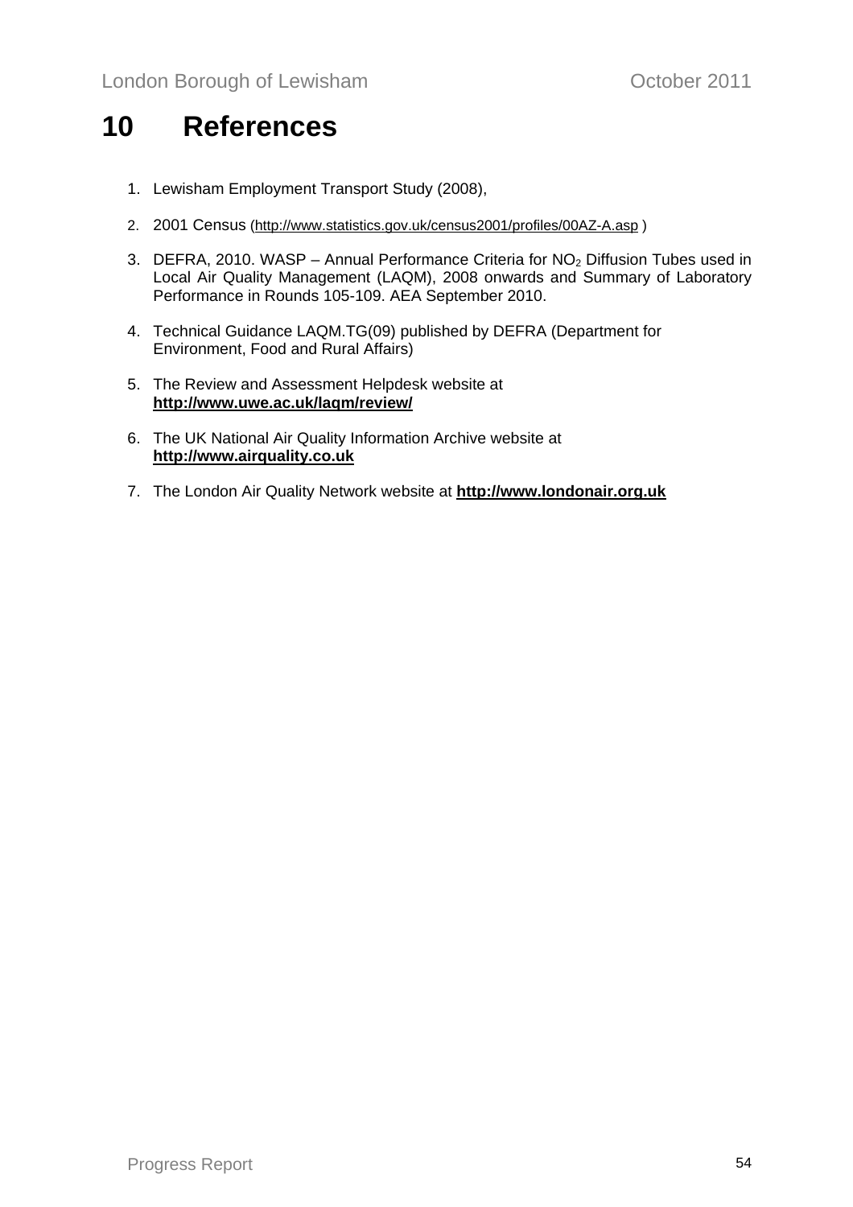# 10 References

1. Lewisham Employment Transport Study (2008),
2. 2001 Census (http://www.statistics.gov.uk/census2001/profiles/00AZ-A.asp )
3. DEFRA, 2010. WASP – Annual Performance Criteria for $NO_2$ Diffusion Tubes used in Local Air Quality Management (LAQM), 2008 onwards and Summary of Laboratory Performance in Rounds 105-109. AEA September 2010.
4. Technical Guidance LAQM.TG(09) published by DEFRA (Department for Environment, Food and Rural Affairs)
5. The Review and Assessment Helpdesk website at **http://www.uwe.ac.uk/laqm/review/**
6. The UK National Air Quality Information Archive website at **http://www.airquality.co.uk**
7. The London Air Quality Network website at **http://www.londonair.org.uk**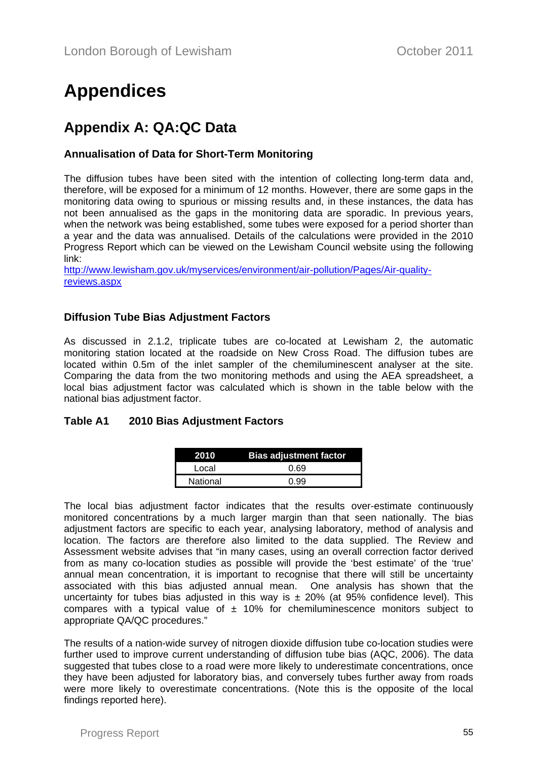# Appendices

## Appendix A: QA:QC Data

### Annualisation of Data for Short-Term Monitoring

The diffusion tubes have been sited with the intention of collecting long-term data and, therefore, will be exposed for a minimum of 12 months. However, there are some gaps in the monitoring data owing to spurious or missing results and, in these instances, the data has not been annualised as the gaps in the monitoring data are sporadic. In previous years, when the network was being established, some tubes were exposed for a period shorter than a year and the data was annualised. Details of the calculations were provided in the 2010 Progress Report which can be viewed on the Lewisham Council website using the following link:

http://www.lewisham.gov.uk/myservices/environment/air-pollution/Pages/Air-quality-reviews.aspx

### Diffusion Tube Bias Adjustment Factors

As discussed in 2.1.2, triplicate tubes are co-located at Lewisham 2, the automatic monitoring station located at the roadside on New Cross Road. The diffusion tubes are located within 0.5m of the inlet sampler of the chemiluminescent analyser at the site. Comparing the data from the two monitoring methods and using the AEA spreadsheet, a local bias adjustment factor was calculated which is shown in the table below with the national bias adjustment factor.

### Table A1 2010 Bias Adjustment Factors

| 2010 | Bias adjustment factor |
|---|---|
| Local | 0.69 |
| National | 0.99 |

The local bias adjustment factor indicates that the results over-estimate continuously monitored concentrations by a much larger margin than that seen nationally. The bias adjustment factors are specific to each year, analysing laboratory, method of analysis and location. The factors are therefore also limited to the data supplied. The Review and Assessment website advises that "in many cases, using an overall correction factor derived from as many co-location studies as possible will provide the 'best estimate' of the 'true' annual mean concentration, it is important to recognise that there will still be uncertainty associated with this bias adjusted annual mean. One analysis has shown that the uncertainty for tubes bias adjusted in this way is ± 20% (at 95% confidence level). This compares with a typical value of ± 10% for chemiluminescence monitors subject to appropriate QA/QC procedures."

The results of a nation-wide survey of nitrogen dioxide diffusion tube co-location studies were further used to improve current understanding of diffusion tube bias (AQC, 2006). The data suggested that tubes close to a road were more likely to underestimate concentrations, once they have been adjusted for laboratory bias, and conversely tubes further away from roads were more likely to overestimate concentrations. (Note this is the opposite of the local findings reported here).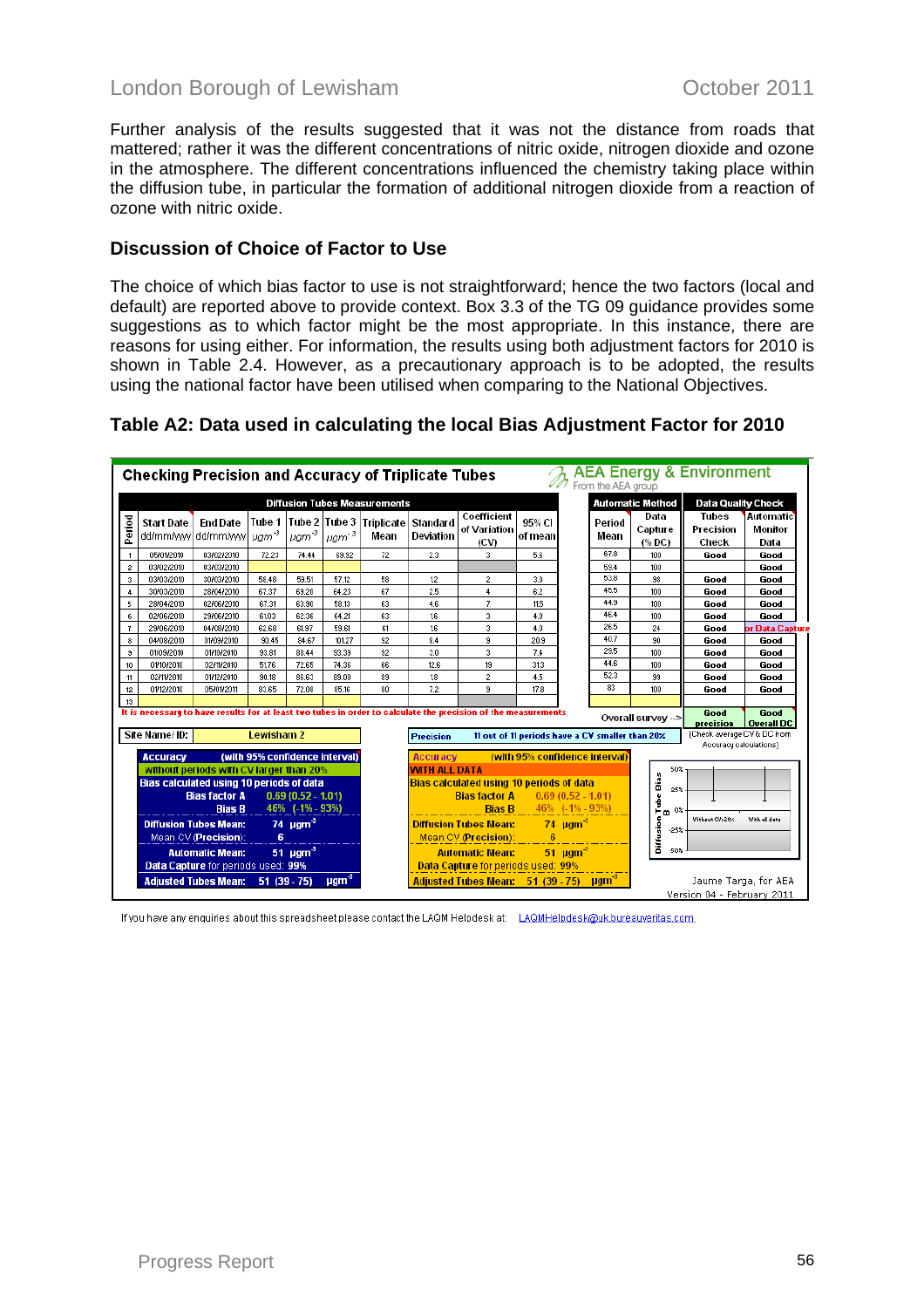Further analysis of the results suggested that it was not the distance from roads that mattered; rather it was the different concentrations of nitric oxide, nitrogen dioxide and ozone in the atmosphere. The different concentrations influenced the chemistry taking place within the diffusion tube, in particular the formation of additional nitrogen dioxide from a reaction of ozone with nitric oxide.

## Discussion of Choice of Factor to Use

The choice of which bias factor to use is not straightforward; hence the two factors (local and default) are reported above to provide context. Box 3.3 of the TG 09 guidance provides some suggestions as to which factor might be the most appropriate. In this instance, there are reasons for using either. For information, the results using both adjustment factors for 2010 is shown in Table 2.4. However, as a precautionary approach is to be adopted, the results using the national factor have been utilised when comparing to the National Objectives.

## Table A2: Data used in calculating the local Bias Adjustment Factor for 2010

**Checking Precision and Accuracy of Triplicate Tubes** — AEA Energy & Environment (From the AEA group)

| Period | Start Date dd/mm/yyyy | End Date dd/mm/yyyy | Tube 1 $\mu gm^{-3}$ | Tube 2 $\mu gm^{-3}$ | Tube 3 $\mu gm^{-3}$ | Triplicate Mean | Standard Deviation | Coefficient of Variation (CV) | 95% CI of mean | Automatic Method: Period Mean | Data Capture (% DC) | Tubes Precision Check | Automatic Monitor Data |
|---|---|---|---|---|---|---|---|---|---|---|---|---|---|
| 1 | 05/01/2010 | 03/02/2010 | 72.23 | 74.44 | 69.92 | 72 | 2.3 | 3 | 5.6 | 67.8 | 100 | Good | Good |
| 2 | 03/02/2010 | 03/03/2010 | | | | | | | | 59.4 | 100 | | Good |
| 3 | 03/03/2010 | 30/03/2010 | 58.48 | 59.51 | 57.12 | 58 | 1.2 | 2 | 3.0 | 53.8 | 98 | Good | Good |
| 4 | 30/03/2010 | 28/04/2010 | 67.37 | 69.20 | 64.23 | 67 | 2.5 | 4 | 6.2 | 45.5 | 100 | Good | Good |
| 5 | 28/04/2010 | 02/06/2010 | 67.31 | 63.90 | 58.13 | 63 | 4.6 | 7 | 11.5 | 44.9 | 100 | Good | Good |
| 6 | 02/06/2010 | 29/06/2010 | 61.03 | 62.36 | 64.21 | 63 | 1.6 | 3 | 4.0 | 46.4 | 100 | Good | Good |
| 7 | 29/06/2010 | 04/08/2010 | 62.68 | 61.97 | 59.61 | 61 | 1.6 | 3 | 4.0 | 26.5 | 24 | Good | Poor Data Capture |
| 8 | 04/08/2010 | 01/09/2010 | 90.45 | 84.67 | 101.27 | 92 | 8.4 | 9 | 20.9 | 40.7 | 90 | Good | Good |
| 9 | 01/09/2010 | 01/10/2010 | 93.81 | 88.44 | 93.39 | 92 | 3.0 | 3 | 7.4 | 29.5 | 100 | Good | Good |
| 10 | 01/10/2010 | 02/11/2010 | 51.76 | 72.65 | 74.36 | 66 | 12.6 | 19 | 31.3 | 44.6 | 100 | Good | Good |
| 11 | 02/11/2010 | 01/12/2010 | 90.18 | 86.63 | 89.00 | 89 | 1.8 | 2 | 4.5 | 52.3 | 99 | Good | Good |
| 12 | 01/12/2010 | 05/01/2011 | 83.65 | 72.08 | 85.16 | 80 | 7.2 | 9 | 17.8 | 83 | 100 | Good | Good |
| 13 | | | | | | | | | | | | | |

It is necessary to have results for at least two tubes in order to calculate the precision of the measurements

Overall survey --> Good precision; Good Overall DC

Site Name/ ID: Lewisham 2

Precision: 11 out of 11 periods have a CV smaller than 20% (Check average CV & DC from Accuracy calculations)

| Accuracy (with 95% confidence interval) without periods with CV larger than 20% | Accuracy (with 95% confidence interval) WITH ALL DATA |
|---|---|
| Bias calculated using 10 periods of data | Bias calculated using 10 periods of data |
| Bias factor A: 0.69 (0.52 - 1.01) | Bias factor A: 0.69 (0.52 - 1.01) |
| Bias B: 46% (-1% - 93%) | Bias B: 46% (-1% - 93%) |
| Diffusion Tubes Mean: 74 $\mu gm^{-3}$ | Diffusion Tubes Mean: 74 $\mu gm^{-3}$ |
| Mean CV (Precision): 6 | Mean CV (Precision): 6 |
| Automatic Mean: 51 $\mu gm^{-3}$ | Automatic Mean: 51 $\mu gm^{-3}$ |
| Data Capture for periods used: 99% | Data Capture for periods used: 99% |
| Adjusted Tubes Mean: 51 (39 - 75) $\mu gm^{-3}$ | Adjusted Tubes Mean: 51 (39 - 75) $\mu gm^{-3}$ |

Jaume Targa, for AEA
Version 04 - February 2011

If you have any enquiries about this spreadsheet please contact the LAQM Helpdesk at: LAQMHelpdesk@uk.bureauveritas.com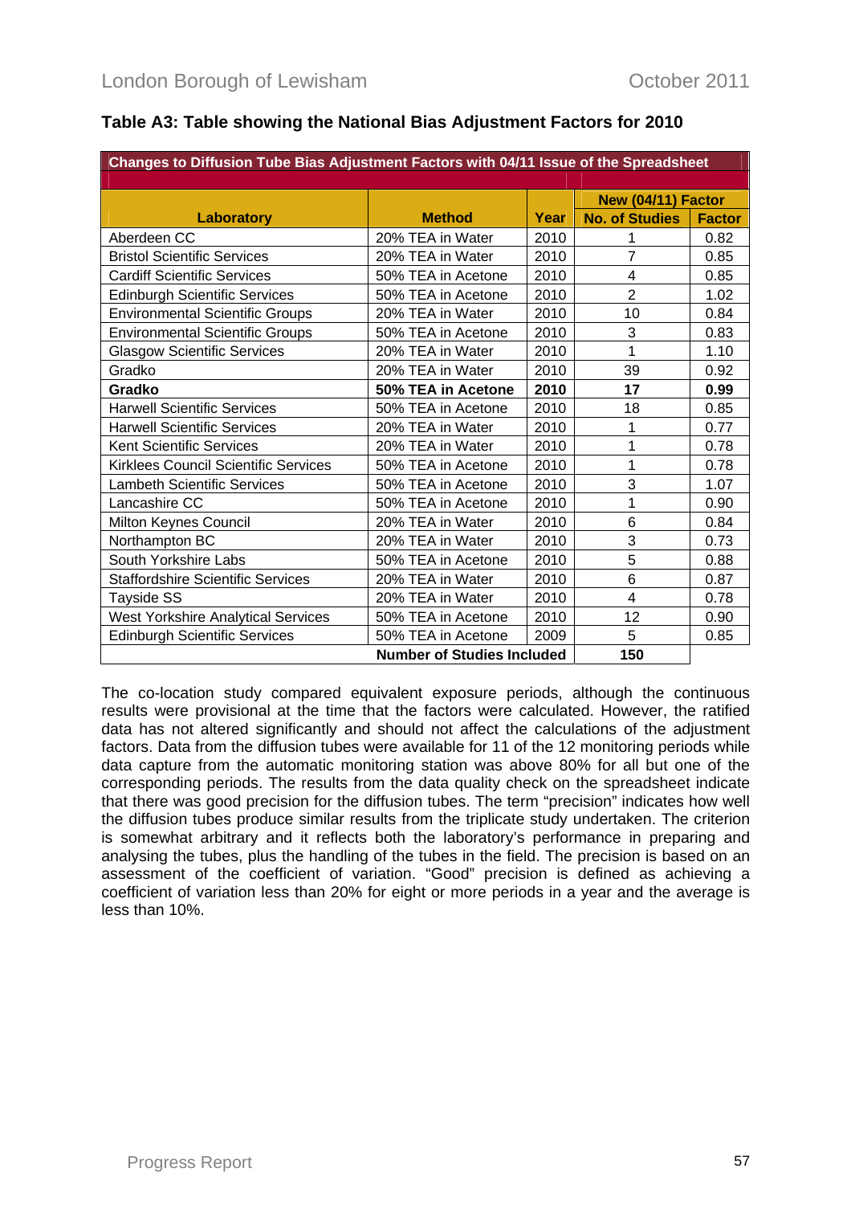### Table A3: Table showing the National Bias Adjustment Factors for 2010

| Changes to Diffusion Tube Bias Adjustment Factors with 04/11 Issue of the Spreadsheet | | | | |
|---|---|---|---|---|
| | | | New (04/11) Factor | |
| **Laboratory** | **Method** | **Year** | **No. of Studies** | **Factor** |
| Aberdeen CC | 20% TEA in Water | 2010 | 1 | 0.82 |
| Bristol Scientific Services | 20% TEA in Water | 2010 | 7 | 0.85 |
| Cardiff Scientific Services | 50% TEA in Acetone | 2010 | 4 | 0.85 |
| Edinburgh Scientific Services | 50% TEA in Acetone | 2010 | 2 | 1.02 |
| Environmental Scientific Groups | 20% TEA in Water | 2010 | 10 | 0.84 |
| Environmental Scientific Groups | 50% TEA in Acetone | 2010 | 3 | 0.83 |
| Glasgow Scientific Services | 20% TEA in Water | 2010 | 1 | 1.10 |
| Gradko | 20% TEA in Water | 2010 | 39 | 0.92 |
| **Gradko** | **50% TEA in Acetone** | **2010** | **17** | **0.99** |
| Harwell Scientific Services | 50% TEA in Acetone | 2010 | 18 | 0.85 |
| Harwell Scientific Services | 20% TEA in Water | 2010 | 1 | 0.77 |
| Kent Scientific Services | 20% TEA in Water | 2010 | 1 | 0.78 |
| Kirklees Council Scientific Services | 50% TEA in Acetone | 2010 | 1 | 0.78 |
| Lambeth Scientific Services | 50% TEA in Acetone | 2010 | 3 | 1.07 |
| Lancashire CC | 50% TEA in Acetone | 2010 | 1 | 0.90 |
| Milton Keynes Council | 20% TEA in Water | 2010 | 6 | 0.84 |
| Northampton BC | 20% TEA in Water | 2010 | 3 | 0.73 |
| South Yorkshire Labs | 50% TEA in Acetone | 2010 | 5 | 0.88 |
| Staffordshire Scientific Services | 20% TEA in Water | 2010 | 6 | 0.87 |
| Tayside SS | 20% TEA in Water | 2010 | 4 | 0.78 |
| West Yorkshire Analytical Services | 50% TEA in Acetone | 2010 | 12 | 0.90 |
| Edinburgh Scientific Services | 50% TEA in Acetone | 2009 | 5 | 0.85 |
| | **Number of Studies Included** | | **150** | |

The co-location study compared equivalent exposure periods, although the continuous results were provisional at the time that the factors were calculated. However, the ratified data has not altered significantly and should not affect the calculations of the adjustment factors. Data from the diffusion tubes were available for 11 of the 12 monitoring periods while data capture from the automatic monitoring station was above 80% for all but one of the corresponding periods. The results from the data quality check on the spreadsheet indicate that there was good precision for the diffusion tubes. The term "precision" indicates how well the diffusion tubes produce similar results from the triplicate study undertaken. The criterion is somewhat arbitrary and it reflects both the laboratory's performance in preparing and analysing the tubes, plus the handling of the tubes in the field. The precision is based on an assessment of the coefficient of variation. "Good" precision is defined as achieving a coefficient of variation less than 20% for eight or more periods in a year and the average is less than 10%.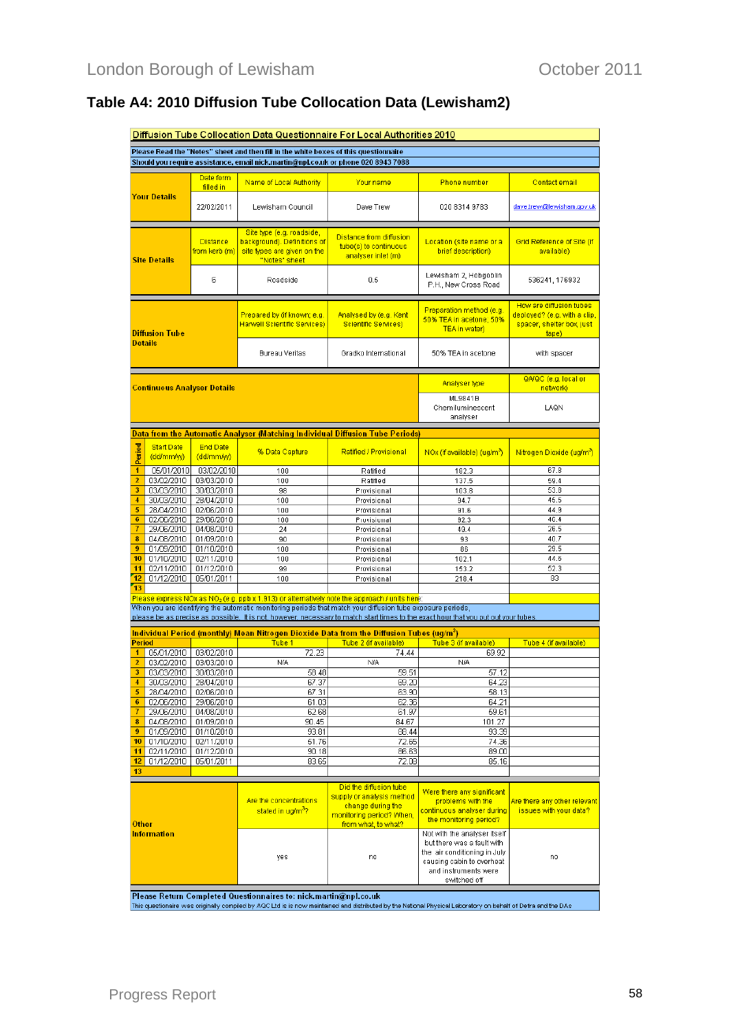## Table A4: 2010 Diffusion Tube Collocation Data (Lewisham2)

**Diffusion Tube Collocation Data Questionnaire For Local Authorities 2010**

**Please Read the "Notes" sheet and then fill in the white boxes of this questionnaire**
**Should you require assistance, email nick.martin@npl.co.uk or phone 020 8943 7088**

| Your Details | Date form filled in | Name of Local Authority | Your name | Phone number | Contact email |
|---|---|---|---|---|---|
| | 22/02/2011 | Lewisham Council | Dave Trew | 020 8314 9783 | dave.trew@lewisham.gov.uk |

| Site Details | Distance from kerb (m) | Site type (e.g. roadside, background). Definitions of site types are given on the "Notes" sheet | Distance from diffusion tube(s) to continuous analyser inlet (m) | Location (site name or a brief description) | Grid Reference of Site (if available) |
|---|---|---|---|---|---|
| | 5 | Roadside | 0.6 | Lewisham 2, Hobgoblin P.H., New Cross Road | 536241, 176932 |

| Diffusion Tube Details | Prepared by (if known; e.g. Harwell Scientific Services) | Analysed by (e.g. Kent Scientific Services) | Preparation method (e.g. 50% TEA in acetone, 50% TEA in water) | How are diffusion tubes deployed? (e.g. with a clip, spacer, shelter box, just tape) |
|---|---|---|---|---|
| | Bureau Veritas | Gradko International | 50% TEA in acetone | with spacer |

| Continuous Analyser Details | Analyser type | QA/QC (e.g. local or network) |
|---|---|---|
| | ML9841B Chemiluminescent analyser | LAQN |

**Data from the Automatic Analyser (Matching Individual Diffusion Tube Periods)**

| Period | Start Date (dd/mm/yy) | End Date (dd/mm/yy) | % Data Capture | Ratified / Provisional | NOx (if available) (ug/m³) | Nitrogen Dioxide (ug/m³) |
|---|---|---|---|---|---|---|
| 1 | 05/01/2010 | 03/02/2010 | 100 | Ratified | 182.3 | 67.8 |
| 2 | 03/02/2010 | 03/03/2010 | 100 | Ratified | 137.5 | 59.4 |
| 3 | 03/03/2010 | 30/03/2010 | 96 | Provisional | 103.8 | 53.8 |
| 4 | 30/03/2010 | 28/04/2010 | 100 | Provisional | 94.7 | 46.5 |
| 5 | 28/04/2010 | 02/06/2010 | 100 | Provisional | 91.6 | 44.9 |
| 6 | 02/06/2010 | 29/06/2010 | 100 | Provisional | 92.3 | 46.4 |
| 7 | 29/06/2010 | 04/08/2010 | 24 | Provisional | 49.4 | 26.5 |
| 8 | 04/08/2010 | 01/09/2010 | 90 | Provisional | 93 | 40.7 |
| 9 | 01/09/2010 | 01/10/2010 | 100 | Provisional | 86 | 29.5 |
| 10 | 01/10/2010 | 02/11/2010 | 100 | Provisional | 102.1 | 44.6 |
| 11 | 02/11/2010 | 01/12/2010 | 99 | Provisional | 153.2 | 52.3 |
| 12 | 01/12/2010 | 05/01/2011 | 100 | Provisional | 218.4 | 83 |
| 13 | | | | | | |

Please express NOx as $NO_2$ (e.g. ppb x 1.913) or alternatively note the approach / units here:

When you are identifying the automatic monitoring periods that match your diffusion tube exposure periods, please be as precise as possible. It is not, however, necessary to match start times to the exact hour that you put out your tubes.

**Individual Period (monthly) Mean Nitrogen Dioxide Data from the Diffusion Tubes (ug/m³)**

| Period | | | Tube 1 | Tube 2 (if available) | Tube 3 (if available) | Tube 4 (if available) |
|---|---|---|---|---|---|---|
| 1 | 05/01/2010 | 03/02/2010 | 72.23 | 74.44 | 69.92 | |
| 2 | 03/02/2010 | 03/03/2010 | N/A | N/A | N/A | |
| 3 | 03/03/2010 | 30/03/2010 | 58.48 | 59.51 | 57.12 | |
| 4 | 30/03/2010 | 28/04/2010 | 67.37 | 69.20 | 64.23 | |
| 5 | 28/04/2010 | 02/06/2010 | 67.31 | 63.90 | 58.13 | |
| 6 | 02/06/2010 | 29/06/2010 | 61.03 | 62.36 | 64.21 | |
| 7 | 29/06/2010 | 04/08/2010 | 62.68 | 61.97 | 59.61 | |
| 8 | 04/08/2010 | 01/09/2010 | 90.45 | 84.67 | 101.27 | |
| 9 | 01/09/2010 | 01/10/2010 | 93.81 | 88.44 | 93.39 | |
| 10 | 01/10/2010 | 02/11/2010 | 61.76 | 72.65 | 74.36 | |
| 11 | 02/11/2010 | 01/12/2010 | 90.18 | 86.63 | 89.00 | |
| 12 | 01/12/2010 | 05/01/2011 | 83.65 | 72.08 | 85.16 | |
| 13 | | | | | | |

| Other Information | Are the concentrations stated in ug/m³? | Did the diffusion tube supply or analysis method change during the monitoring period? When, from what, to what? | Were there any significant problems with the continuous analyser during the monitoring period? | Are there any other relevant issues with your data? |
|---|---|---|---|---|
| | yes | no | Not with the analyser itself but there was a fault with the air conditioning in July causing cabin to overheat and instruments were switched off | no |

**Please Return Completed Questionnaires to: nick.martin@npl.co.uk**

This questionaire was originally compiled by AQC Ltd is is now maintained and distributed by the National Physical Laboratory on behalf of Defra and the DAs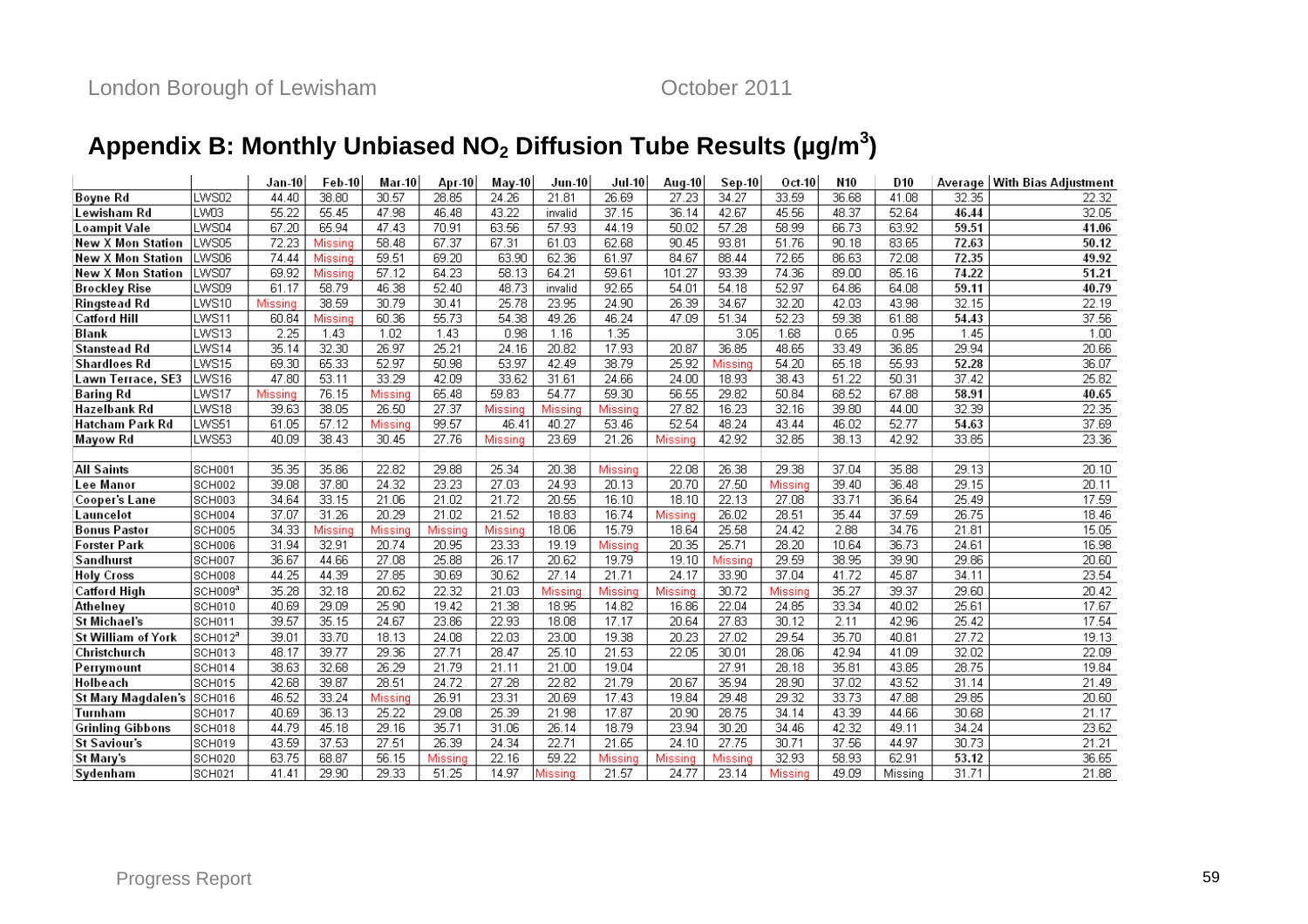## Appendix B: Monthly Unbiased $NO_2$ Diffusion Tube Results (µg/m$^3$)

| | | Jan-10 | Feb-10 | Mar-10 | Apr-10 | May-10 | Jun-10 | Jul-10 | Aug-10 | Sep-10 | Oct-10 | N10 | D10 | Average | With Bias Adjustment |
|---|---|---|---|---|---|---|---|---|---|---|---|---|---|---|---|
| **Boyne Rd** | LWS02 | 44.40 | 38.80 | 30.57 | 28.85 | 24.26 | 21.81 | 26.69 | 27.23 | 34.27 | 33.59 | 36.68 | 41.08 | 32.35 | 22.32 |
| **Lewisham Rd** | LW03 | 55.22 | 55.45 | 47.98 | 46.48 | 43.22 | invalid | 37.15 | 36.14 | 42.67 | 45.56 | 48.37 | 52.64 | **46.44** | 32.05 |
| **Loampit Vale** | LWS04 | 67.20 | 65.94 | 47.43 | 70.91 | 63.56 | 57.93 | 44.19 | 50.02 | 57.28 | 58.99 | 66.73 | 63.92 | **59.51** | **41.06** |
| **New X Mon Station** | LWS05 | 72.23 | Missing | 58.48 | 67.37 | 67.31 | 61.03 | 62.68 | 90.45 | 93.81 | 51.76 | 90.18 | 83.65 | **72.63** | **50.12** |
| **New X Mon Station** | LWS06 | 74.44 | Missing | 59.51 | 69.20 | 63.90 | 62.36 | 61.97 | 84.67 | 88.44 | 72.65 | 86.63 | 72.08 | **72.35** | **49.92** |
| **New X Mon Station** | LWS07 | 69.92 | Missing | 57.12 | 64.23 | 58.13 | 64.21 | 59.61 | 101.27 | 93.39 | 74.36 | 89.00 | 85.16 | **74.22** | **51.21** |
| **Brockley Rise** | LWS09 | 61.17 | 58.79 | 46.38 | 52.40 | 48.73 | invalid | 92.65 | 54.01 | 54.18 | 52.97 | 64.86 | 64.08 | **59.11** | **40.79** |
| **Ringstead Rd** | LWS10 | Missing | 38.59 | 30.79 | 30.41 | 25.78 | 23.95 | 24.90 | 26.39 | 34.67 | 32.20 | 42.03 | 43.98 | 32.15 | 22.19 |
| **Catford Hill** | LWS11 | 60.84 | Missing | 60.36 | 55.73 | 54.38 | 49.26 | 46.24 | 47.09 | 51.34 | 52.23 | 59.38 | 61.88 | **54.43** | 37.56 |
| **Blank** | LWS13 | 2.25 | 1.43 | 1.02 | 1.43 | 0.98 | 1.16 | 1.35 | | 3.05 | 1.68 | 0.65 | 0.95 | 1.45 | 1.00 |
| **Stanstead Rd** | LWS14 | 35.14 | 32.30 | 26.97 | 25.21 | 24.16 | 20.82 | 17.93 | 20.87 | 36.85 | 48.65 | 33.49 | 36.85 | 29.94 | 20.66 |
| **Shardloes Rd** | LWS15 | 69.30 | 65.33 | 52.97 | 50.98 | 53.97 | 42.49 | 38.79 | 25.92 | Missing | 54.20 | 65.18 | 55.93 | **52.28** | 36.07 |
| **Lawn Terrace, SE3** | LWS16 | 47.80 | 53.11 | 33.29 | 42.09 | 33.62 | 31.61 | 24.66 | 24.00 | 18.93 | 38.43 | 51.22 | 50.31 | 37.42 | 25.82 |
| **Baring Rd** | LWS17 | Missing | 76.15 | Missing | 65.48 | 59.83 | 54.77 | 59.30 | 56.55 | 29.82 | 50.84 | 68.52 | 67.88 | **58.91** | **40.65** |
| **Hazelbank Rd** | LWS18 | 39.63 | 38.05 | 26.50 | 27.37 | Missing | Missing | Missing | 27.82 | 16.23 | 32.16 | 39.80 | 44.00 | 32.39 | 22.35 |
| **Hatcham Park Rd** | LWS51 | 61.05 | 57.12 | Missing | 99.57 | 46.41 | 40.27 | 53.46 | 52.54 | 48.24 | 43.44 | 46.02 | 52.77 | **54.63** | 37.69 |
| **Mayow Rd** | LWS53 | 40.09 | 38.43 | 30.45 | 27.76 | Missing | 23.69 | 21.26 | Missing | 42.92 | 32.85 | 38.13 | 42.92 | 33.85 | 23.36 |
| | | | | | | | | | | | | | | | |
| **All Saints** | SCH001 | 35.35 | 35.86 | 22.82 | 29.88 | 25.34 | 20.38 | Missing | 22.08 | 26.38 | 29.38 | 37.04 | 35.88 | 29.13 | 20.10 |
| **Lee Manor** | SCH002 | 39.08 | 37.80 | 24.32 | 23.23 | 27.03 | 24.93 | 20.13 | 20.70 | 27.50 | Missing | 39.40 | 36.48 | 29.15 | 20.11 |
| **Cooper's Lane** | SCH003 | 34.64 | 33.15 | 21.06 | 21.02 | 21.72 | 20.55 | 16.10 | 18.10 | 22.13 | 27.08 | 33.71 | 36.64 | 25.49 | 17.59 |
| **Launcelot** | SCH004 | 37.07 | 31.26 | 20.29 | 21.02 | 21.52 | 18.83 | 16.74 | Missing | 26.02 | 28.51 | 35.44 | 37.59 | 26.75 | 18.46 |
| **Bonus Pastor** | SCH005 | 34.33 | Missing | Missing | Missing | Missing | 18.06 | 15.79 | 18.64 | 25.58 | 24.42 | 2.88 | 34.76 | 21.81 | 15.05 |
| **Forster Park** | SCH006 | 31.94 | 32.91 | 20.74 | 20.95 | 23.33 | 19.19 | Missing | 20.35 | 25.71 | 28.20 | 10.64 | 36.73 | 24.61 | 16.98 |
| **Sandhurst** | SCH007 | 36.67 | 44.66 | 27.08 | 25.88 | 26.17 | 20.62 | 19.79 | 19.10 | Missing | 29.59 | 38.95 | 39.90 | 29.86 | 20.60 |
| **Holy Cross** | SCH008 | 44.25 | 44.39 | 27.85 | 30.69 | 30.62 | 27.14 | 21.71 | 24.17 | 33.90 | 37.04 | 41.72 | 45.87 | 34.11 | 23.54 |
| **Catford High** | SCH009[a] | 35.28 | 32.18 | 20.62 | 22.32 | 21.03 | Missing | Missing | Missing | 30.72 | Missing | 35.27 | 39.37 | 29.60 | 20.42 |
| **Athelney** | SCH010 | 40.69 | 29.09 | 25.90 | 19.42 | 21.38 | 18.95 | 14.82 | 16.86 | 22.04 | 24.85 | 33.34 | 40.02 | 25.61 | 17.67 |
| **St Michael's** | SCH011 | 39.57 | 35.15 | 24.67 | 23.86 | 22.93 | 18.08 | 17.17 | 20.64 | 27.83 | 30.12 | 2.11 | 42.96 | 25.42 | 17.54 |
| **St William of York** | SCH012[a] | 39.01 | 33.70 | 18.13 | 24.08 | 22.03 | 23.00 | 19.38 | 20.23 | 27.02 | 29.54 | 35.70 | 40.81 | 27.72 | 19.13 |
| **Christchurch** | SCH013 | 48.17 | 39.77 | 29.36 | 27.71 | 28.47 | 25.10 | 21.53 | 22.05 | 30.01 | 28.06 | 42.94 | 41.09 | 32.02 | 22.09 |
| **Perrymount** | SCH014 | 38.63 | 32.68 | 26.29 | 21.79 | 21.11 | 21.00 | 19.04 | | 27.91 | 28.18 | 35.81 | 43.85 | 28.75 | 19.84 |
| **Holbeach** | SCH015 | 42.68 | 39.87 | 28.51 | 24.72 | 27.28 | 22.82 | 21.79 | 20.67 | 35.94 | 28.90 | 37.02 | 43.52 | 31.14 | 21.49 |
| **St Mary Magdalen's** | SCH016 | 46.52 | 33.24 | Missing | 26.91 | 23.31 | 20.69 | 17.43 | 19.84 | 29.48 | 29.32 | 33.73 | 47.88 | 29.85 | 20.60 |
| **Turnham** | SCH017 | 40.69 | 36.13 | 25.22 | 29.08 | 25.39 | 21.98 | 17.87 | 20.90 | 28.75 | 34.14 | 43.39 | 44.66 | 30.68 | 21.17 |
| **Grinling Gibbons** | SCH018 | 44.79 | 45.18 | 29.16 | 35.71 | 31.06 | 26.14 | 18.79 | 23.94 | 30.20 | 34.46 | 42.32 | 49.11 | 34.24 | 23.62 |
| **St Saviour's** | SCH019 | 43.59 | 37.53 | 27.51 | 26.39 | 24.34 | 22.71 | 21.65 | 24.10 | 27.75 | 30.71 | 37.56 | 44.97 | 30.73 | 21.21 |
| **St Mary's** | SCH020 | 63.75 | 68.87 | 56.15 | Missing | 22.16 | 59.22 | Missing | Missing | Missing | 32.93 | 58.93 | 62.91 | **53.12** | 36.65 |
| **Sydenham** | SCH021 | 41.41 | 29.90 | 29.33 | 51.25 | 14.97 | Missing | 21.57 | 24.77 | 23.14 | Missing | 49.09 | Missing | 31.71 | 21.88 |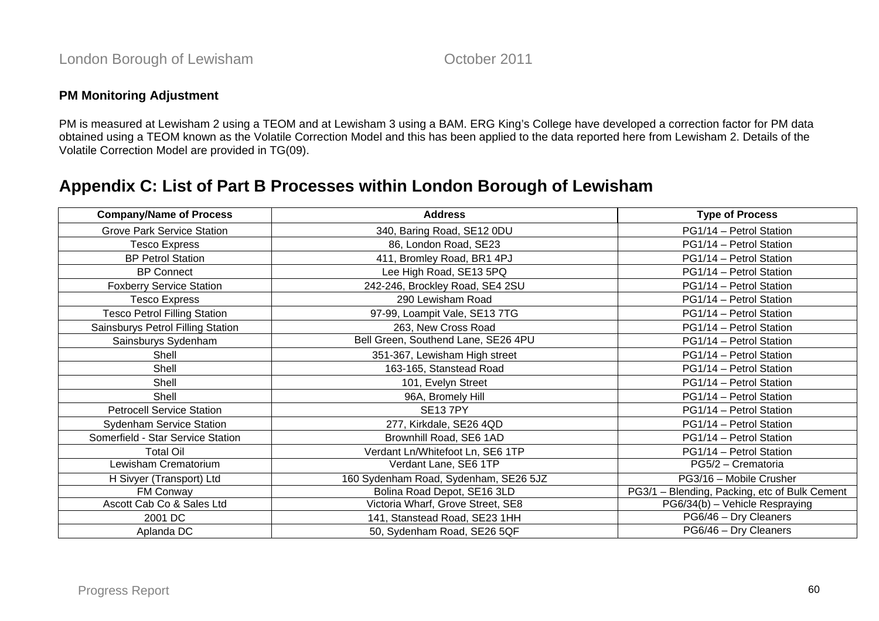**PM Monitoring Adjustment**

PM is measured at Lewisham 2 using a TEOM and at Lewisham 3 using a BAM. ERG King's College have developed a correction factor for PM data obtained using a TEOM known as the Volatile Correction Model and this has been applied to the data reported here from Lewisham 2. Details of the Volatile Correction Model are provided in TG(09).

# Appendix C: List of Part B Processes within London Borough of Lewisham

| Company/Name of Process | Address | Type of Process |
|---|---|---|
| Grove Park Service Station | 340, Baring Road, SE12 0DU | PG1/14 – Petrol Station |
| Tesco Express | 86, London Road, SE23 | PG1/14 – Petrol Station |
| BP Petrol Station | 411, Bromley Road, BR1 4PJ | PG1/14 – Petrol Station |
| BP Connect | Lee High Road, SE13 5PQ | PG1/14 – Petrol Station |
| Foxberry Service Station | 242-246, Brockley Road, SE4 2SU | PG1/14 – Petrol Station |
| Tesco Express | 290 Lewisham Road | PG1/14 – Petrol Station |
| Tesco Petrol Filling Station | 97-99, Loampit Vale, SE13 7TG | PG1/14 – Petrol Station |
| Sainsburys Petrol Filling Station | 263, New Cross Road | PG1/14 – Petrol Station |
| Sainsburys Sydenham | Bell Green, Southend Lane, SE26 4PU | PG1/14 – Petrol Station |
| Shell | 351-367, Lewisham High street | PG1/14 – Petrol Station |
| Shell | 163-165, Stanstead Road | PG1/14 – Petrol Station |
| Shell | 101, Evelyn Street | PG1/14 – Petrol Station |
| Shell | 96A, Bromely Hill | PG1/14 – Petrol Station |
| Petrocell Service Station | SE13 7PY | PG1/14 – Petrol Station |
| Sydenham Service Station | 277, Kirkdale, SE26 4QD | PG1/14 – Petrol Station |
| Somerfield - Star Service Station | Brownhill Road, SE6 1AD | PG1/14 – Petrol Station |
| Total Oil | Verdant Ln/Whitefoot Ln, SE6 1TP | PG1/14 – Petrol Station |
| Lewisham Crematorium | Verdant Lane, SE6 1TP | PG5/2 – Crematoria |
| H Sivyer (Transport) Ltd | 160 Sydenham Road, Sydenham, SE26 5JZ | PG3/16 – Mobile Crusher |
| FM Conway | Bolina Road Depot, SE16 3LD | PG3/1 – Blending, Packing, etc of Bulk Cement |
| Ascott Cab Co & Sales Ltd | Victoria Wharf, Grove Street, SE8 | PG6/34(b) – Vehicle Respraying |
| 2001 DC | 141, Stanstead Road, SE23 1HH | PG6/46 – Dry Cleaners |
| Aplanda DC | 50, Sydenham Road, SE26 5QF | PG6/46 – Dry Cleaners |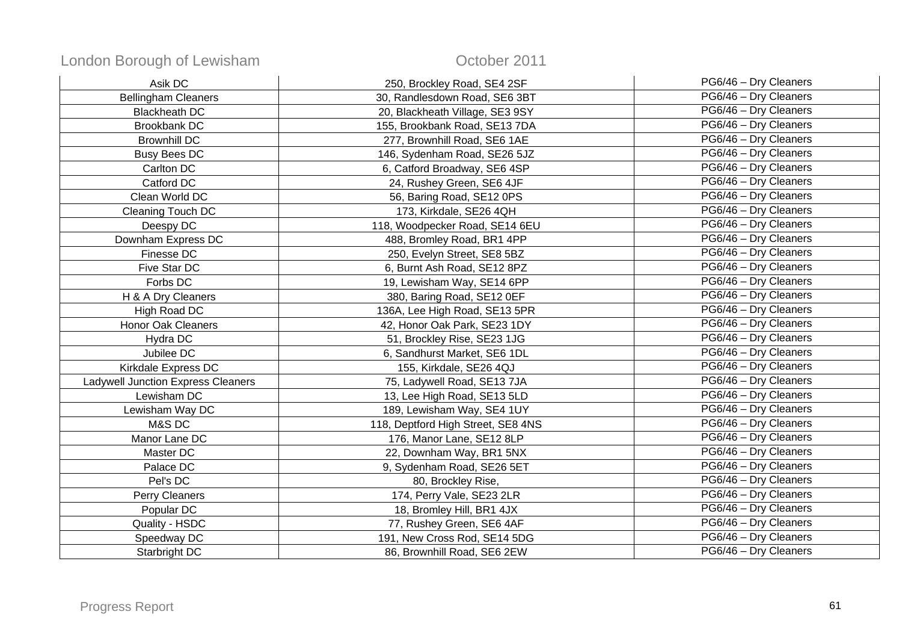| Asik DC | 250, Brockley Road, SE4 2SF | PG6/46 – Dry Cleaners |
|---|---|---|
| Bellingham Cleaners | 30, Randlesdown Road, SE6 3BT | PG6/46 – Dry Cleaners |
| Blackheath DC | 20, Blackheath Village, SE3 9SY | PG6/46 – Dry Cleaners |
| Brookbank DC | 155, Brookbank Road, SE13 7DA | PG6/46 – Dry Cleaners |
| Brownhill DC | 277, Brownhill Road, SE6 1AE | PG6/46 – Dry Cleaners |
| Busy Bees DC | 146, Sydenham Road, SE26 5JZ | PG6/46 – Dry Cleaners |
| Carlton DC | 6, Catford Broadway, SE6 4SP | PG6/46 – Dry Cleaners |
| Catford DC | 24, Rushey Green, SE6 4JF | PG6/46 – Dry Cleaners |
| Clean World DC | 56, Baring Road, SE12 0PS | PG6/46 – Dry Cleaners |
| Cleaning Touch DC | 173, Kirkdale, SE26 4QH | PG6/46 – Dry Cleaners |
| Deespy DC | 118, Woodpecker Road, SE14 6EU | PG6/46 – Dry Cleaners |
| Downham Express DC | 488, Bromley Road, BR1 4PP | PG6/46 – Dry Cleaners |
| Finesse DC | 250, Evelyn Street, SE8 5BZ | PG6/46 – Dry Cleaners |
| Five Star DC | 6, Burnt Ash Road, SE12 8PZ | PG6/46 – Dry Cleaners |
| Forbs DC | 19, Lewisham Way, SE14 6PP | PG6/46 – Dry Cleaners |
| H & A Dry Cleaners | 380, Baring Road, SE12 0EF | PG6/46 – Dry Cleaners |
| High Road DC | 136A, Lee High Road, SE13 5PR | PG6/46 – Dry Cleaners |
| Honor Oak Cleaners | 42, Honor Oak Park, SE23 1DY | PG6/46 – Dry Cleaners |
| Hydra DC | 51, Brockley Rise, SE23 1JG | PG6/46 – Dry Cleaners |
| Jubilee DC | 6, Sandhurst Market, SE6 1DL | PG6/46 – Dry Cleaners |
| Kirkdale Express DC | 155, Kirkdale, SE26 4QJ | PG6/46 – Dry Cleaners |
| Ladywell Junction Express Cleaners | 75, Ladywell Road, SE13 7JA | PG6/46 – Dry Cleaners |
| Lewisham DC | 13, Lee High Road, SE13 5LD | PG6/46 – Dry Cleaners |
| Lewisham Way DC | 189, Lewisham Way, SE4 1UY | PG6/46 – Dry Cleaners |
| M&S DC | 118, Deptford High Street, SE8 4NS | PG6/46 – Dry Cleaners |
| Manor Lane DC | 176, Manor Lane, SE12 8LP | PG6/46 – Dry Cleaners |
| Master DC | 22, Downham Way, BR1 5NX | PG6/46 – Dry Cleaners |
| Palace DC | 9, Sydenham Road, SE26 5ET | PG6/46 – Dry Cleaners |
| Pel's DC | 80, Brockley Rise, | PG6/46 – Dry Cleaners |
| Perry Cleaners | 174, Perry Vale, SE23 2LR | PG6/46 – Dry Cleaners |
| Popular DC | 18, Bromley Hill, BR1 4JX | PG6/46 – Dry Cleaners |
| Quality - HSDC | 77, Rushey Green, SE6 4AF | PG6/46 – Dry Cleaners |
| Speedway DC | 191, New Cross Rod, SE14 5DG | PG6/46 – Dry Cleaners |
| Starbright DC | 86, Brownhill Road, SE6 2EW | PG6/46 – Dry Cleaners |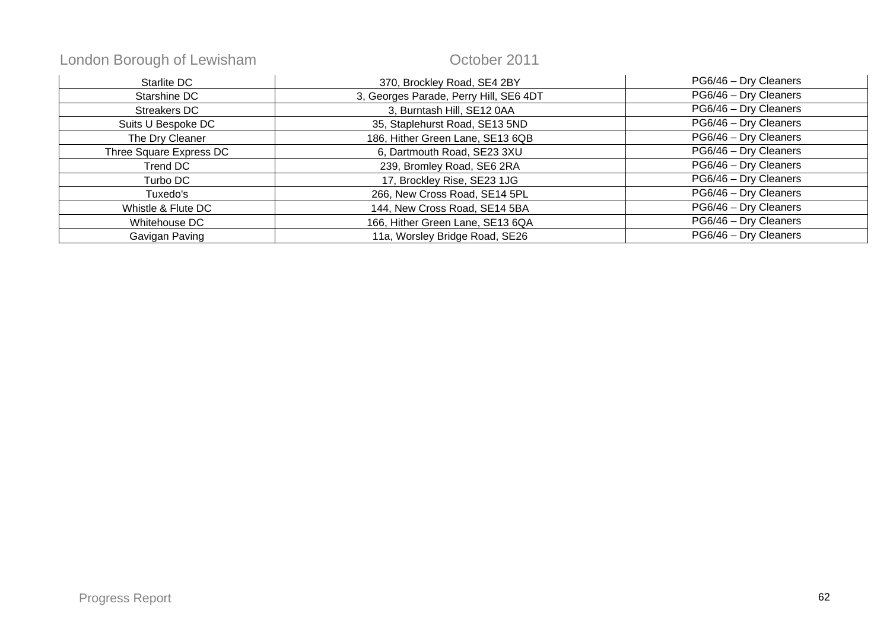| | | |
|---|---|---|
| Starlite DC | 370, Brockley Road, SE4 2BY | PG6/46 – Dry Cleaners |
| Starshine DC | 3, Georges Parade, Perry Hill, SE6 4DT | PG6/46 – Dry Cleaners |
| Streakers DC | 3, Burntash Hill, SE12 0AA | PG6/46 – Dry Cleaners |
| Suits U Bespoke DC | 35, Staplehurst Road, SE13 5ND | PG6/46 – Dry Cleaners |
| The Dry Cleaner | 186, Hither Green Lane, SE13 6QB | PG6/46 – Dry Cleaners |
| Three Square Express DC | 6, Dartmouth Road, SE23 3XU | PG6/46 – Dry Cleaners |
| Trend DC | 239, Bromley Road, SE6 2RA | PG6/46 – Dry Cleaners |
| Turbo DC | 17, Brockley Rise, SE23 1JG | PG6/46 – Dry Cleaners |
| Tuxedo's | 266, New Cross Road, SE14 5PL | PG6/46 – Dry Cleaners |
| Whistle & Flute DC | 144, New Cross Road, SE14 5BA | PG6/46 – Dry Cleaners |
| Whitehouse DC | 166, Hither Green Lane, SE13 6QA | PG6/46 – Dry Cleaners |
| Gavigan Paving | 11a, Worsley Bridge Road, SE26 | PG6/46 – Dry Cleaners |